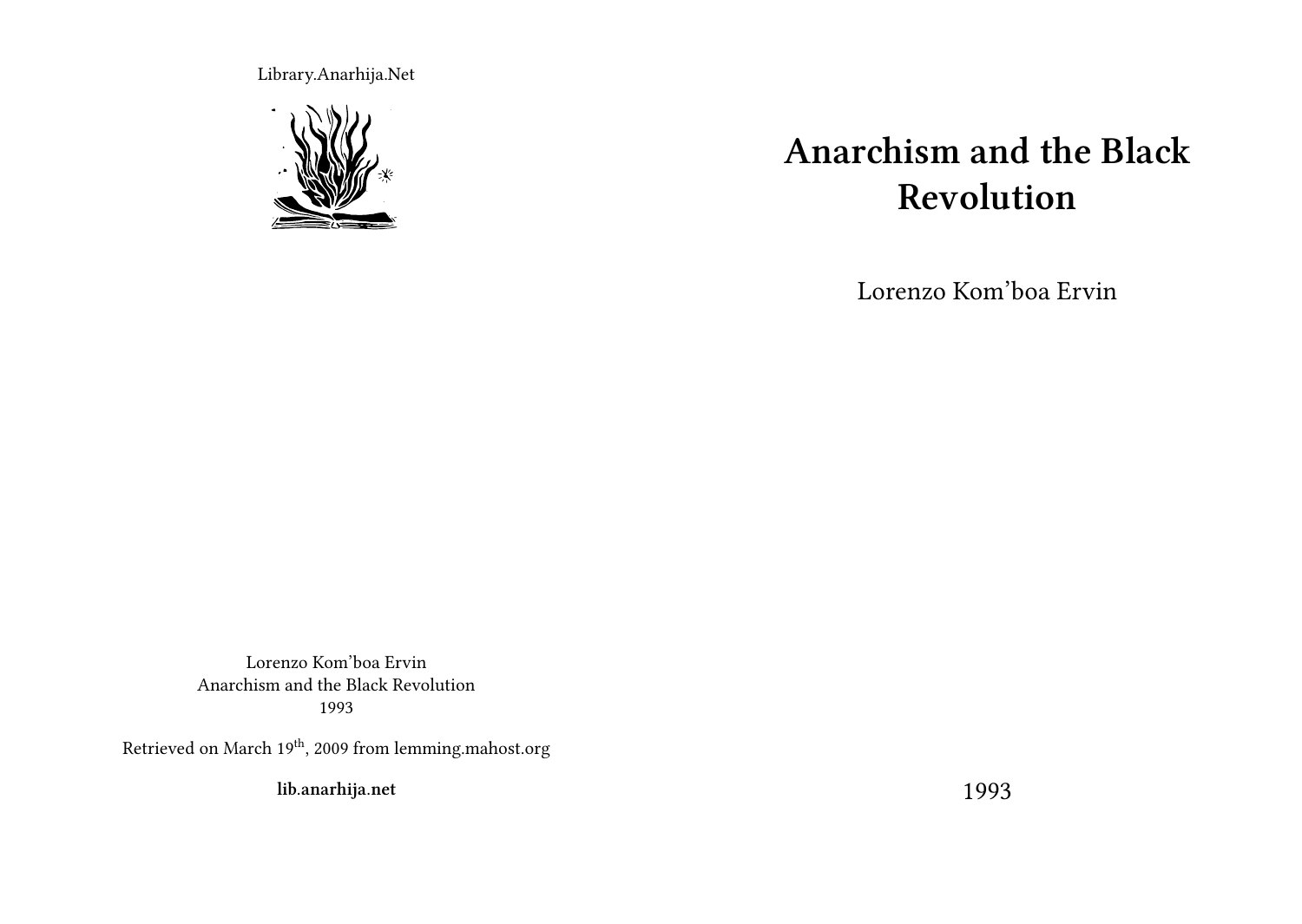Library.Anarhija.Net

# Anarchism and the Black Revolution

Lorenzo Kom'boa Ervin

1993

Lorenzo Kom'boa Ervin
Anarchism and the Black Revolution
1993

Retrieved on March 19th, 2009 from lemming.mahost.org

**lib.anarhija.net**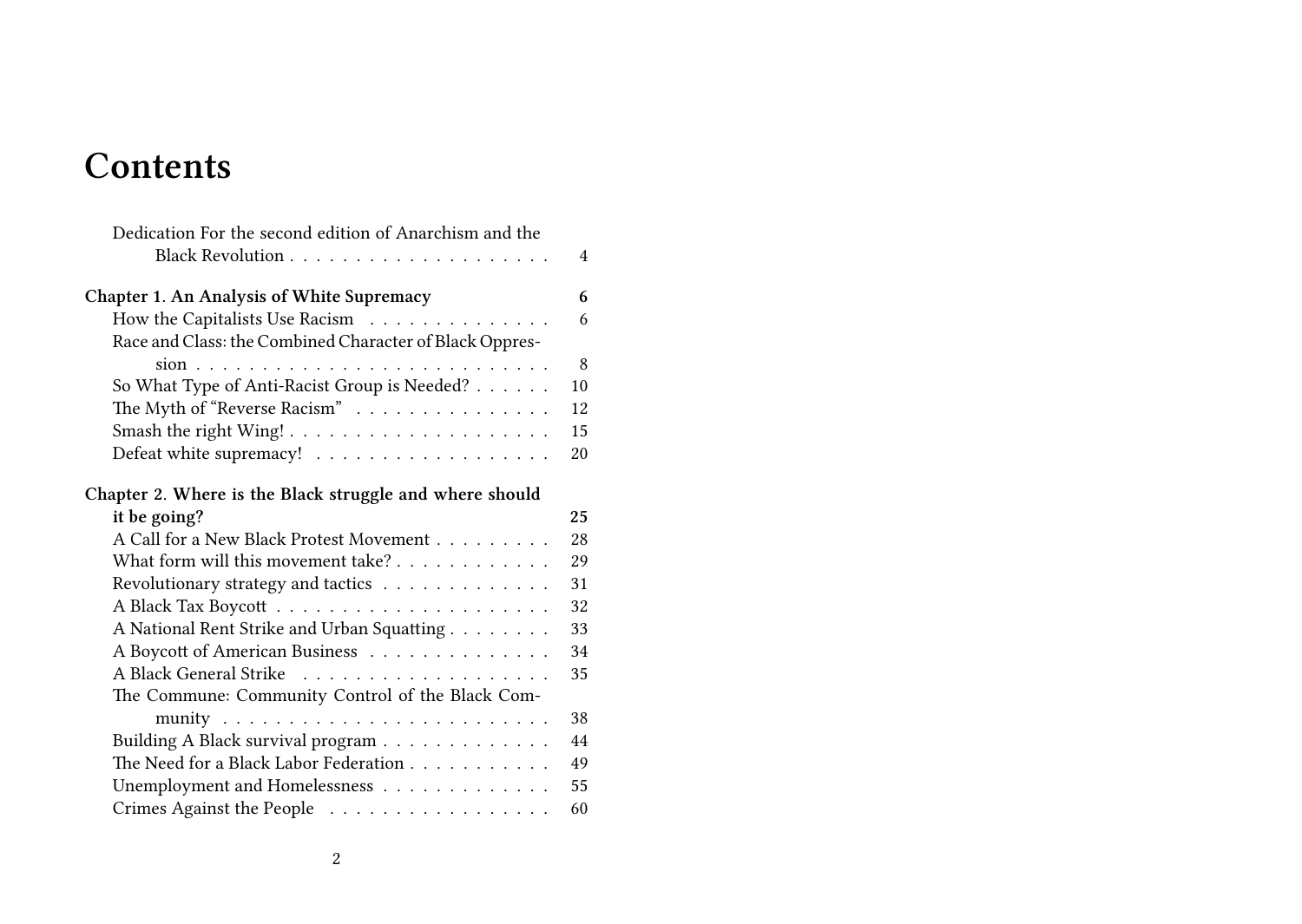# Contents

Dedication For the second edition of Anarchism and the Black Revolution . . . . . 4

**Chapter 1. An Analysis of White Supremacy** **6**

How the Capitalists Use Racism . . . . . 6

Race and Class: the Combined Character of Black Oppression . . . . . 8

So What Type of Anti-Racist Group is Needed? . . . . . 10

The Myth of "Reverse Racism" . . . . . 12

Smash the right Wing! . . . . . 15

Defeat white supremacy! . . . . . 20

**Chapter 2. Where is the Black struggle and where should it be going?** **25**

A Call for a New Black Protest Movement . . . . . 28

What form will this movement take? . . . . . 29

Revolutionary strategy and tactics . . . . . 31

A Black Tax Boycott . . . . . 32

A National Rent Strike and Urban Squatting . . . . . 33

A Boycott of American Business . . . . . 34

A Black General Strike . . . . . 35

The Commune: Community Control of the Black Community . . . . . 38

Building A Black survival program . . . . . 44

The Need for a Black Labor Federation . . . . . 49

Unemployment and Homelessness . . . . . 55

Crimes Against the People . . . . . 60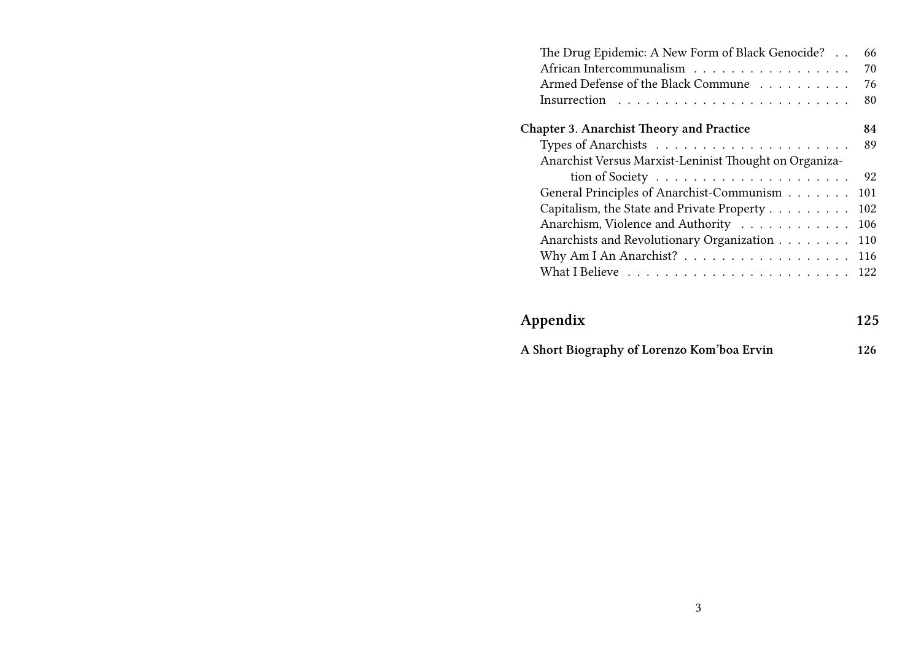- The Drug Epidemic: A New Form of Black Genocide? . . 66
- African Intercommunalism . . . . . . . . . . . . . . . . . 70
- Armed Defense of the Black Commune . . . . . . . . . . 76
- Insurrection . . . . . . . . . . . . . . . . . . . . . . . . 80

**Chapter 3. Anarchist Theory and Practice** **84**

- Types of Anarchists . . . . . . . . . . . . . . . . . . . . 89
- Anarchist Versus Marxist-Leninist Thought on Organization of Society . . . . . . . . . . . . . . . . . . . . . 92
- General Principles of Anarchist-Communism . . . . . . . 101
- Capitalism, the State and Private Property . . . . . . . . . 102
- Anarchism, Violence and Authority . . . . . . . . . . . . 106
- Anarchists and Revolutionary Organization . . . . . . . . 110
- Why Am I An Anarchist? . . . . . . . . . . . . . . . . . . 116
- What I Believe . . . . . . . . . . . . . . . . . . . . . . . 122

**Appendix** **125**

**A Short Biography of Lorenzo Kom'boa Ervin** **126**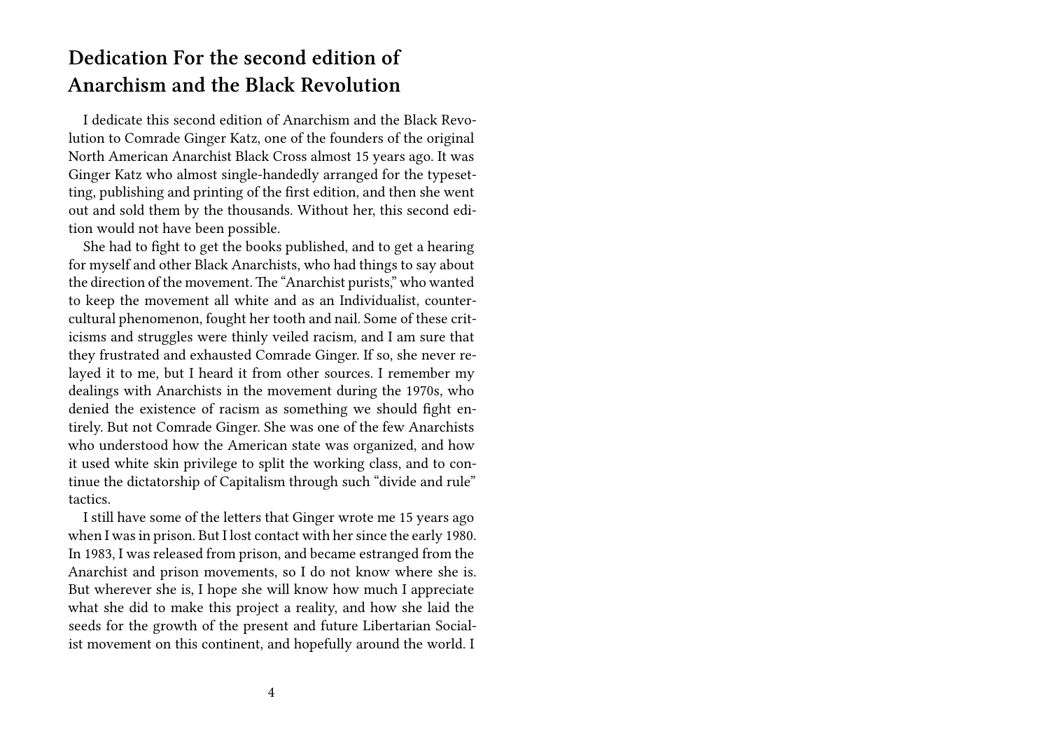## Dedication For the second edition of Anarchism and the Black Revolution

I dedicate this second edition of Anarchism and the Black Revolution to Comrade Ginger Katz, one of the founders of the original North American Anarchist Black Cross almost 15 years ago. It was Ginger Katz who almost single-handedly arranged for the typesetting, publishing and printing of the first edition, and then she went out and sold them by the thousands. Without her, this second edition would not have been possible.

She had to fight to get the books published, and to get a hearing for myself and other Black Anarchists, who had things to say about the direction of the movement. The "Anarchist purists," who wanted to keep the movement all white and as an Individualist, countercultural phenomenon, fought her tooth and nail. Some of these criticisms and struggles were thinly veiled racism, and I am sure that they frustrated and exhausted Comrade Ginger. If so, she never relayed it to me, but I heard it from other sources. I remember my dealings with Anarchists in the movement during the 1970s, who denied the existence of racism as something we should fight entirely. But not Comrade Ginger. She was one of the few Anarchists who understood how the American state was organized, and how it used white skin privilege to split the working class, and to continue the dictatorship of Capitalism through such "divide and rule" tactics.

I still have some of the letters that Ginger wrote me 15 years ago when I was in prison. But I lost contact with her since the early 1980. In 1983, I was released from prison, and became estranged from the Anarchist and prison movements, so I do not know where she is. But wherever she is, I hope she will know how much I appreciate what she did to make this project a reality, and how she laid the seeds for the growth of the present and future Libertarian Socialist movement on this continent, and hopefully around the world. I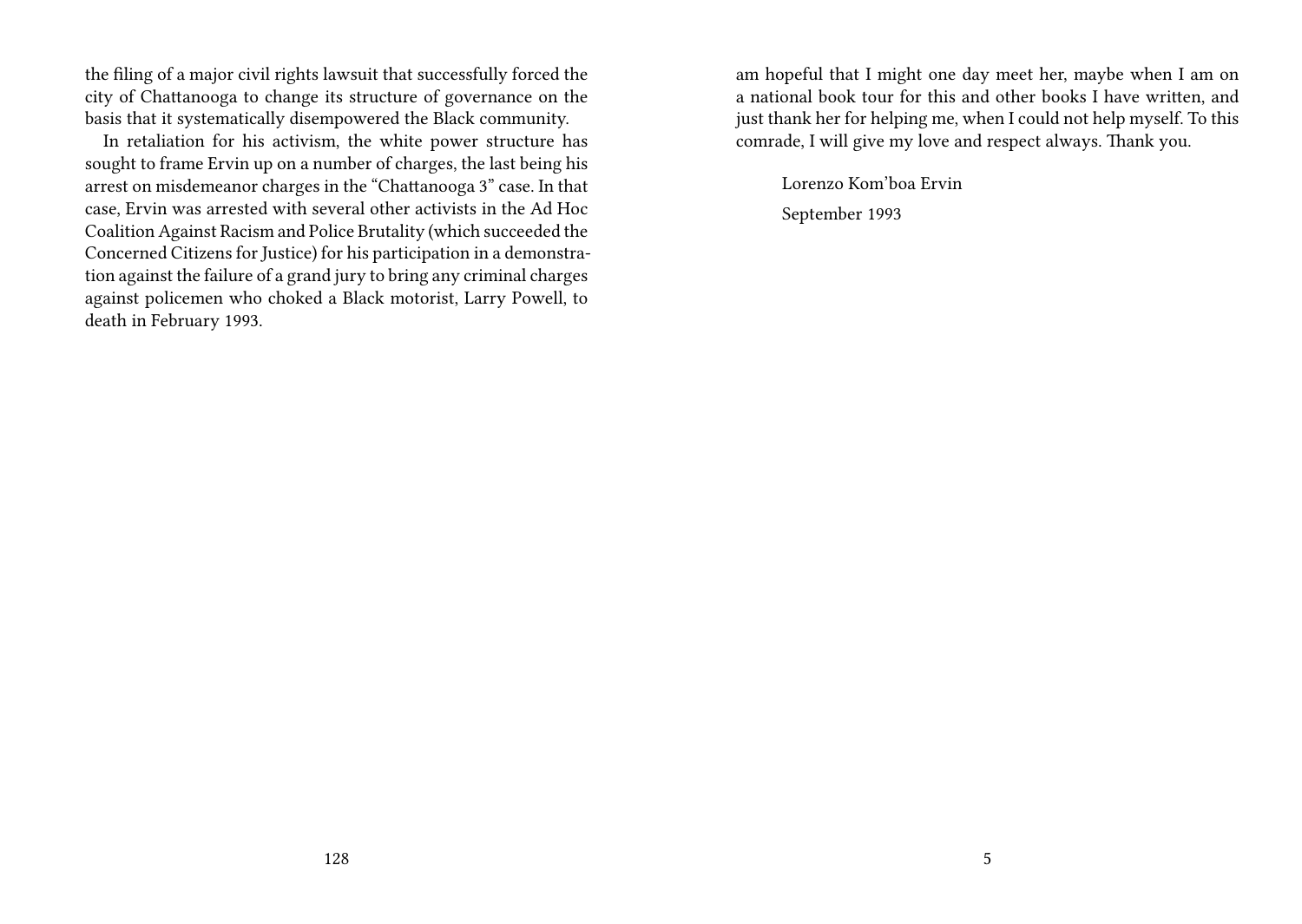the filing of a major civil rights lawsuit that successfully forced the city of Chattanooga to change its structure of governance on the basis that it systematically disempowered the Black community.

In retaliation for his activism, the white power structure has sought to frame Ervin up on a number of charges, the last being his arrest on misdemeanor charges in the "Chattanooga 3" case. In that case, Ervin was arrested with several other activists in the Ad Hoc Coalition Against Racism and Police Brutality (which succeeded the Concerned Citizens for Justice) for his participation in a demonstration against the failure of a grand jury to bring any criminal charges against policemen who choked a Black motorist, Larry Powell, to death in February 1993.

am hopeful that I might one day meet her, maybe when I am on a national book tour for this and other books I have written, and just thank her for helping me, when I could not help myself. To this comrade, I will give my love and respect always. Thank you.

Lorenzo Kom'boa Ervin

September 1993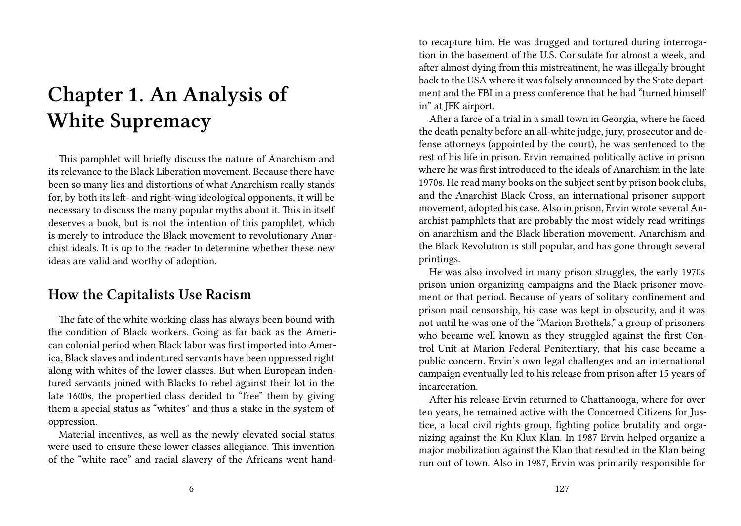# Chapter 1. An Analysis of White Supremacy

This pamphlet will briefly discuss the nature of Anarchism and its relevance to the Black Liberation movement. Because there have been so many lies and distortions of what Anarchism really stands for, by both its left- and right-wing ideological opponents, it will be necessary to discuss the many popular myths about it. This in itself deserves a book, but is not the intention of this pamphlet, which is merely to introduce the Black movement to revolutionary Anarchist ideals. It is up to the reader to determine whether these new ideas are valid and worthy of adoption.

## How the Capitalists Use Racism

The fate of the white working class has always been bound with the condition of Black workers. Going as far back as the American colonial period when Black labor was first imported into America, Black slaves and indentured servants have been oppressed right along with whites of the lower classes. But when European indentured servants joined with Blacks to rebel against their lot in the late 1600s, the propertied class decided to "free" them by giving them a special status as "whites" and thus a stake in the system of oppression.

Material incentives, as well as the newly elevated social status were used to ensure these lower classes allegiance. This invention of the "white race" and racial slavery of the Africans went hand-

to recapture him. He was drugged and tortured during interrogation in the basement of the U.S. Consulate for almost a week, and after almost dying from this mistreatment, he was illegally brought back to the USA where it was falsely announced by the State department and the FBI in a press conference that he had "turned himself in" at JFK airport.

After a farce of a trial in a small town in Georgia, where he faced the death penalty before an all-white judge, jury, prosecutor and defense attorneys (appointed by the court), he was sentenced to the rest of his life in prison. Ervin remained politically active in prison where he was first introduced to the ideals of Anarchism in the late 1970s. He read many books on the subject sent by prison book clubs, and the Anarchist Black Cross, an international prisoner support movement, adopted his case. Also in prison, Ervin wrote several Anarchist pamphlets that are probably the most widely read writings on anarchism and the Black liberation movement. Anarchism and the Black Revolution is still popular, and has gone through several printings.

He was also involved in many prison struggles, the early 1970s prison union organizing campaigns and the Black prisoner movement or that period. Because of years of solitary confinement and prison mail censorship, his case was kept in obscurity, and it was not until he was one of the "Marion Brothels," a group of prisoners who became well known as they struggled against the first Control Unit at Marion Federal Penitentiary, that his case became a public concern. Ervin's own legal challenges and an international campaign eventually led to his release from prison after 15 years of incarceration.

After his release Ervin returned to Chattanooga, where for over ten years, he remained active with the Concerned Citizens for Justice, a local civil rights group, fighting police brutality and organizing against the Ku Klux Klan. In 1987 Ervin helped organize a major mobilization against the Klan that resulted in the Klan being run out of town. Also in 1987, Ervin was primarily responsible for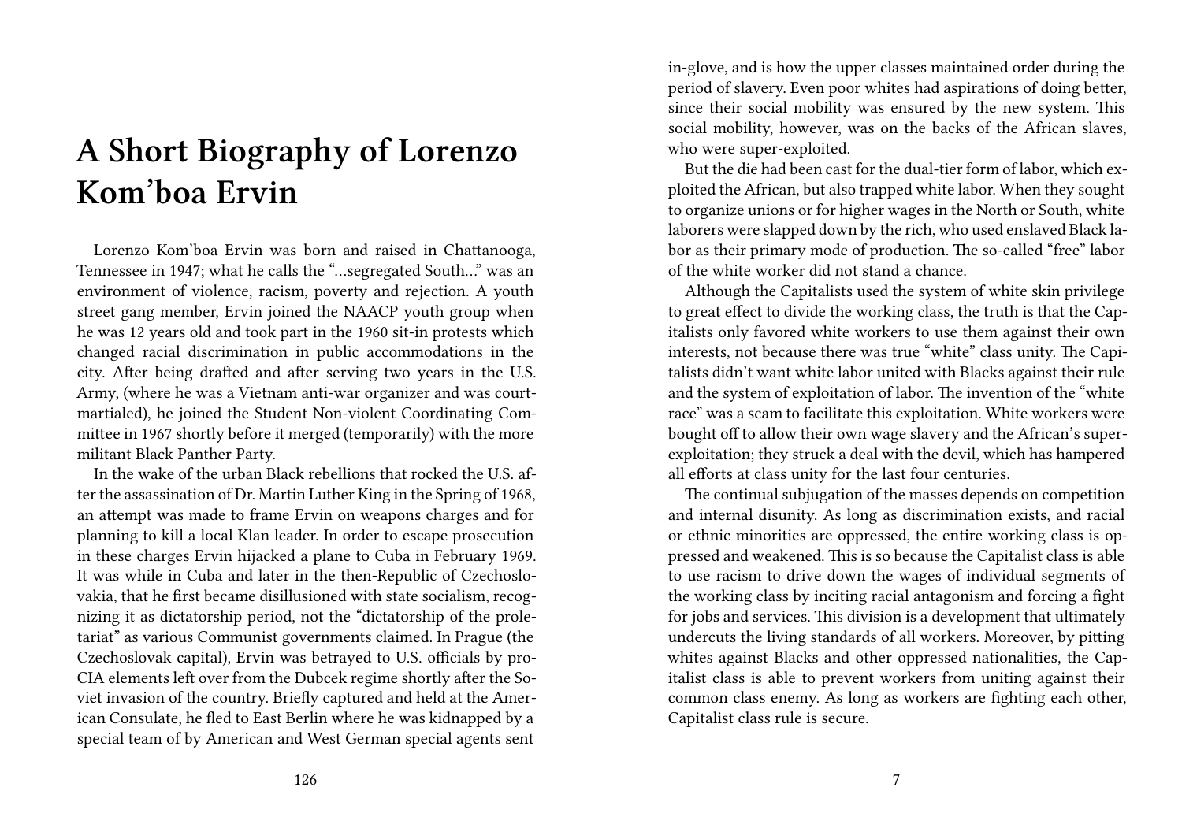# A Short Biography of Lorenzo Kom'boa Ervin

Lorenzo Kom'boa Ervin was born and raised in Chattanooga, Tennessee in 1947; what he calls the "…segregated South…" was an environment of violence, racism, poverty and rejection. A youth street gang member, Ervin joined the NAACP youth group when he was 12 years old and took part in the 1960 sit-in protests which changed racial discrimination in public accommodations in the city. After being drafted and after serving two years in the U.S. Army, (where he was a Vietnam anti-war organizer and was court-martialed), he joined the Student Non-violent Coordinating Committee in 1967 shortly before it merged (temporarily) with the more militant Black Panther Party.

In the wake of the urban Black rebellions that rocked the U.S. after the assassination of Dr. Martin Luther King in the Spring of 1968, an attempt was made to frame Ervin on weapons charges and for planning to kill a local Klan leader. In order to escape prosecution in these charges Ervin hijacked a plane to Cuba in February 1969. It was while in Cuba and later in the then-Republic of Czechoslovakia, that he first became disillusioned with state socialism, recognizing it as dictatorship period, not the "dictatorship of the proletariat" as various Communist governments claimed. In Prague (the Czechoslovak capital), Ervin was betrayed to U.S. officials by pro-CIA elements left over from the Dubcek regime shortly after the Soviet invasion of the country. Briefly captured and held at the American Consulate, he fled to East Berlin where he was kidnapped by a special team of by American and West German special agents sent

in-glove, and is how the upper classes maintained order during the period of slavery. Even poor whites had aspirations of doing better, since their social mobility was ensured by the new system. This social mobility, however, was on the backs of the African slaves, who were super-exploited.

But the die had been cast for the dual-tier form of labor, which exploited the African, but also trapped white labor. When they sought to organize unions or for higher wages in the North or South, white laborers were slapped down by the rich, who used enslaved Black labor as their primary mode of production. The so-called "free" labor of the white worker did not stand a chance.

Although the Capitalists used the system of white skin privilege to great effect to divide the working class, the truth is that the Capitalists only favored white workers to use them against their own interests, not because there was true "white" class unity. The Capitalists didn't want white labor united with Blacks against their rule and the system of exploitation of labor. The invention of the "white race" was a scam to facilitate this exploitation. White workers were bought off to allow their own wage slavery and the African's super-exploitation; they struck a deal with the devil, which has hampered all efforts at class unity for the last four centuries.

The continual subjugation of the masses depends on competition and internal disunity. As long as discrimination exists, and racial or ethnic minorities are oppressed, the entire working class is oppressed and weakened. This is so because the Capitalist class is able to use racism to drive down the wages of individual segments of the working class by inciting racial antagonism and forcing a fight for jobs and services. This division is a development that ultimately undercuts the living standards of all workers. Moreover, by pitting whites against Blacks and other oppressed nationalities, the Capitalist class is able to prevent workers from uniting against their common class enemy. As long as workers are fighting each other, Capitalist class rule is secure.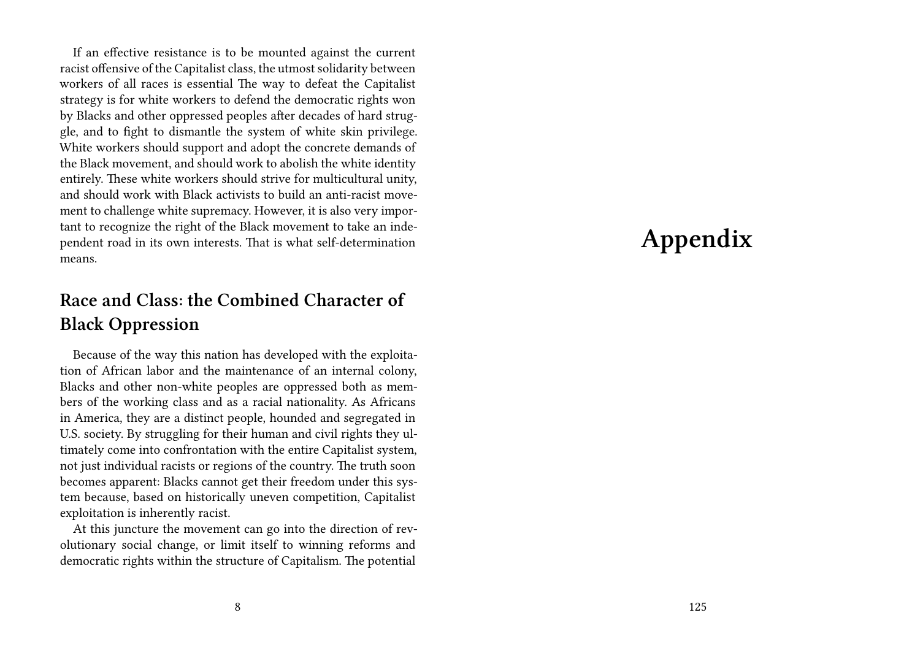If an effective resistance is to be mounted against the current racist offensive of the Capitalist class, the utmost solidarity between workers of all races is essential The way to defeat the Capitalist strategy is for white workers to defend the democratic rights won by Blacks and other oppressed peoples after decades of hard struggle, and to fight to dismantle the system of white skin privilege. White workers should support and adopt the concrete demands of the Black movement, and should work to abolish the white identity entirely. These white workers should strive for multicultural unity, and should work with Black activists to build an anti-racist movement to challenge white supremacy. However, it is also very important to recognize the right of the Black movement to take an independent road in its own interests. That is what self-determination means.

## Race and Class: the Combined Character of Black Oppression

Because of the way this nation has developed with the exploitation of African labor and the maintenance of an internal colony, Blacks and other non-white peoples are oppressed both as members of the working class and as a racial nationality. As Africans in America, they are a distinct people, hounded and segregated in U.S. society. By struggling for their human and civil rights they ultimately come into confrontation with the entire Capitalist system, not just individual racists or regions of the country. The truth soon becomes apparent: Blacks cannot get their freedom under this system because, based on historically uneven competition, Capitalist exploitation is inherently racist.

At this juncture the movement can go into the direction of revolutionary social change, or limit itself to winning reforms and democratic rights within the structure of Capitalism. The potential

# Appendix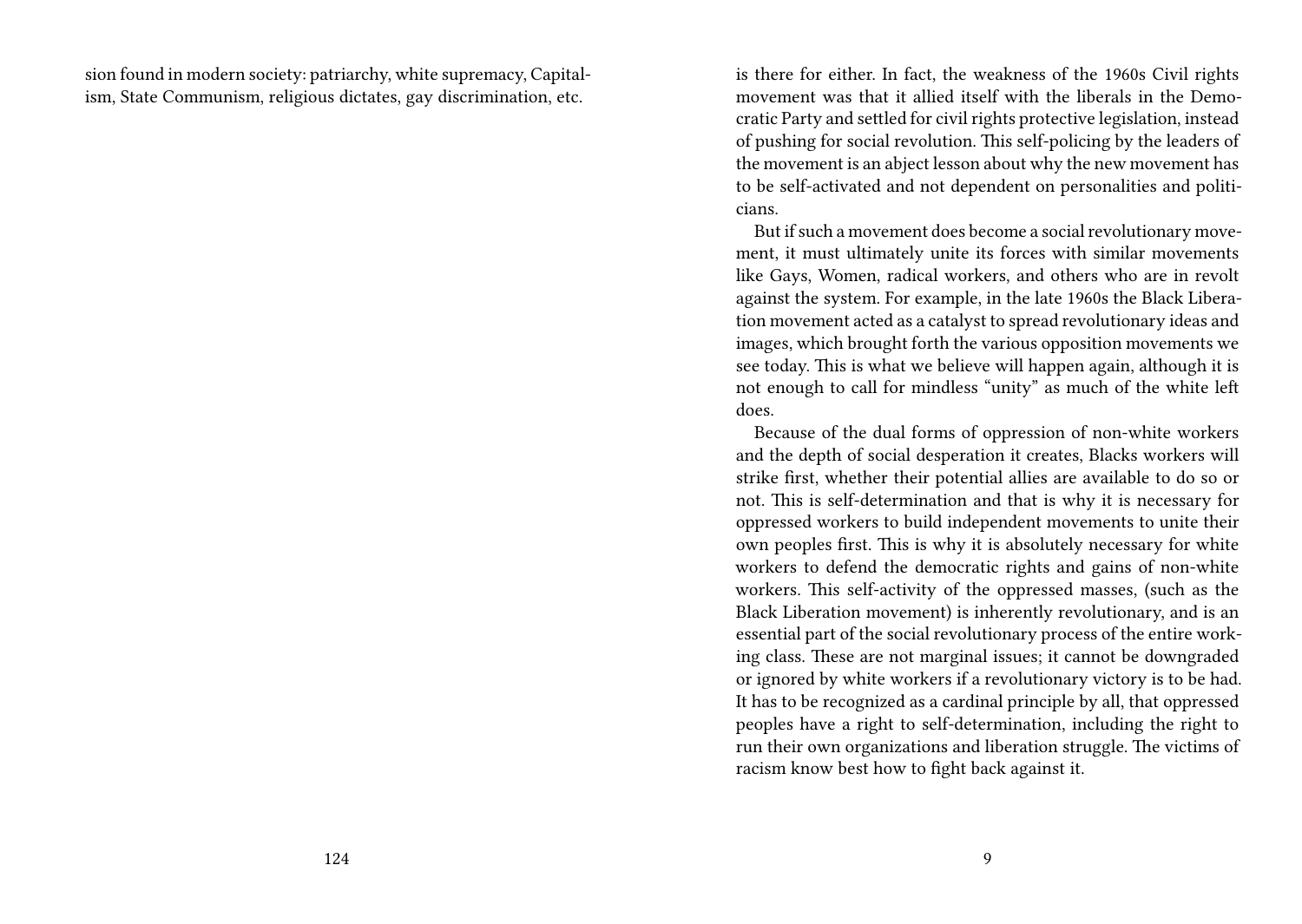sion found in modern society: patriarchy, white supremacy, Capitalism, State Communism, religious dictates, gay discrimination, etc.

is there for either. In fact, the weakness of the 1960s Civil rights movement was that it allied itself with the liberals in the Democratic Party and settled for civil rights protective legislation, instead of pushing for social revolution. This self-policing by the leaders of the movement is an abject lesson about why the new movement has to be self-activated and not dependent on personalities and politicians.

But if such a movement does become a social revolutionary movement, it must ultimately unite its forces with similar movements like Gays, Women, radical workers, and others who are in revolt against the system. For example, in the late 1960s the Black Liberation movement acted as a catalyst to spread revolutionary ideas and images, which brought forth the various opposition movements we see today. This is what we believe will happen again, although it is not enough to call for mindless "unity" as much of the white left does.

Because of the dual forms of oppression of non-white workers and the depth of social desperation it creates, Blacks workers will strike first, whether their potential allies are available to do so or not. This is self-determination and that is why it is necessary for oppressed workers to build independent movements to unite their own peoples first. This is why it is absolutely necessary for white workers to defend the democratic rights and gains of non-white workers. This self-activity of the oppressed masses, (such as the Black Liberation movement) is inherently revolutionary, and is an essential part of the social revolutionary process of the entire working class. These are not marginal issues; it cannot be downgraded or ignored by white workers if a revolutionary victory is to be had. It has to be recognized as a cardinal principle by all, that oppressed peoples have a right to self-determination, including the right to run their own organizations and liberation struggle. The victims of racism know best how to fight back against it.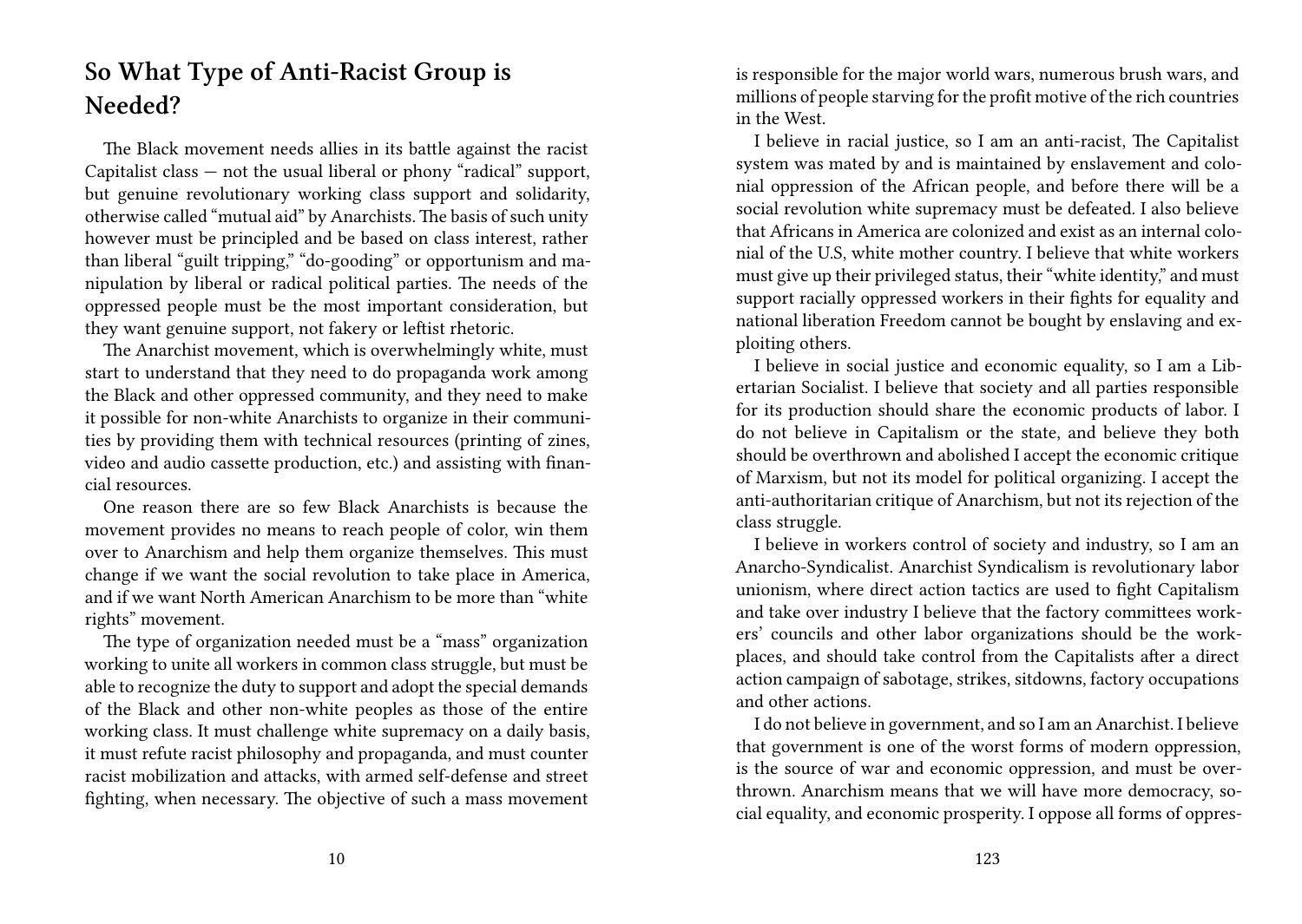## So What Type of Anti-Racist Group is Needed?

The Black movement needs allies in its battle against the racist Capitalist class — not the usual liberal or phony "radical" support, but genuine revolutionary working class support and solidarity, otherwise called "mutual aid" by Anarchists. The basis of such unity however must be principled and be based on class interest, rather than liberal "guilt tripping," "do-gooding" or opportunism and manipulation by liberal or radical political parties. The needs of the oppressed people must be the most important consideration, but they want genuine support, not fakery or leftist rhetoric.

The Anarchist movement, which is overwhelmingly white, must start to understand that they need to do propaganda work among the Black and other oppressed community, and they need to make it possible for non-white Anarchists to organize in their communities by providing them with technical resources (printing of zines, video and audio cassette production, etc.) and assisting with financial resources.

One reason there are so few Black Anarchists is because the movement provides no means to reach people of color, win them over to Anarchism and help them organize themselves. This must change if we want the social revolution to take place in America, and if we want North American Anarchism to be more than "white rights" movement.

The type of organization needed must be a "mass" organization working to unite all workers in common class struggle, but must be able to recognize the duty to support and adopt the special demands of the Black and other non-white peoples as those of the entire working class. It must challenge white supremacy on a daily basis, it must refute racist philosophy and propaganda, and must counter racist mobilization and attacks, with armed self-defense and street fighting, when necessary. The objective of such a mass movement

is responsible for the major world wars, numerous brush wars, and millions of people starving for the profit motive of the rich countries in the West.

I believe in racial justice, so I am an anti-racist, The Capitalist system was mated by and is maintained by enslavement and colonial oppression of the African people, and before there will be a social revolution white supremacy must be defeated. I also believe that Africans in America are colonized and exist as an internal colonial of the U.S, white mother country. I believe that white workers must give up their privileged status, their "white identity," and must support racially oppressed workers in their fights for equality and national liberation Freedom cannot be bought by enslaving and exploiting others.

I believe in social justice and economic equality, so I am a Libertarian Socialist. I believe that society and all parties responsible for its production should share the economic products of labor. I do not believe in Capitalism or the state, and believe they both should be overthrown and abolished I accept the economic critique of Marxism, but not its model for political organizing. I accept the anti-authoritarian critique of Anarchism, but not its rejection of the class struggle.

I believe in workers control of society and industry, so I am an Anarcho-Syndicalist. Anarchist Syndicalism is revolutionary labor unionism, where direct action tactics are used to fight Capitalism and take over industry I believe that the factory committees workers' councils and other labor organizations should be the workplaces, and should take control from the Capitalists after a direct action campaign of sabotage, strikes, sitdowns, factory occupations and other actions.

I do not believe in government, and so I am an Anarchist. I believe that government is one of the worst forms of modern oppression, is the source of war and economic oppression, and must be overthrown. Anarchism means that we will have more democracy, social equality, and economic prosperity. I oppose all forms of oppres-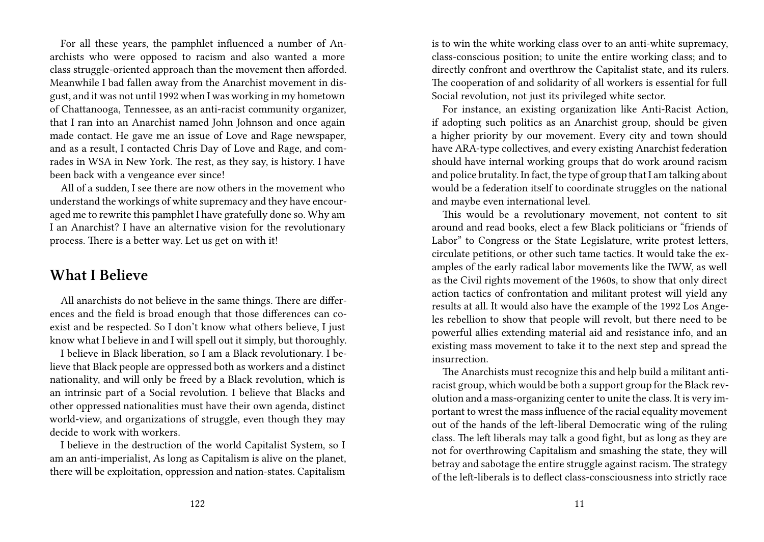For all these years, the pamphlet influenced a number of Anarchists who were opposed to racism and also wanted a more class struggle-oriented approach than the movement then afforded. Meanwhile I bad fallen away from the Anarchist movement in disgust, and it was not until 1992 when I was working in my hometown of Chattanooga, Tennessee, as an anti-racist community organizer, that I ran into an Anarchist named John Johnson and once again made contact. He gave me an issue of Love and Rage newspaper, and as a result, I contacted Chris Day of Love and Rage, and comrades in WSA in New York. The rest, as they say, is history. I have been back with a vengeance ever since!

All of a sudden, I see there are now others in the movement who understand the workings of white supremacy and they have encouraged me to rewrite this pamphlet I have gratefully done so. Why am I an Anarchist? I have an alternative vision for the revolutionary process. There is a better way. Let us get on with it!

## What I Believe

All anarchists do not believe in the same things. There are differences and the field is broad enough that those differences can coexist and be respected. So I don't know what others believe, I just know what I believe in and I will spell out it simply, but thoroughly.

I believe in Black liberation, so I am a Black revolutionary. I believe that Black people are oppressed both as workers and a distinct nationality, and will only be freed by a Black revolution, which is an intrinsic part of a Social revolution. I believe that Blacks and other oppressed nationalities must have their own agenda, distinct world-view, and organizations of struggle, even though they may decide to work with workers.

I believe in the destruction of the world Capitalist System, so I am an anti-imperialist, As long as Capitalism is alive on the planet, there will be exploitation, oppression and nation-states. Capitalism is to win the white working class over to an anti-white supremacy, class-conscious position; to unite the entire working class; and to directly confront and overthrow the Capitalist state, and its rulers. The cooperation of and solidarity of all workers is essential for full Social revolution, not just its privileged white sector.

For instance, an existing organization like Anti-Racist Action, if adopting such politics as an Anarchist group, should be given a higher priority by our movement. Every city and town should have ARA-type collectives, and every existing Anarchist federation should have internal working groups that do work around racism and police brutality. In fact, the type of group that I am talking about would be a federation itself to coordinate struggles on the national and maybe even international level.

This would be a revolutionary movement, not content to sit around and read books, elect a few Black politicians or "friends of Labor" to Congress or the State Legislature, write protest letters, circulate petitions, or other such tame tactics. It would take the examples of the early radical labor movements like the IWW, as well as the Civil rights movement of the 1960s, to show that only direct action tactics of confrontation and militant protest will yield any results at all. It would also have the example of the 1992 Los Angeles rebellion to show that people will revolt, but there need to be powerful allies extending material aid and resistance info, and an existing mass movement to take it to the next step and spread the insurrection.

The Anarchists must recognize this and help build a militant anti-racist group, which would be both a support group for the Black revolution and a mass-organizing center to unite the class. It is very important to wrest the mass influence of the racial equality movement out of the hands of the left-liberal Democratic wing of the ruling class. The left liberals may talk a good fight, but as long as they are not for overthrowing Capitalism and smashing the state, they will betray and sabotage the entire struggle against racism. The strategy of the left-liberals is to deflect class-consciousness into strictly race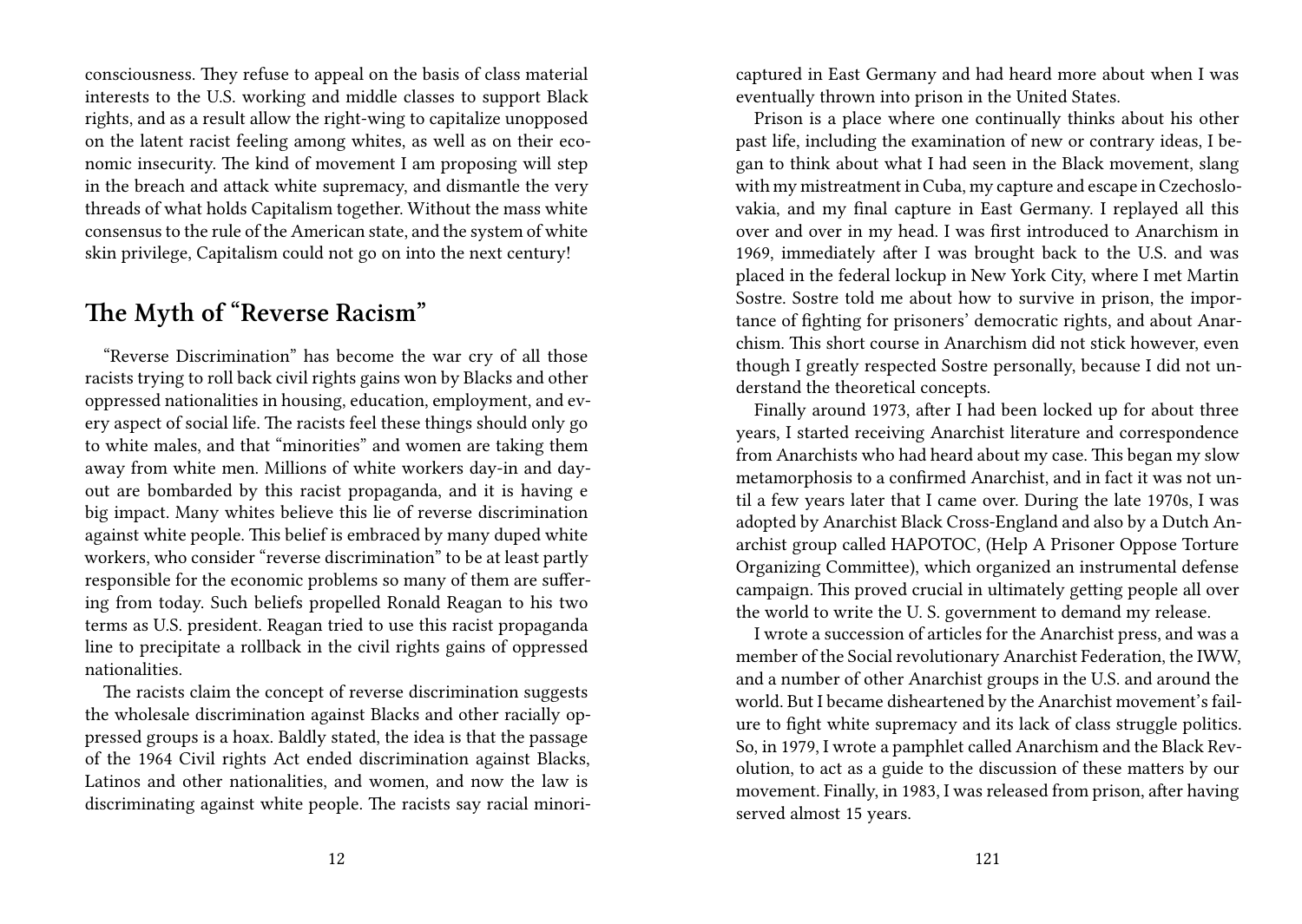consciousness. They refuse to appeal on the basis of class material interests to the U.S. working and middle classes to support Black rights, and as a result allow the right-wing to capitalize unopposed on the latent racist feeling among whites, as well as on their economic insecurity. The kind of movement I am proposing will step in the breach and attack white supremacy, and dismantle the very threads of what holds Capitalism together. Without the mass white consensus to the rule of the American state, and the system of white skin privilege, Capitalism could not go on into the next century!

## The Myth of "Reverse Racism"

"Reverse Discrimination" has become the war cry of all those racists trying to roll back civil rights gains won by Blacks and other oppressed nationalities in housing, education, employment, and every aspect of social life. The racists feel these things should only go to white males, and that "minorities" and women are taking them away from white men. Millions of white workers day-in and day-out are bombarded by this racist propaganda, and it is having e big impact. Many whites believe this lie of reverse discrimination against white people. This belief is embraced by many duped white workers, who consider "reverse discrimination" to be at least partly responsible for the economic problems so many of them are suffering from today. Such beliefs propelled Ronald Reagan to his two terms as U.S. president. Reagan tried to use this racist propaganda line to precipitate a rollback in the civil rights gains of oppressed nationalities.

The racists claim the concept of reverse discrimination suggests the wholesale discrimination against Blacks and other racially oppressed groups is a hoax. Baldly stated, the idea is that the passage of the 1964 Civil rights Act ended discrimination against Blacks, Latinos and other nationalities, and women, and now the law is discriminating against white people. The racists say racial minori-

captured in East Germany and had heard more about when I was eventually thrown into prison in the United States.

Prison is a place where one continually thinks about his other past life, including the examination of new or contrary ideas, I began to think about what I had seen in the Black movement, slang with my mistreatment in Cuba, my capture and escape in Czechoslovakia, and my final capture in East Germany. I replayed all this over and over in my head. I was first introduced to Anarchism in 1969, immediately after I was brought back to the U.S. and was placed in the federal lockup in New York City, where I met Martin Sostre. Sostre told me about how to survive in prison, the importance of fighting for prisoners' democratic rights, and about Anarchism. This short course in Anarchism did not stick however, even though I greatly respected Sostre personally, because I did not understand the theoretical concepts.

Finally around 1973, after I had been locked up for about three years, I started receiving Anarchist literature and correspondence from Anarchists who had heard about my case. This began my slow metamorphosis to a confirmed Anarchist, and in fact it was not until a few years later that I came over. During the late 1970s, I was adopted by Anarchist Black Cross-England and also by a Dutch Anarchist group called HAPOTOC, (Help A Prisoner Oppose Torture Organizing Committee), which organized an instrumental defense campaign. This proved crucial in ultimately getting people all over the world to write the U. S. government to demand my release.

I wrote a succession of articles for the Anarchist press, and was a member of the Social revolutionary Anarchist Federation, the IWW, and a number of other Anarchist groups in the U.S. and around the world. But I became disheartened by the Anarchist movement's failure to fight white supremacy and its lack of class struggle politics. So, in 1979, I wrote a pamphlet called Anarchism and the Black Revolution, to act as a guide to the discussion of these matters by our movement. Finally, in 1983, I was released from prison, after having served almost 15 years.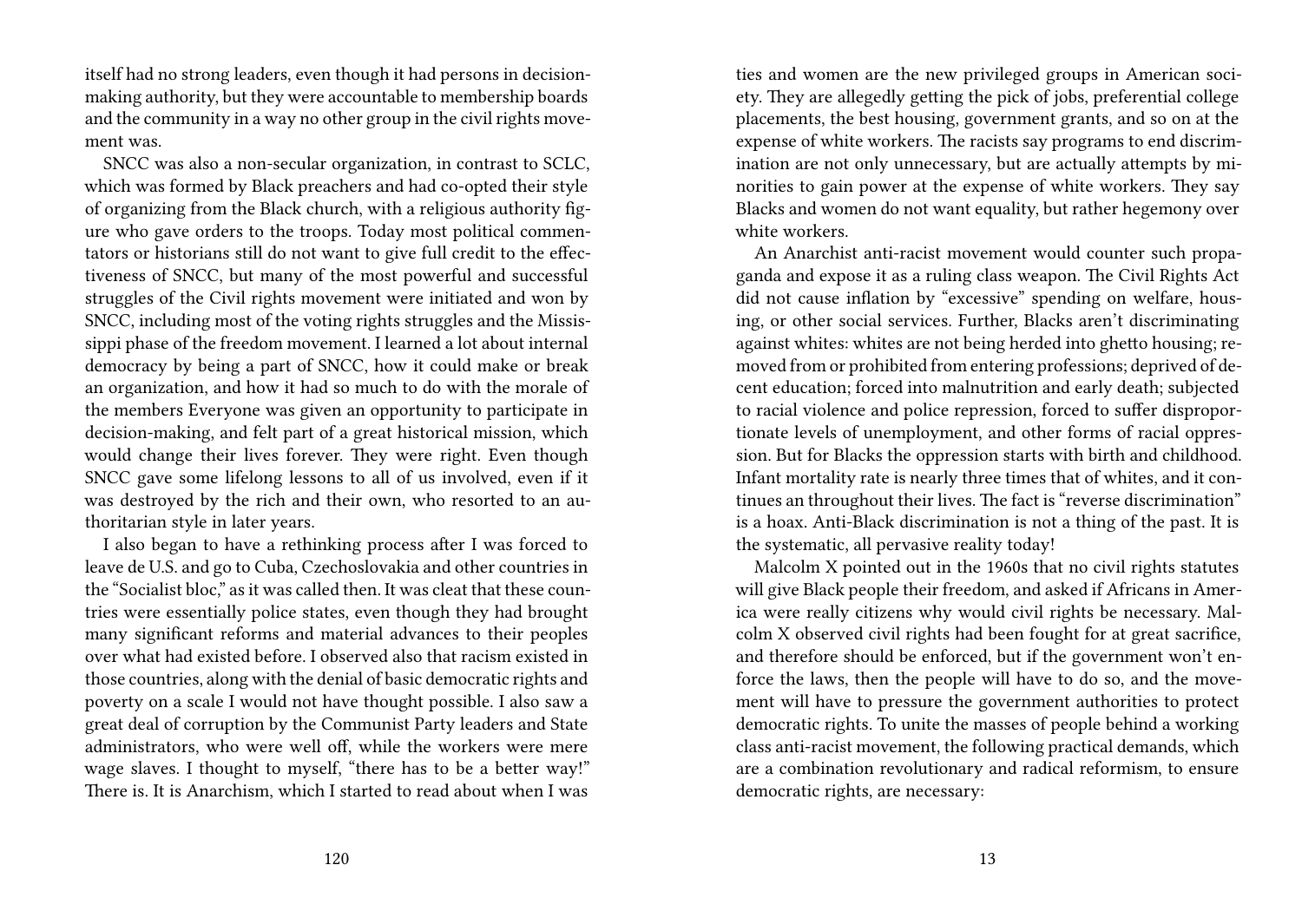itself had no strong leaders, even though it had persons in decision-making authority, but they were accountable to membership boards and the community in a way no other group in the civil rights movement was.

SNCC was also a non-secular organization, in contrast to SCLC, which was formed by Black preachers and had co-opted their style of organizing from the Black church, with a religious authority figure who gave orders to the troops. Today most political commentators or historians still do not want to give full credit to the effectiveness of SNCC, but many of the most powerful and successful struggles of the Civil rights movement were initiated and won by SNCC, including most of the voting rights struggles and the Mississippi phase of the freedom movement. I learned a lot about internal democracy by being a part of SNCC, how it could make or break an organization, and how it had so much to do with the morale of the members Everyone was given an opportunity to participate in decision-making, and felt part of a great historical mission, which would change their lives forever. They were right. Even though SNCC gave some lifelong lessons to all of us involved, even if it was destroyed by the rich and their own, who resorted to an authoritarian style in later years.

I also began to have a rethinking process after I was forced to leave de U.S. and go to Cuba, Czechoslovakia and other countries in the "Socialist bloc," as it was called then. It was cleat that these countries were essentially police states, even though they had brought many significant reforms and material advances to their peoples over what had existed before. I observed also that racism existed in those countries, along with the denial of basic democratic rights and poverty on a scale I would not have thought possible. I also saw a great deal of corruption by the Communist Party leaders and State administrators, who were well off, while the workers were mere wage slaves. I thought to myself, "there has to be a better way!" There is. It is Anarchism, which I started to read about when I was

ties and women are the new privileged groups in American society. They are allegedly getting the pick of jobs, preferential college placements, the best housing, government grants, and so on at the expense of white workers. The racists say programs to end discrimination are not only unnecessary, but are actually attempts by minorities to gain power at the expense of white workers. They say Blacks and women do not want equality, but rather hegemony over white workers.

An Anarchist anti-racist movement would counter such propaganda and expose it as a ruling class weapon. The Civil Rights Act did not cause inflation by "excessive" spending on welfare, housing, or other social services. Further, Blacks aren't discriminating against whites: whites are not being herded into ghetto housing; removed from or prohibited from entering professions; deprived of decent education; forced into malnutrition and early death; subjected to racial violence and police repression, forced to suffer disproportionate levels of unemployment, and other forms of racial oppression. But for Blacks the oppression starts with birth and childhood. Infant mortality rate is nearly three times that of whites, and it continues an throughout their lives. The fact is "reverse discrimination" is a hoax. Anti-Black discrimination is not a thing of the past. It is the systematic, all pervasive reality today!

Malcolm X pointed out in the 1960s that no civil rights statutes will give Black people their freedom, and asked if Africans in America were really citizens why would civil rights be necessary. Malcolm X observed civil rights had been fought for at great sacrifice, and therefore should be enforced, but if the government won't enforce the laws, then the people will have to do so, and the movement will have to pressure the government authorities to protect democratic rights. To unite the masses of people behind a working class anti-racist movement, the following practical demands, which are a combination revolutionary and radical reformism, to ensure democratic rights, are necessary: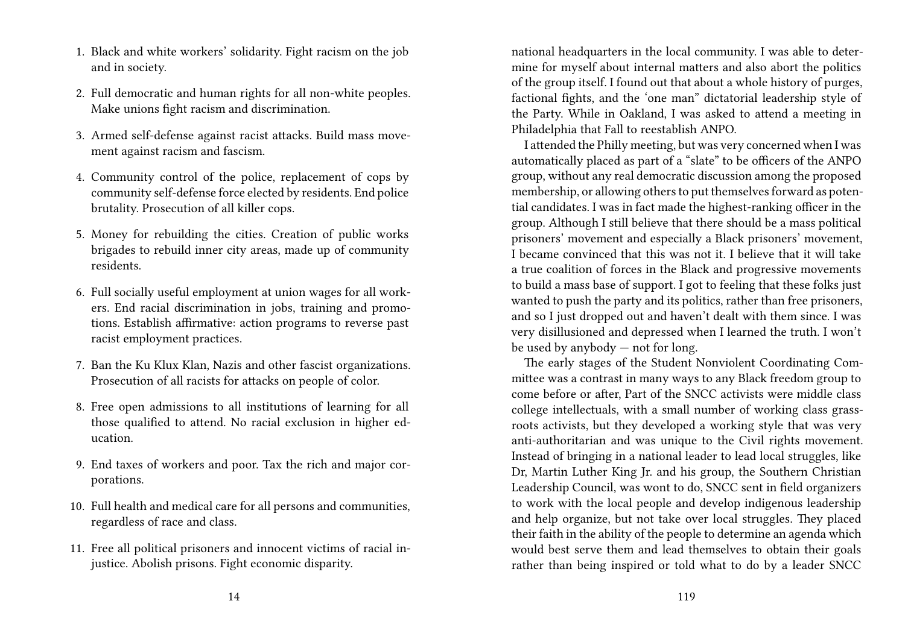1. Black and white workers' solidarity. Fight racism on the job and in society.
2. Full democratic and human rights for all non-white peoples. Make unions fight racism and discrimination.
3. Armed self-defense against racist attacks. Build mass movement against racism and fascism.
4. Community control of the police, replacement of cops by community self-defense force elected by residents. End police brutality. Prosecution of all killer cops.
5. Money for rebuilding the cities. Creation of public works brigades to rebuild inner city areas, made up of community residents.
6. Full socially useful employment at union wages for all workers. End racial discrimination in jobs, training and promotions. Establish affirmative: action programs to reverse past racist employment practices.
7. Ban the Ku Klux Klan, Nazis and other fascist organizations. Prosecution of all racists for attacks on people of color.
8. Free open admissions to all institutions of learning for all those qualified to attend. No racial exclusion in higher education.
9. End taxes of workers and poor. Tax the rich and major corporations.
10. Full health and medical care for all persons and communities, regardless of race and class.
11. Free all political prisoners and innocent victims of racial injustice. Abolish prisons. Fight economic disparity.

national headquarters in the local community. I was able to determine for myself about internal matters and also abort the politics of the group itself. I found out that about a whole history of purges, factional fights, and the 'one man" dictatorial leadership style of the Party. While in Oakland, I was asked to attend a meeting in Philadelphia that Fall to reestablish ANPO.

I attended the Philly meeting, but was very concerned when I was automatically placed as part of a "slate" to be officers of the ANPO group, without any real democratic discussion among the proposed membership, or allowing others to put themselves forward as potential candidates. I was in fact made the highest-ranking officer in the group. Although I still believe that there should be a mass political prisoners' movement and especially a Black prisoners' movement, I became convinced that this was not it. I believe that it will take a true coalition of forces in the Black and progressive movements to build a mass base of support. I got to feeling that these folks just wanted to push the party and its politics, rather than free prisoners, and so I just dropped out and haven't dealt with them since. I was very disillusioned and depressed when I learned the truth. I won't be used by anybody — not for long.

The early stages of the Student Nonviolent Coordinating Committee was a contrast in many ways to any Black freedom group to come before or after, Part of the SNCC activists were middle class college intellectuals, with a small number of working class grassroots activists, but they developed a working style that was very anti-authoritarian and was unique to the Civil rights movement. Instead of bringing in a national leader to lead local struggles, like Dr, Martin Luther King Jr. and his group, the Southern Christian Leadership Council, was wont to do, SNCC sent in field organizers to work with the local people and develop indigenous leadership and help organize, but not take over local struggles. They placed their faith in the ability of the people to determine an agenda which would best serve them and lead themselves to obtain their goals rather than being inspired or told what to do by a leader SNCC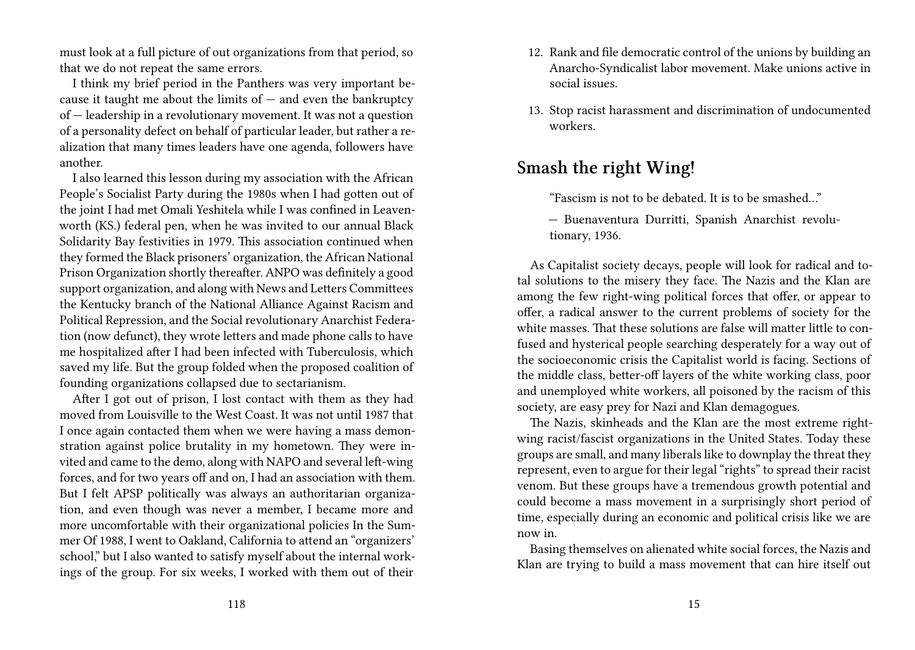must look at a full picture of out organizations from that period, so that we do not repeat the same errors.

I think my brief period in the Panthers was very important because it taught me about the limits of — and even the bankruptcy of — leadership in a revolutionary movement. It was not a question of a personality defect on behalf of particular leader, but rather a realization that many times leaders have one agenda, followers have another.

I also learned this lesson during my association with the African People's Socialist Party during the 1980s when I had gotten out of the joint I had met Omali Yeshitela while I was confined in Leavenworth (KS.) federal pen, when he was invited to our annual Black Solidarity Bay festivities in 1979. This association continued when they formed the Black prisoners' organization, the African National Prison Organization shortly thereafter. ANPO was definitely a good support organization, and along with News and Letters Committees the Kentucky branch of the National Alliance Against Racism and Political Repression, and the Social revolutionary Anarchist Federation (now defunct), they wrote letters and made phone calls to have me hospitalized after I had been infected with Tuberculosis, which saved my life. But the group folded when the proposed coalition of founding organizations collapsed due to sectarianism.

After I got out of prison, I lost contact with them as they had moved from Louisville to the West Coast. It was not until 1987 that I once again contacted them when we were having a mass demonstration against police brutality in my hometown. They were invited and came to the demo, along with NAPO and several left-wing forces, and for two years off and on, I had an association with them. But I felt APSP politically was always an authoritarian organization, and even though was never a member, I became more and more uncomfortable with their organizational policies In the Summer Of 1988, I went to Oakland, California to attend an "organizers' school," but I also wanted to satisfy myself about the internal workings of the group. For six weeks, I worked with them out of their

12. Rank and file democratic control of the unions by building an Anarcho-Syndicalist labor movement. Make unions active in social issues.
13. Stop racist harassment and discrimination of undocumented workers.

## Smash the right Wing!

> "Fascism is not to be debated. It is to be smashed..."
>
> — Buenaventura Durritti, Spanish Anarchist revolutionary, 1936.

As Capitalist society decays, people will look for radical and total solutions to the misery they face. The Nazis and the Klan are among the few right-wing political forces that offer, or appear to offer, a radical answer to the current problems of society for the white masses. That these solutions are false will matter little to confused and hysterical people searching desperately for a way out of the socioeconomic crisis the Capitalist world is facing. Sections of the middle class, better-off layers of the white working class, poor and unemployed white workers, all poisoned by the racism of this society, are easy prey for Nazi and Klan demagogues.

The Nazis, skinheads and the Klan are the most extreme right-wing racist/fascist organizations in the United States. Today these groups are small, and many liberals like to downplay the threat they represent, even to argue for their legal "rights" to spread their racist venom. But these groups have a tremendous growth potential and could become a mass movement in a surprisingly short period of time, especially during an economic and political crisis like we are now in.

Basing themselves on alienated white social forces, the Nazis and Klan are trying to build a mass movement that can hire itself out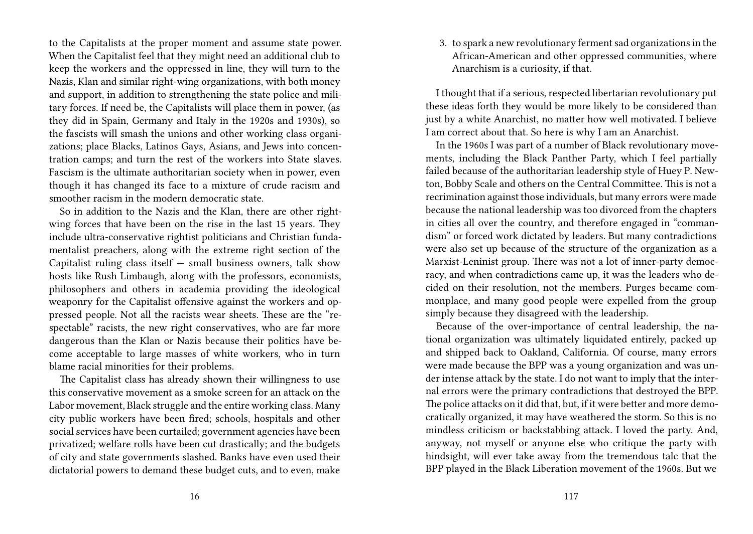to the Capitalists at the proper moment and assume state power. When the Capitalist feel that they might need an additional club to keep the workers and the oppressed in line, they will turn to the Nazis, Klan and similar right-wing organizations, with both money and support, in addition to strengthening the state police and military forces. If need be, the Capitalists will place them in power, (as they did in Spain, Germany and Italy in the 1920s and 1930s), so the fascists will smash the unions and other working class organizations; place Blacks, Latinos Gays, Asians, and Jews into concentration camps; and turn the rest of the workers into State slaves. Fascism is the ultimate authoritarian society when in power, even though it has changed its face to a mixture of crude racism and smoother racism in the modern democratic state.

So in addition to the Nazis and the Klan, there are other right-wing forces that have been on the rise in the last 15 years. They include ultra-conservative rightist politicians and Christian fundamentalist preachers, along with the extreme right section of the Capitalist ruling class itself — small business owners, talk show hosts like Rush Limbaugh, along with the professors, economists, philosophers and others in academia providing the ideological weaponry for the Capitalist offensive against the workers and oppressed people. Not all the racists wear sheets. These are the "respectable" racists, the new right conservatives, who are far more dangerous than the Klan or Nazis because their politics have become acceptable to large masses of white workers, who in turn blame racial minorities for their problems.

The Capitalist class has already shown their willingness to use this conservative movement as a smoke screen for an attack on the Labor movement, Black struggle and the entire working class. Many city public workers have been fired; schools, hospitals and other social services have been curtailed; government agencies have been privatized; welfare rolls have been cut drastically; and the budgets of city and state governments slashed. Banks have even used their dictatorial powers to demand these budget cuts, and to even, make

3. to spark a new revolutionary ferment sad organizations in the African-American and other oppressed communities, where Anarchism is a curiosity, if that.

I thought that if a serious, respected libertarian revolutionary put these ideas forth they would be more likely to be considered than just by a white Anarchist, no matter how well motivated. I believe I am correct about that. So here is why I am an Anarchist.

In the 1960s I was part of a number of Black revolutionary movements, including the Black Panther Party, which I feel partially failed because of the authoritarian leadership style of Huey P. Newton, Bobby Scale and others on the Central Committee. This is not a recrimination against those individuals, but many errors were made because the national leadership was too divorced from the chapters in cities all over the country, and therefore engaged in "commandism" or forced work dictated by leaders. But many contradictions were also set up because of the structure of the organization as a Marxist-Leninist group. There was not a lot of inner-party democracy, and when contradictions came up, it was the leaders who decided on their resolution, not the members. Purges became commonplace, and many good people were expelled from the group simply because they disagreed with the leadership.

Because of the over-importance of central leadership, the national organization was ultimately liquidated entirely, packed up and shipped back to Oakland, California. Of course, many errors were made because the BPP was a young organization and was under intense attack by the state. I do not want to imply that the internal errors were the primary contradictions that destroyed the BPP. The police attacks on it did that, but, if it were better and more democratically organized, it may have weathered the storm. So this is no mindless criticism or backstabbing attack. I loved the party. And, anyway, not myself or anyone else who critique the party with hindsight, will ever take away from the tremendous talc that the BPP played in the Black Liberation movement of the 1960s. But we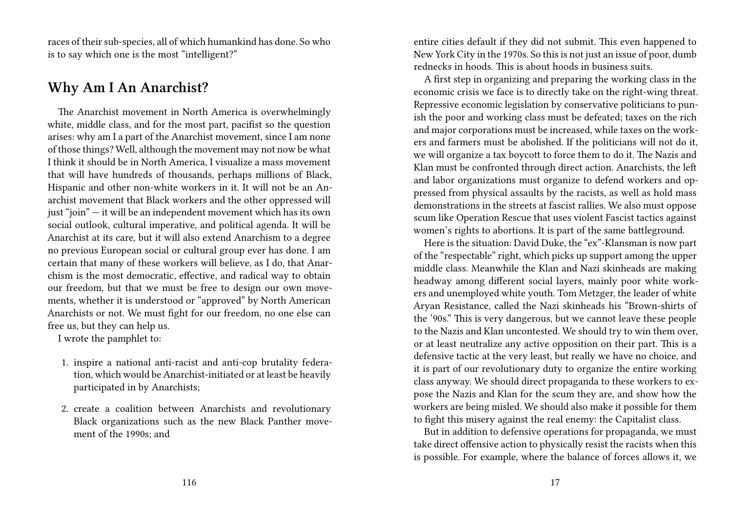races of their sub-species, all of which humankind has done. So who is to say which one is the most "intelligent?"

## Why Am I An Anarchist?

The Anarchist movement in North America is overwhelmingly white, middle class, and for the most part, pacifist so the question arises: why am I a part of the Anarchist movement, since I am none of those things? Well, although the movement may not now be what I think it should be in North America, I visualize a mass movement that will have hundreds of thousands, perhaps millions of Black, Hispanic and other non-white workers in it. It will not be an Anarchist movement that Black workers and the other oppressed will just "join" — it will be an independent movement which has its own social outlook, cultural imperative, and political agenda. It will be Anarchist at its care, but it will also extend Anarchism to a degree no previous European social or cultural group ever has done. I am certain that many of these workers will believe, as I do, that Anarchism is the most democratic, effective, and radical way to obtain our freedom, but that we must be free to design our own movements, whether it is understood or "approved" by North American Anarchists or not. We must fight for our freedom, no one else can free us, but they can help us.

I wrote the pamphlet to:

1. inspire a national anti-racist and anti-cop brutality federation, which would be Anarchist-initiated or at least be heavily participated in by Anarchists;
2. create a coalition between Anarchists and revolutionary Black organizations such as the new Black Panther movement of the 1990s; and

entire cities default if they did not submit. This even happened to New York City in the 1970s. So this is not just an issue of poor, dumb rednecks in hoods. This is about hoods in business suits.

A first step in organizing and preparing the working class in the economic crisis we face is to directly take on the right-wing threat. Repressive economic legislation by conservative politicians to punish the poor and working class must be defeated; taxes on the rich and major corporations must be increased, while taxes on the workers and farmers must be abolished. If the politicians will not do it, we will organize a tax boycott to force them to do it. The Nazis and Klan must be confronted through direct action. Anarchists, the left and labor organizations must organize to defend workers and oppressed from physical assaults by the racists, as well as hold mass demonstrations in the streets at fascist rallies. We also must oppose scum like Operation Rescue that uses violent Fascist tactics against women's rights to abortions. It is part of the same battleground.

Here is the situation: David Duke, the "ex"-Klansman is now part of the "respectable" right, which picks up support among the upper middle class. Meanwhile the Klan and Nazi skinheads are making headway among different social layers, mainly poor white workers and unemployed white youth. Tom Metzger, the leader of white Aryan Resistance, called the Nazi skinheads his "Brown-shirts of the '90s." This is very dangerous, but we cannot leave these people to the Nazis and Klan uncontested. We should try to win them over, or at least neutralize any active opposition on their part. This is a defensive tactic at the very least, but really we have no choice, and it is part of our revolutionary duty to organize the entire working class anyway. We should direct propaganda to these workers to expose the Nazis and Klan for the scum they are, and show how the workers are being misled. We should also make it possible for them to fight this misery against the real enemy: the Capitalist class.

But in addition to defensive operations for propaganda, we must take direct offensive action to physically resist the racists when this is possible. For example, where the balance of forces allows it, we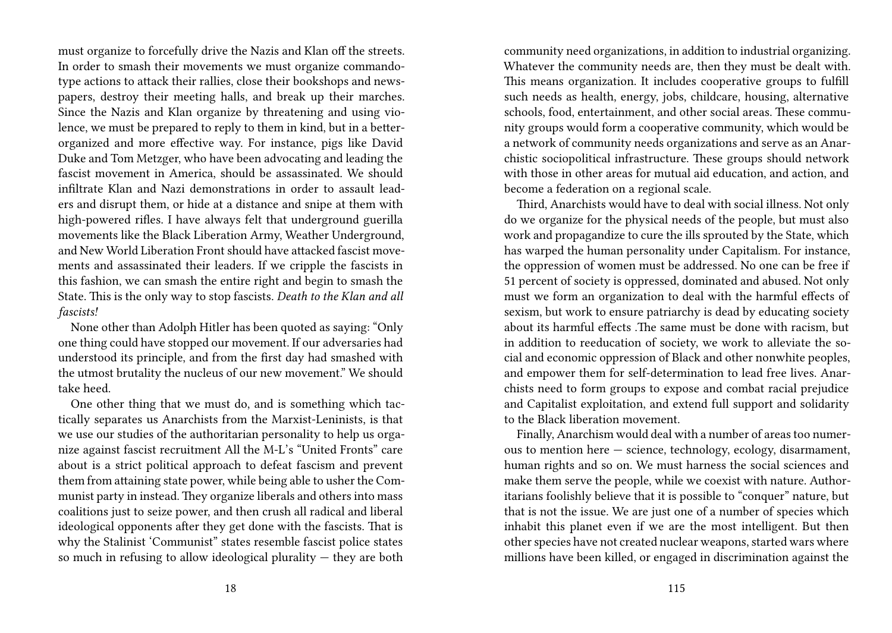must organize to forcefully drive the Nazis and Klan off the streets. In order to smash their movements we must organize commando-type actions to attack their rallies, close their bookshops and newspapers, destroy their meeting halls, and break up their marches. Since the Nazis and Klan organize by threatening and using violence, we must be prepared to reply to them in kind, but in a better-organized and more effective way. For instance, pigs like David Duke and Tom Metzger, who have been advocating and leading the fascist movement in America, should be assassinated. We should infiltrate Klan and Nazi demonstrations in order to assault leaders and disrupt them, or hide at a distance and snipe at them with high-powered rifles. I have always felt that underground guerilla movements like the Black Liberation Army, Weather Underground, and New World Liberation Front should have attacked fascist movements and assassinated their leaders. If we cripple the fascists in this fashion, we can smash the entire right and begin to smash the State. This is the only way to stop fascists. *Death to the Klan and all fascists!*

None other than Adolph Hitler has been quoted as saying: "Only one thing could have stopped our movement. If our adversaries had understood its principle, and from the first day had smashed with the utmost brutality the nucleus of our new movement." We should take heed.

One other thing that we must do, and is something which tactically separates us Anarchists from the Marxist-Leninists, is that we use our studies of the authoritarian personality to help us organize against fascist recruitment All the M-L's "United Fronts" care about is a strict political approach to defeat fascism and prevent them from attaining state power, while being able to usher the Communist party in instead. They organize liberals and others into mass coalitions just to seize power, and then crush all radical and liberal ideological opponents after they get done with the fascists. That is why the Stalinist 'Communist" states resemble fascist police states so much in refusing to allow ideological plurality — they are both

community need organizations, in addition to industrial organizing. Whatever the community needs are, then they must be dealt with. This means organization. It includes cooperative groups to fulfill such needs as health, energy, jobs, childcare, housing, alternative schools, food, entertainment, and other social areas. These community groups would form a cooperative community, which would be a network of community needs organizations and serve as an Anarchistic sociopolitical infrastructure. These groups should network with those in other areas for mutual aid education, and action, and become a federation on a regional scale.

Third, Anarchists would have to deal with social illness. Not only do we organize for the physical needs of the people, but must also work and propagandize to cure the ills sprouted by the State, which has warped the human personality under Capitalism. For instance, the oppression of women must be addressed. No one can be free if 51 percent of society is oppressed, dominated and abused. Not only must we form an organization to deal with the harmful effects of sexism, but work to ensure patriarchy is dead by educating society about its harmful effects .The same must be done with racism, but in addition to reeducation of society, we work to alleviate the social and economic oppression of Black and other nonwhite peoples, and empower them for self-determination to lead free lives. Anarchists need to form groups to expose and combat racial prejudice and Capitalist exploitation, and extend full support and solidarity to the Black liberation movement.

Finally, Anarchism would deal with a number of areas too numerous to mention here — science, technology, ecology, disarmament, human rights and so on. We must harness the social sciences and make them serve the people, while we coexist with nature. Authoritarians foolishly believe that it is possible to "conquer" nature, but that is not the issue. We are just one of a number of species which inhabit this planet even if we are the most intelligent. But then other species have not created nuclear weapons, started wars where millions have been killed, or engaged in discrimination against the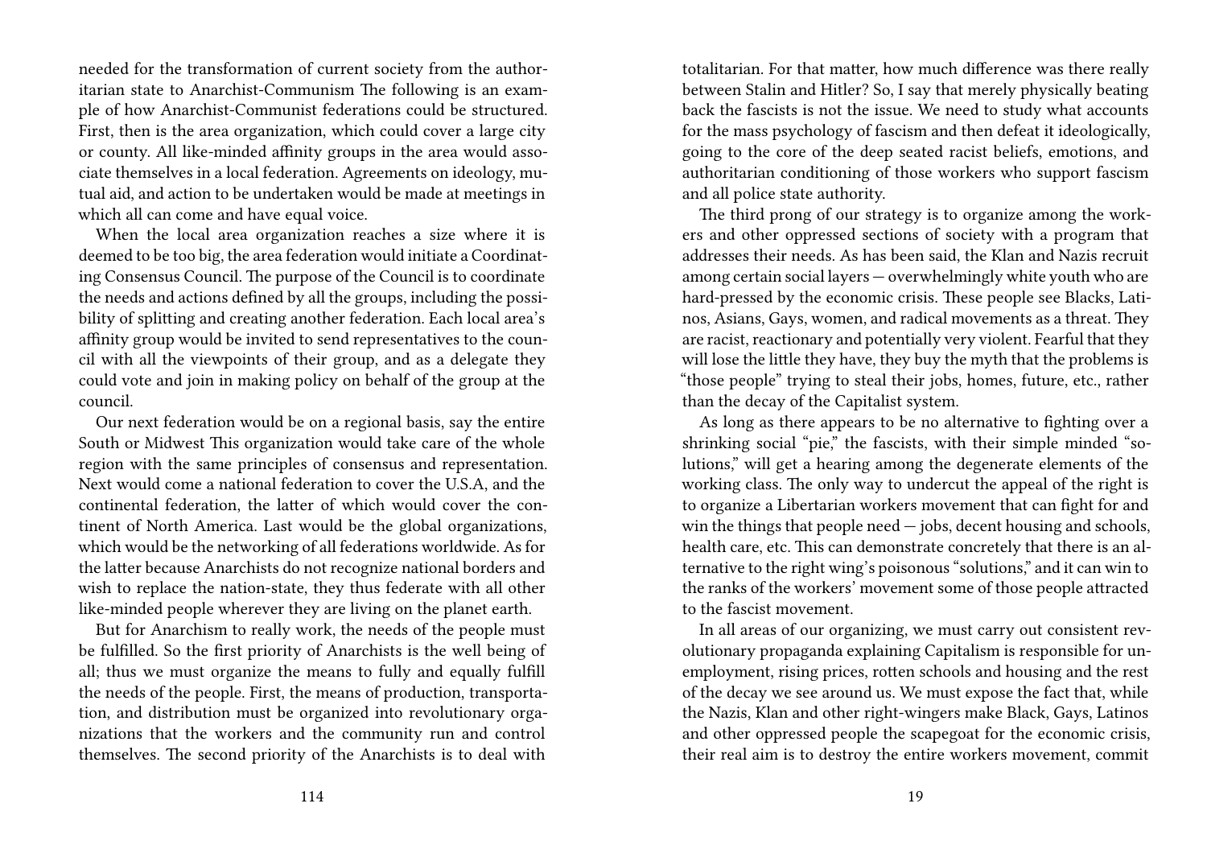needed for the transformation of current society from the authoritarian state to Anarchist-Communism The following is an example of how Anarchist-Communist federations could be structured. First, then is the area organization, which could cover a large city or county. All like-minded affinity groups in the area would associate themselves in a local federation. Agreements on ideology, mutual aid, and action to be undertaken would be made at meetings in which all can come and have equal voice.

When the local area organization reaches a size where it is deemed to be too big, the area federation would initiate a Coordinating Consensus Council. The purpose of the Council is to coordinate the needs and actions defined by all the groups, including the possibility of splitting and creating another federation. Each local area's affinity group would be invited to send representatives to the council with all the viewpoints of their group, and as a delegate they could vote and join in making policy on behalf of the group at the council.

Our next federation would be on a regional basis, say the entire South or Midwest This organization would take care of the whole region with the same principles of consensus and representation. Next would come a national federation to cover the U.S.A, and the continental federation, the latter of which would cover the continent of North America. Last would be the global organizations, which would be the networking of all federations worldwide. As for the latter because Anarchists do not recognize national borders and wish to replace the nation-state, they thus federate with all other like-minded people wherever they are living on the planet earth.

But for Anarchism to really work, the needs of the people must be fulfilled. So the first priority of Anarchists is the well being of all; thus we must organize the means to fully and equally fulfill the needs of the people. First, the means of production, transportation, and distribution must be organized into revolutionary organizations that the workers and the community run and control themselves. The second priority of the Anarchists is to deal with

totalitarian. For that matter, how much difference was there really between Stalin and Hitler? So, I say that merely physically beating back the fascists is not the issue. We need to study what accounts for the mass psychology of fascism and then defeat it ideologically, going to the core of the deep seated racist beliefs, emotions, and authoritarian conditioning of those workers who support fascism and all police state authority.

The third prong of our strategy is to organize among the workers and other oppressed sections of society with a program that addresses their needs. As has been said, the Klan and Nazis recruit among certain social layers — overwhelmingly white youth who are hard-pressed by the economic crisis. These people see Blacks, Latinos, Asians, Gays, women, and radical movements as a threat. They are racist, reactionary and potentially very violent. Fearful that they will lose the little they have, they buy the myth that the problems is "those people" trying to steal their jobs, homes, future, etc., rather than the decay of the Capitalist system.

As long as there appears to be no alternative to fighting over a shrinking social "pie," the fascists, with their simple minded "solutions," will get a hearing among the degenerate elements of the working class. The only way to undercut the appeal of the right is to organize a Libertarian workers movement that can fight for and win the things that people need — jobs, decent housing and schools, health care, etc. This can demonstrate concretely that there is an alternative to the right wing's poisonous "solutions," and it can win to the ranks of the workers' movement some of those people attracted to the fascist movement.

In all areas of our organizing, we must carry out consistent revolutionary propaganda explaining Capitalism is responsible for unemployment, rising prices, rotten schools and housing and the rest of the decay we see around us. We must expose the fact that, while the Nazis, Klan and other right-wingers make Black, Gays, Latinos and other oppressed people the scapegoat for the economic crisis, their real aim is to destroy the entire workers movement, commit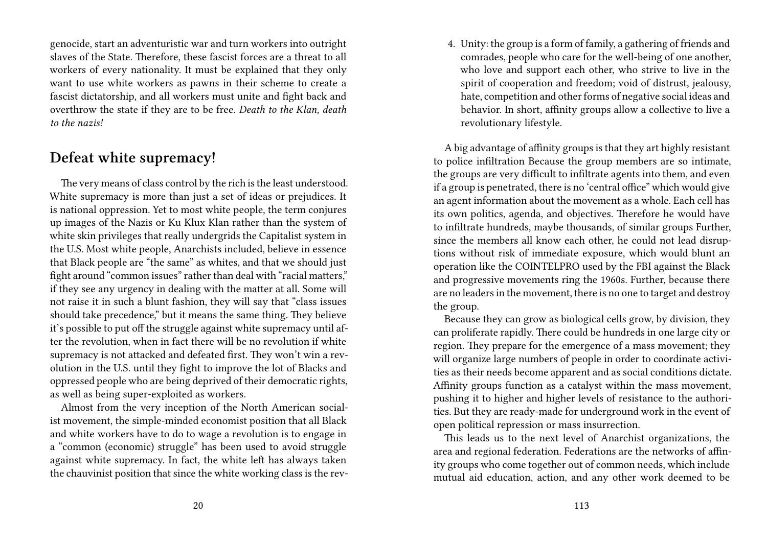genocide, start an adventuristic war and turn workers into outright slaves of the State. Therefore, these fascist forces are a threat to all workers of every nationality. It must be explained that they only want to use white workers as pawns in their scheme to create a fascist dictatorship, and all workers must unite and fight back and overthrow the state if they are to be free. *Death to the Klan, death to the nazis!*

## Defeat white supremacy!

The very means of class control by the rich is the least understood. White supremacy is more than just a set of ideas or prejudices. It is national oppression. Yet to most white people, the term conjures up images of the Nazis or Ku Klux Klan rather than the system of white skin privileges that really undergirds the Capitalist system in the U.S. Most white people, Anarchists included, believe in essence that Black people are "the same" as whites, and that we should just fight around "common issues" rather than deal with "racial matters," if they see any urgency in dealing with the matter at all. Some will not raise it in such a blunt fashion, they will say that "class issues should take precedence," but it means the same thing. They believe it's possible to put off the struggle against white supremacy until after the revolution, when in fact there will be no revolution if white supremacy is not attacked and defeated first. They won't win a revolution in the U.S. until they fight to improve the lot of Blacks and oppressed people who are being deprived of their democratic rights, as well as being super-exploited as workers.

Almost from the very inception of the North American socialist movement, the simple-minded economist position that all Black and white workers have to do to wage a revolution is to engage in a "common (economic) struggle" has been used to avoid struggle against white supremacy. In fact, the white left has always taken the chauvinist position that since the white working class is the rev-

4. Unity: the group is a form of family, a gathering of friends and comrades, people who care for the well-being of one another, who love and support each other, who strive to live in the spirit of cooperation and freedom; void of distrust, jealousy, hate, competition and other forms of negative social ideas and behavior. In short, affinity groups allow a collective to live a revolutionary lifestyle.

A big advantage of affinity groups is that they art highly resistant to police infiltration Because the group members are so intimate, the groups are very difficult to infiltrate agents into them, and even if a group is penetrated, there is no 'central office" which would give an agent information about the movement as a whole. Each cell has its own politics, agenda, and objectives. Therefore he would have to infiltrate hundreds, maybe thousands, of similar groups Further, since the members all know each other, he could not lead disruptions without risk of immediate exposure, which would blunt an operation like the COINTELPRO used by the FBI against the Black and progressive movements ring the 1960s. Further, because there are no leaders in the movement, there is no one to target and destroy the group.

Because they can grow as biological cells grow, by division, they can proliferate rapidly. There could be hundreds in one large city or region. They prepare for the emergence of a mass movement; they will organize large numbers of people in order to coordinate activities as their needs become apparent and as social conditions dictate. Affinity groups function as a catalyst within the mass movement, pushing it to higher and higher levels of resistance to the authorities. But they are ready-made for underground work in the event of open political repression or mass insurrection.

This leads us to the next level of Anarchist organizations, the area and regional federation. Federations are the networks of affinity groups who come together out of common needs, which include mutual aid education, action, and any other work deemed to be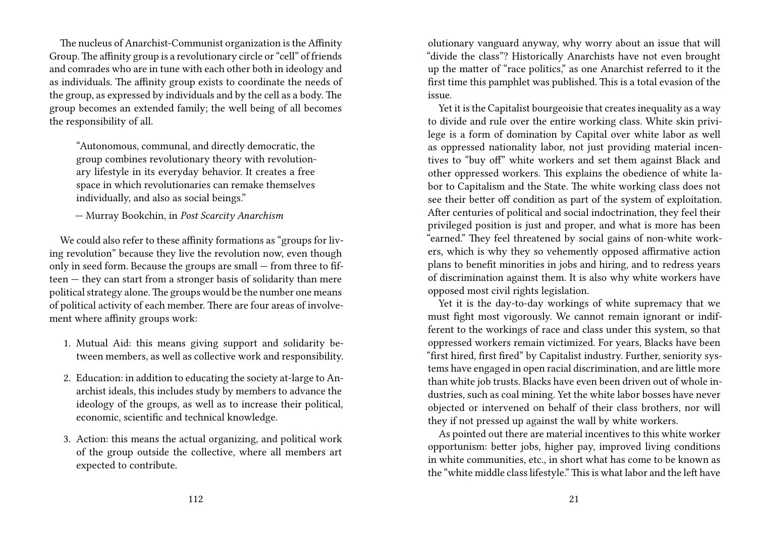The nucleus of Anarchist-Communist organization is the Affinity Group. The affinity group is a revolutionary circle or "cell" of friends and comrades who are in tune with each other both in ideology and as individuals. The affinity group exists to coordinate the needs of the group, as expressed by individuals and by the cell as a body. The group becomes an extended family; the well being of all becomes the responsibility of all.

> "Autonomous, communal, and directly democratic, the group combines revolutionary theory with revolutionary lifestyle in its everyday behavior. It creates a free space in which revolutionaries can remake themselves individually, and also as social beings."
>
> — Murray Bookchin, in *Post Scarcity Anarchism*

We could also refer to these affinity formations as "groups for living revolution" because they live the revolution now, even though only in seed form. Because the groups are small — from three to fifteen — they can start from a stronger basis of solidarity than mere political strategy alone. The groups would be the number one means of political activity of each member. There are four areas of involvement where affinity groups work:

1. Mutual Aid: this means giving support and solidarity between members, as well as collective work and responsibility.
2. Education: in addition to educating the society at-large to Anarchist ideals, this includes study by members to advance the ideology of the groups, as well as to increase their political, economic, scientific and technical knowledge.
3. Action: this means the actual organizing, and political work of the group outside the collective, where all members art expected to contribute.

olutionary vanguard anyway, why worry about an issue that will "divide the class"? Historically Anarchists have not even brought up the matter of "race politics," as one Anarchist referred to it the first time this pamphlet was published. This is a total evasion of the issue.

Yet it is the Capitalist bourgeoisie that creates inequality as a way to divide and rule over the entire working class. White skin privilege is a form of domination by Capital over white labor as well as oppressed nationality labor, not just providing material incentives to "buy off" white workers and set them against Black and other oppressed workers. This explains the obedience of white labor to Capitalism and the State. The white working class does not see their better off condition as part of the system of exploitation. After centuries of political and social indoctrination, they feel their privileged position is just and proper, and what is more has been "earned." They feel threatened by social gains of non-white workers, which is why they so vehemently opposed affirmative action plans to benefit minorities in jobs and hiring, and to redress years of discrimination against them. It is also why white workers have opposed most civil rights legislation.

Yet it is the day-to-day workings of white supremacy that we must fight most vigorously. We cannot remain ignorant or indifferent to the workings of race and class under this system, so that oppressed workers remain victimized. For years, Blacks have been "first hired, first fired" by Capitalist industry. Further, seniority systems have engaged in open racial discrimination, and are little more than white job trusts. Blacks have even been driven out of whole industries, such as coal mining. Yet the white labor bosses have never objected or intervened on behalf of their class brothers, nor will they if not pressed up against the wall by white workers.

As pointed out there are material incentives to this white worker opportunism: better jobs, higher pay, improved living conditions in white communities, etc., in short what has come to be known as the "white middle class lifestyle." This is what labor and the left have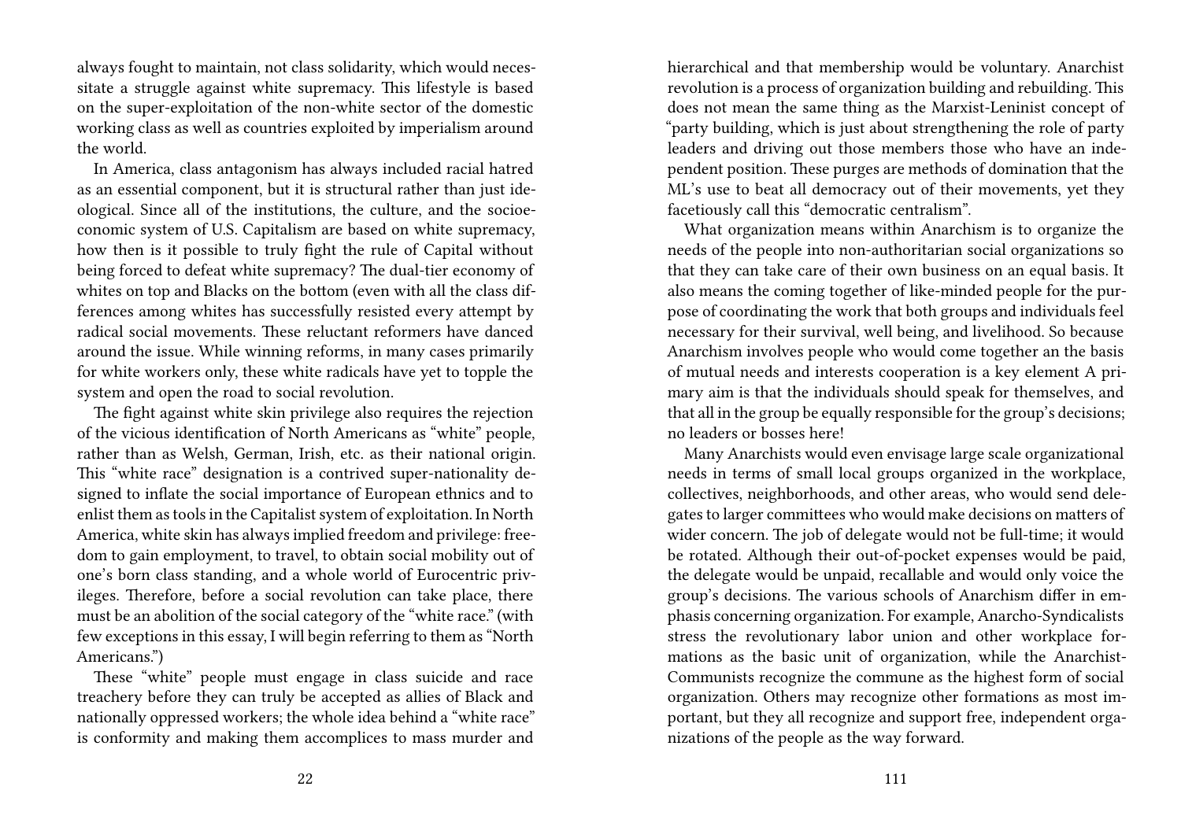always fought to maintain, not class solidarity, which would necessitate a struggle against white supremacy. This lifestyle is based on the super-exploitation of the non-white sector of the domestic working class as well as countries exploited by imperialism around the world.

In America, class antagonism has always included racial hatred as an essential component, but it is structural rather than just ideological. Since all of the institutions, the culture, and the socioeconomic system of U.S. Capitalism are based on white supremacy, how then is it possible to truly fight the rule of Capital without being forced to defeat white supremacy? The dual-tier economy of whites on top and Blacks on the bottom (even with all the class differences among whites has successfully resisted every attempt by radical social movements. These reluctant reformers have danced around the issue. While winning reforms, in many cases primarily for white workers only, these white radicals have yet to topple the system and open the road to social revolution.

The fight against white skin privilege also requires the rejection of the vicious identification of North Americans as "white" people, rather than as Welsh, German, Irish, etc. as their national origin. This "white race" designation is a contrived super-nationality designed to inflate the social importance of European ethnics and to enlist them as tools in the Capitalist system of exploitation. In North America, white skin has always implied freedom and privilege: freedom to gain employment, to travel, to obtain social mobility out of one's born class standing, and a whole world of Eurocentric privileges. Therefore, before a social revolution can take place, there must be an abolition of the social category of the "white race." (with few exceptions in this essay, I will begin referring to them as "North Americans.")

These "white" people must engage in class suicide and race treachery before they can truly be accepted as allies of Black and nationally oppressed workers; the whole idea behind a "white race" is conformity and making them accomplices to mass murder and

hierarchical and that membership would be voluntary. Anarchist revolution is a process of organization building and rebuilding. This does not mean the same thing as the Marxist-Leninist concept of "party building, which is just about strengthening the role of party leaders and driving out those members those who have an independent position. These purges are methods of domination that the ML's use to beat all democracy out of their movements, yet they facetiously call this "democratic centralism".

What organization means within Anarchism is to organize the needs of the people into non-authoritarian social organizations so that they can take care of their own business on an equal basis. It also means the coming together of like-minded people for the purpose of coordinating the work that both groups and individuals feel necessary for their survival, well being, and livelihood. So because Anarchism involves people who would come together an the basis of mutual needs and interests cooperation is a key element A primary aim is that the individuals should speak for themselves, and that all in the group be equally responsible for the group's decisions; no leaders or bosses here!

Many Anarchists would even envisage large scale organizational needs in terms of small local groups organized in the workplace, collectives, neighborhoods, and other areas, who would send delegates to larger committees who would make decisions on matters of wider concern. The job of delegate would not be full-time; it would be rotated. Although their out-of-pocket expenses would be paid, the delegate would be unpaid, recallable and would only voice the group's decisions. The various schools of Anarchism differ in emphasis concerning organization. For example, Anarcho-Syndicalists stress the revolutionary labor union and other workplace formations as the basic unit of organization, while the Anarchist-Communists recognize the commune as the highest form of social organization. Others may recognize other formations as most important, but they all recognize and support free, independent organizations of the people as the way forward.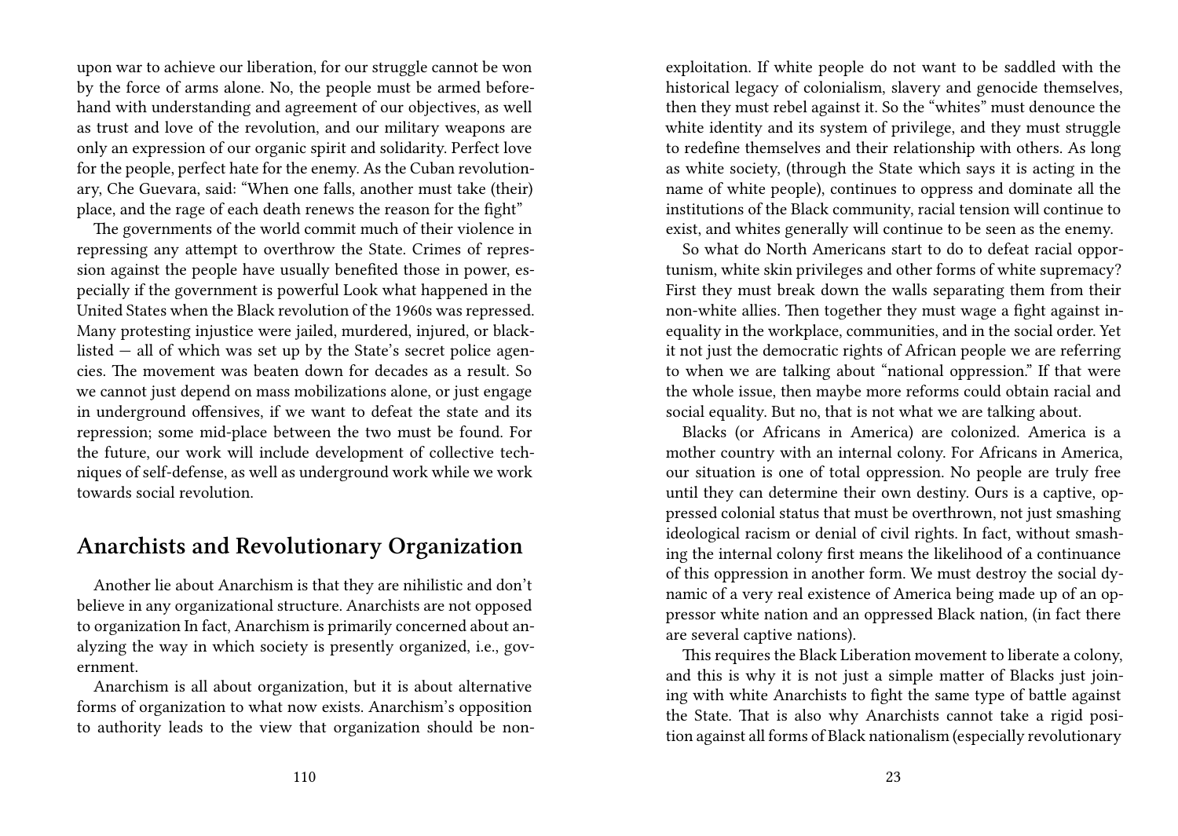upon war to achieve our liberation, for our struggle cannot be won by the force of arms alone. No, the people must be armed beforehand with understanding and agreement of our objectives, as well as trust and love of the revolution, and our military weapons are only an expression of our organic spirit and solidarity. Perfect love for the people, perfect hate for the enemy. As the Cuban revolutionary, Che Guevara, said: "When one falls, another must take (their) place, and the rage of each death renews the reason for the fight"

The governments of the world commit much of their violence in repressing any attempt to overthrow the State. Crimes of repression against the people have usually benefited those in power, especially if the government is powerful Look what happened in the United States when the Black revolution of the 1960s was repressed. Many protesting injustice were jailed, murdered, injured, or blacklisted — all of which was set up by the State's secret police agencies. The movement was beaten down for decades as a result. So we cannot just depend on mass mobilizations alone, or just engage in underground offensives, if we want to defeat the state and its repression; some mid-place between the two must be found. For the future, our work will include development of collective techniques of self-defense, as well as underground work while we work towards social revolution.

## Anarchists and Revolutionary Organization

Another lie about Anarchism is that they are nihilistic and don't believe in any organizational structure. Anarchists are not opposed to organization In fact, Anarchism is primarily concerned about analyzing the way in which society is presently organized, i.e., government.

Anarchism is all about organization, but it is about alternative forms of organization to what now exists. Anarchism's opposition to authority leads to the view that organization should be non-

exploitation. If white people do not want to be saddled with the historical legacy of colonialism, slavery and genocide themselves, then they must rebel against it. So the "whites" must denounce the white identity and its system of privilege, and they must struggle to redefine themselves and their relationship with others. As long as white society, (through the State which says it is acting in the name of white people), continues to oppress and dominate all the institutions of the Black community, racial tension will continue to exist, and whites generally will continue to be seen as the enemy.

So what do North Americans start to do to defeat racial opportunism, white skin privileges and other forms of white supremacy? First they must break down the walls separating them from their non-white allies. Then together they must wage a fight against inequality in the workplace, communities, and in the social order. Yet it not just the democratic rights of African people we are referring to when we are talking about "national oppression." If that were the whole issue, then maybe more reforms could obtain racial and social equality. But no, that is not what we are talking about.

Blacks (or Africans in America) are colonized. America is a mother country with an internal colony. For Africans in America, our situation is one of total oppression. No people are truly free until they can determine their own destiny. Ours is a captive, oppressed colonial status that must be overthrown, not just smashing ideological racism or denial of civil rights. In fact, without smashing the internal colony first means the likelihood of a continuance of this oppression in another form. We must destroy the social dynamic of a very real existence of America being made up of an oppressor white nation and an oppressed Black nation, (in fact there are several captive nations).

This requires the Black Liberation movement to liberate a colony, and this is why it is not just a simple matter of Blacks just joining with white Anarchists to fight the same type of battle against the State. That is also why Anarchists cannot take a rigid position against all forms of Black nationalism (especially revolutionary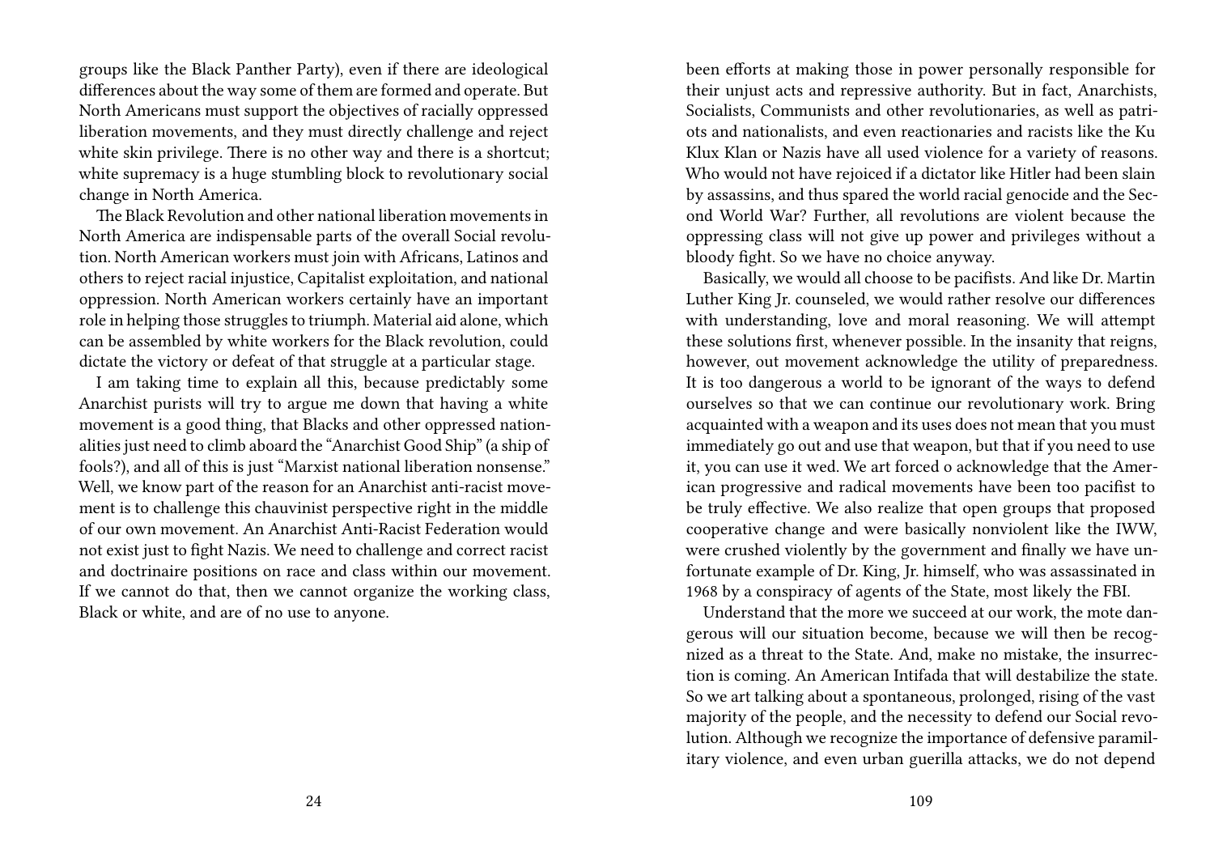groups like the Black Panther Party), even if there are ideological differences about the way some of them are formed and operate. But North Americans must support the objectives of racially oppressed liberation movements, and they must directly challenge and reject white skin privilege. There is no other way and there is a shortcut; white supremacy is a huge stumbling block to revolutionary social change in North America.

The Black Revolution and other national liberation movements in North America are indispensable parts of the overall Social revolution. North American workers must join with Africans, Latinos and others to reject racial injustice, Capitalist exploitation, and national oppression. North American workers certainly have an important role in helping those struggles to triumph. Material aid alone, which can be assembled by white workers for the Black revolution, could dictate the victory or defeat of that struggle at a particular stage.

I am taking time to explain all this, because predictably some Anarchist purists will try to argue me down that having a white movement is a good thing, that Blacks and other oppressed nationalities just need to climb aboard the "Anarchist Good Ship" (a ship of fools?), and all of this is just "Marxist national liberation nonsense." Well, we know part of the reason for an Anarchist anti-racist movement is to challenge this chauvinist perspective right in the middle of our own movement. An Anarchist Anti-Racist Federation would not exist just to fight Nazis. We need to challenge and correct racist and doctrinaire positions on race and class within our movement. If we cannot do that, then we cannot organize the working class, Black or white, and are of no use to anyone.

been efforts at making those in power personally responsible for their unjust acts and repressive authority. But in fact, Anarchists, Socialists, Communists and other revolutionaries, as well as patriots and nationalists, and even reactionaries and racists like the Ku Klux Klan or Nazis have all used violence for a variety of reasons. Who would not have rejoiced if a dictator like Hitler had been slain by assassins, and thus spared the world racial genocide and the Second World War? Further, all revolutions are violent because the oppressing class will not give up power and privileges without a bloody fight. So we have no choice anyway.

Basically, we would all choose to be pacifists. And like Dr. Martin Luther King Jr. counseled, we would rather resolve our differences with understanding, love and moral reasoning. We will attempt these solutions first, whenever possible. In the insanity that reigns, however, out movement acknowledge the utility of preparedness. It is too dangerous a world to be ignorant of the ways to defend ourselves so that we can continue our revolutionary work. Bring acquainted with a weapon and its uses does not mean that you must immediately go out and use that weapon, but that if you need to use it, you can use it wed. We art forced o acknowledge that the American progressive and radical movements have been too pacifist to be truly effective. We also realize that open groups that proposed cooperative change and were basically nonviolent like the IWW, were crushed violently by the government and finally we have unfortunate example of Dr. King, Jr. himself, who was assassinated in 1968 by a conspiracy of agents of the State, most likely the FBI.

Understand that the more we succeed at our work, the mote dangerous will our situation become, because we will then be recognized as a threat to the State. And, make no mistake, the insurrection is coming. An American Intifada that will destabilize the state. So we art talking about a spontaneous, prolonged, rising of the vast majority of the people, and the necessity to defend our Social revolution. Although we recognize the importance of defensive paramilitary violence, and even urban guerilla attacks, we do not depend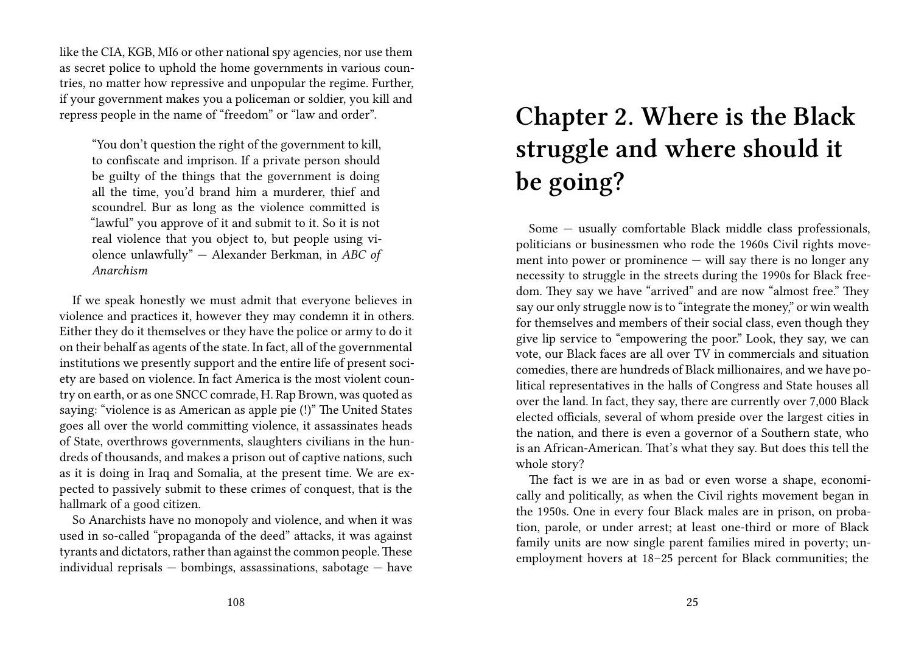like the CIA, KGB, MI6 or other national spy agencies, nor use them as secret police to uphold the home governments in various countries, no matter how repressive and unpopular the regime. Further, if your government makes you a policeman or soldier, you kill and repress people in the name of "freedom" or "law and order".

> "You don't question the right of the government to kill, to confiscate and imprison. If a private person should be guilty of the things that the government is doing all the time, you'd brand him a murderer, thief and scoundrel. Bur as long as the violence committed is "lawful" you approve of it and submit to it. So it is not real violence that you object to, but people using violence unlawfully" — Alexander Berkman, in *ABC of Anarchism*

If we speak honestly we must admit that everyone believes in violence and practices it, however they may condemn it in others. Either they do it themselves or they have the police or army to do it on their behalf as agents of the state. In fact, all of the governmental institutions we presently support and the entire life of present society are based on violence. In fact America is the most violent country on earth, or as one SNCC comrade, H. Rap Brown, was quoted as saying: "violence is as American as apple pie (!)" The United States goes all over the world committing violence, it assassinates heads of State, overthrows governments, slaughters civilians in the hundreds of thousands, and makes a prison out of captive nations, such as it is doing in Iraq and Somalia, at the present time. We are expected to passively submit to these crimes of conquest, that is the hallmark of a good citizen.

So Anarchists have no monopoly and violence, and when it was used in so-called "propaganda of the deed" attacks, it was against tyrants and dictators, rather than against the common people. These individual reprisals — bombings, assassinations, sabotage — have

# Chapter 2. Where is the Black struggle and where should it be going?

Some — usually comfortable Black middle class professionals, politicians or businessmen who rode the 1960s Civil rights movement into power or prominence — will say there is no longer any necessity to struggle in the streets during the 1990s for Black freedom. They say we have "arrived" and are now "almost free." They say our only struggle now is to "integrate the money," or win wealth for themselves and members of their social class, even though they give lip service to "empowering the poor." Look, they say, we can vote, our Black faces are all over TV in commercials and situation comedies, there are hundreds of Black millionaires, and we have political representatives in the halls of Congress and State houses all over the land. In fact, they say, there are currently over 7,000 Black elected officials, several of whom preside over the largest cities in the nation, and there is even a governor of a Southern state, who is an African-American. That's what they say. But does this tell the whole story?

The fact is we are in as bad or even worse a shape, economically and politically, as when the Civil rights movement began in the 1950s. One in every four Black males are in prison, on probation, parole, or under arrest; at least one-third or more of Black family units are now single parent families mired in poverty; unemployment hovers at 18–25 percent for Black communities; the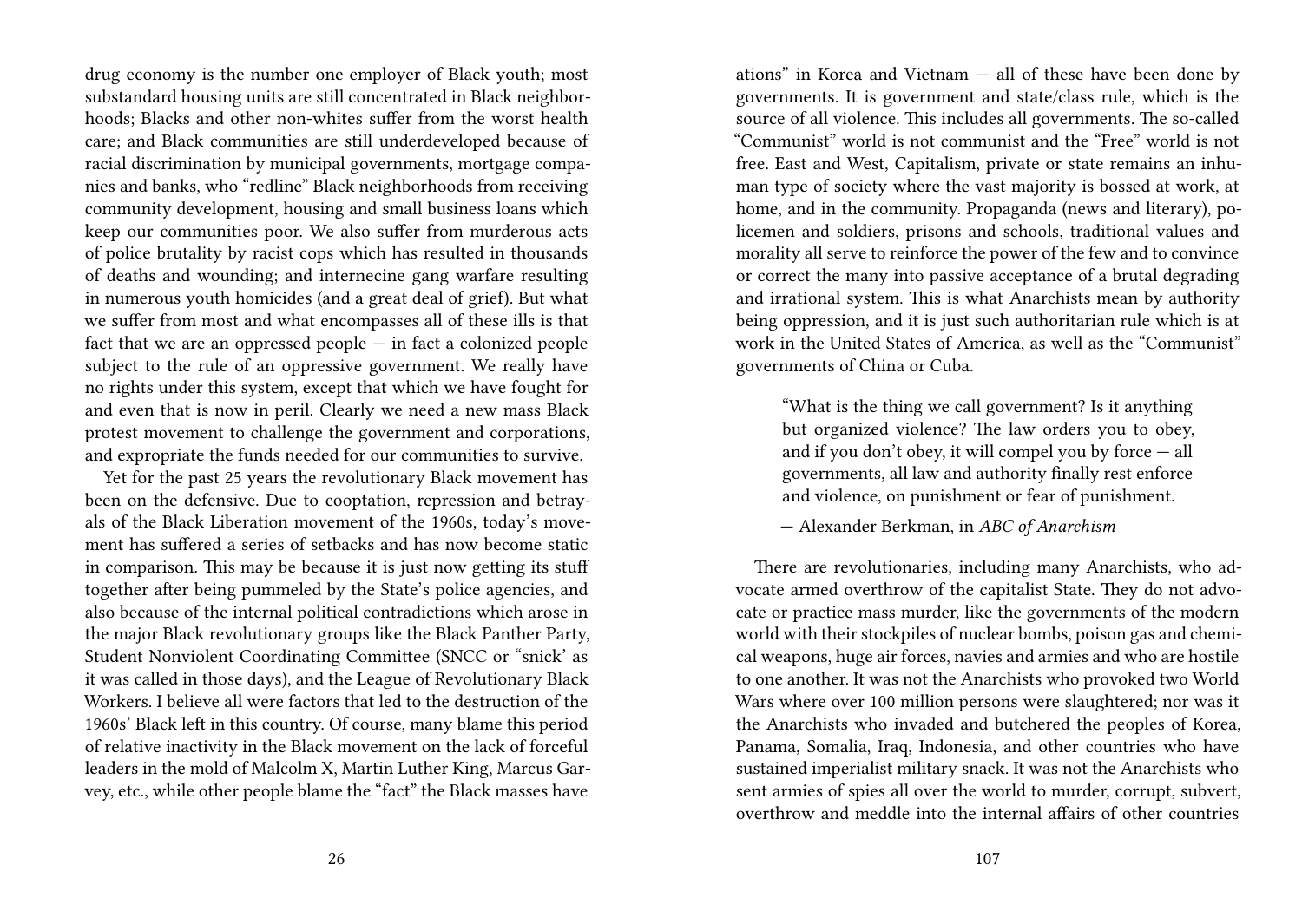drug economy is the number one employer of Black youth; most substandard housing units are still concentrated in Black neighborhoods; Blacks and other non-whites suffer from the worst health care; and Black communities are still underdeveloped because of racial discrimination by municipal governments, mortgage companies and banks, who "redline" Black neighborhoods from receiving community development, housing and small business loans which keep our communities poor. We also suffer from murderous acts of police brutality by racist cops which has resulted in thousands of deaths and wounding; and internecine gang warfare resulting in numerous youth homicides (and a great deal of grief). But what we suffer from most and what encompasses all of these ills is that fact that we are an oppressed people — in fact a colonized people subject to the rule of an oppressive government. We really have no rights under this system, except that which we have fought for and even that is now in peril. Clearly we need a new mass Black protest movement to challenge the government and corporations, and expropriate the funds needed for our communities to survive.

Yet for the past 25 years the revolutionary Black movement has been on the defensive. Due to cooptation, repression and betrayals of the Black Liberation movement of the 1960s, today's movement has suffered a series of setbacks and has now become static in comparison. This may be because it is just now getting its stuff together after being pummeled by the State's police agencies, and also because of the internal political contradictions which arose in the major Black revolutionary groups like the Black Panther Party, Student Nonviolent Coordinating Committee (SNCC or "snick' as it was called in those days), and the League of Revolutionary Black Workers. I believe all were factors that led to the destruction of the 1960s' Black left in this country. Of course, many blame this period of relative inactivity in the Black movement on the lack of forceful leaders in the mold of Malcolm X, Martin Luther King, Marcus Garvey, etc., while other people blame the "fact" the Black masses have

ations" in Korea and Vietnam — all of these have been done by governments. It is government and state/class rule, which is the source of all violence. This includes all governments. The so-called "Communist" world is not communist and the "Free" world is not free. East and West, Capitalism, private or state remains an inhuman type of society where the vast majority is bossed at work, at home, and in the community. Propaganda (news and literary), policemen and soldiers, prisons and schools, traditional values and morality all serve to reinforce the power of the few and to convince or correct the many into passive acceptance of a brutal degrading and irrational system. This is what Anarchists mean by authority being oppression, and it is just such authoritarian rule which is at work in the United States of America, as well as the "Communist" governments of China or Cuba.

> "What is the thing we call government? Is it anything but organized violence? The law orders you to obey, and if you don't obey, it will compel you by force — all governments, all law and authority finally rest enforce and violence, on punishment or fear of punishment.
>
> — Alexander Berkman, in *ABC of Anarchism*

There are revolutionaries, including many Anarchists, who advocate armed overthrow of the capitalist State. They do not advocate or practice mass murder, like the governments of the modern world with their stockpiles of nuclear bombs, poison gas and chemical weapons, huge air forces, navies and armies and who are hostile to one another. It was not the Anarchists who provoked two World Wars where over 100 million persons were slaughtered; nor was it the Anarchists who invaded and butchered the peoples of Korea, Panama, Somalia, Iraq, Indonesia, and other countries who have sustained imperialist military snack. It was not the Anarchists who sent armies of spies all over the world to murder, corrupt, subvert, overthrow and meddle into the internal affairs of other countries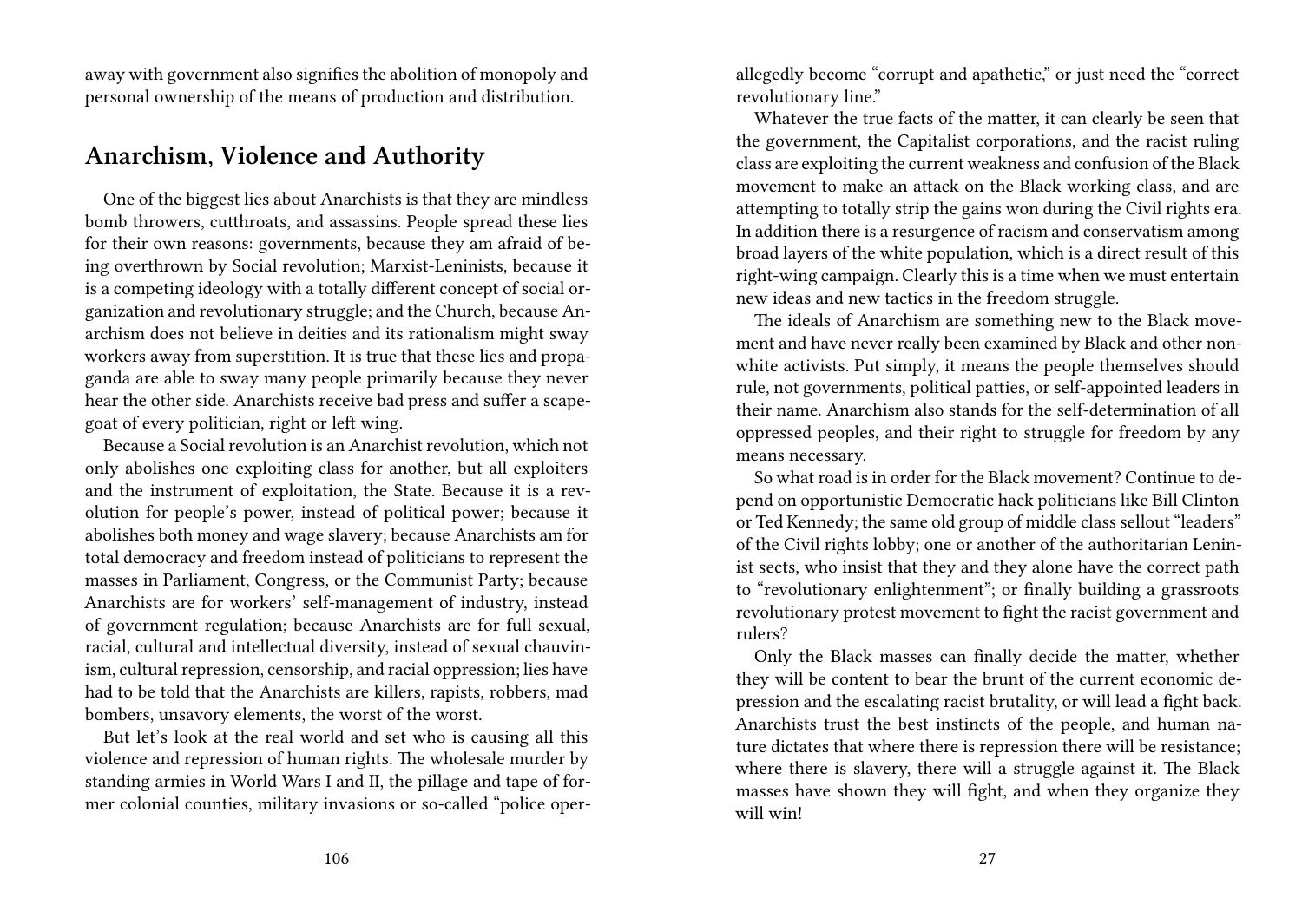away with government also signifies the abolition of monopoly and personal ownership of the means of production and distribution.

## Anarchism, Violence and Authority

One of the biggest lies about Anarchists is that they are mindless bomb throwers, cutthroats, and assassins. People spread these lies for their own reasons: governments, because they am afraid of being overthrown by Social revolution; Marxist-Leninists, because it is a competing ideology with a totally different concept of social organization and revolutionary struggle; and the Church, because Anarchism does not believe in deities and its rationalism might sway workers away from superstition. It is true that these lies and propaganda are able to sway many people primarily because they never hear the other side. Anarchists receive bad press and suffer a scapegoat of every politician, right or left wing.

Because a Social revolution is an Anarchist revolution, which not only abolishes one exploiting class for another, but all exploiters and the instrument of exploitation, the State. Because it is a revolution for people's power, instead of political power; because it abolishes both money and wage slavery; because Anarchists am for total democracy and freedom instead of politicians to represent the masses in Parliament, Congress, or the Communist Party; because Anarchists are for workers' self-management of industry, instead of government regulation; because Anarchists are for full sexual, racial, cultural and intellectual diversity, instead of sexual chauvinism, cultural repression, censorship, and racial oppression; lies have had to be told that the Anarchists are killers, rapists, robbers, mad bombers, unsavory elements, the worst of the worst.

But let's look at the real world and set who is causing all this violence and repression of human rights. The wholesale murder by standing armies in World Wars I and II, the pillage and tape of former colonial counties, military invasions or so-called "police oper-

allegedly become "corrupt and apathetic," or just need the "correct revolutionary line."

Whatever the true facts of the matter, it can clearly be seen that the government, the Capitalist corporations, and the racist ruling class are exploiting the current weakness and confusion of the Black movement to make an attack on the Black working class, and are attempting to totally strip the gains won during the Civil rights era. In addition there is a resurgence of racism and conservatism among broad layers of the white population, which is a direct result of this right-wing campaign. Clearly this is a time when we must entertain new ideas and new tactics in the freedom struggle.

The ideals of Anarchism are something new to the Black movement and have never really been examined by Black and other nonwhite activists. Put simply, it means the people themselves should rule, not governments, political patties, or self-appointed leaders in their name. Anarchism also stands for the self-determination of all oppressed peoples, and their right to struggle for freedom by any means necessary.

So what road is in order for the Black movement? Continue to depend on opportunistic Democratic hack politicians like Bill Clinton or Ted Kennedy; the same old group of middle class sellout "leaders" of the Civil rights lobby; one or another of the authoritarian Leninist sects, who insist that they and they alone have the correct path to "revolutionary enlightenment"; or finally building a grassroots revolutionary protest movement to fight the racist government and rulers?

Only the Black masses can finally decide the matter, whether they will be content to bear the brunt of the current economic depression and the escalating racist brutality, or will lead a fight back. Anarchists trust the best instincts of the people, and human nature dictates that where there is repression there will be resistance; where there is slavery, there will a struggle against it. The Black masses have shown they will fight, and when they organize they will win!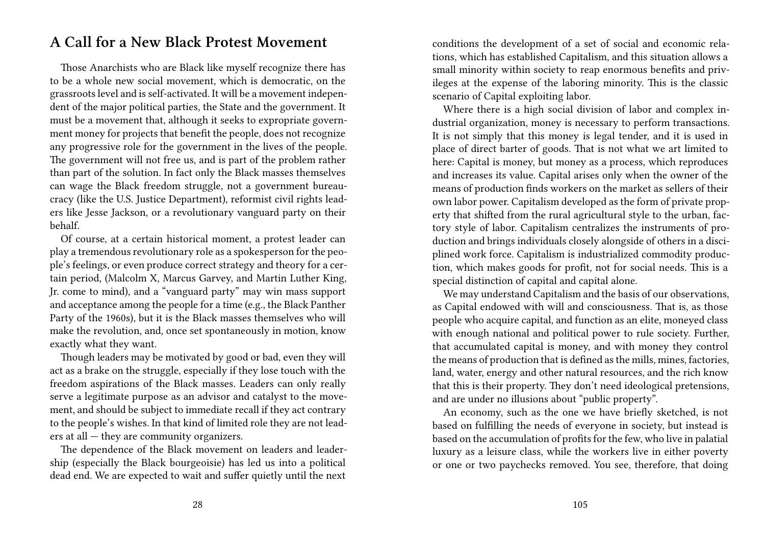## A Call for a New Black Protest Movement

Those Anarchists who are Black like myself recognize there has to be a whole new social movement, which is democratic, on the grassroots level and is self-activated. It will be a movement independent of the major political parties, the State and the government. It must be a movement that, although it seeks to expropriate government money for projects that benefit the people, does not recognize any progressive role for the government in the lives of the people. The government will not free us, and is part of the problem rather than part of the solution. In fact only the Black masses themselves can wage the Black freedom struggle, not a government bureaucracy (like the U.S. Justice Department), reformist civil rights leaders like Jesse Jackson, or a revolutionary vanguard party on their behalf.

Of course, at a certain historical moment, a protest leader can play a tremendous revolutionary role as a spokesperson for the people's feelings, or even produce correct strategy and theory for a certain period, (Malcolm X, Marcus Garvey, and Martin Luther King, Jr. come to mind), and a "vanguard party" may win mass support and acceptance among the people for a time (e.g., the Black Panther Party of the 1960s), but it is the Black masses themselves who will make the revolution, and, once set spontaneously in motion, know exactly what they want.

Though leaders may be motivated by good or bad, even they will act as a brake on the struggle, especially if they lose touch with the freedom aspirations of the Black masses. Leaders can only really serve a legitimate purpose as an advisor and catalyst to the movement, and should be subject to immediate recall if they act contrary to the people's wishes. In that kind of limited role they are not leaders at all — they are community organizers.

The dependence of the Black movement on leaders and leadership (especially the Black bourgeoisie) has led us into a political dead end. We are expected to wait and suffer quietly until the next

conditions the development of a set of social and economic relations, which has established Capitalism, and this situation allows a small minority within society to reap enormous benefits and privileges at the expense of the laboring minority. This is the classic scenario of Capital exploiting labor.

Where there is a high social division of labor and complex industrial organization, money is necessary to perform transactions. It is not simply that this money is legal tender, and it is used in place of direct barter of goods. That is not what we art limited to here: Capital is money, but money as a process, which reproduces and increases its value. Capital arises only when the owner of the means of production finds workers on the market as sellers of their own labor power. Capitalism developed as the form of private property that shifted from the rural agricultural style to the urban, factory style of labor. Capitalism centralizes the instruments of production and brings individuals closely alongside of others in a disciplined work force. Capitalism is industrialized commodity production, which makes goods for profit, not for social needs. This is a special distinction of capital and capital alone.

We may understand Capitalism and the basis of our observations, as Capital endowed with will and consciousness. That is, as those people who acquire capital, and function as an elite, moneyed class with enough national and political power to rule society. Further, that accumulated capital is money, and with money they control the means of production that is defined as the mills, mines, factories, land, water, energy and other natural resources, and the rich know that this is their property. They don't need ideological pretensions, and are under no illusions about "public property".

An economy, such as the one we have briefly sketched, is not based on fulfilling the needs of everyone in society, but instead is based on the accumulation of profits for the few, who live in palatial luxury as a leisure class, while the workers live in either poverty or one or two paychecks removed. You see, therefore, that doing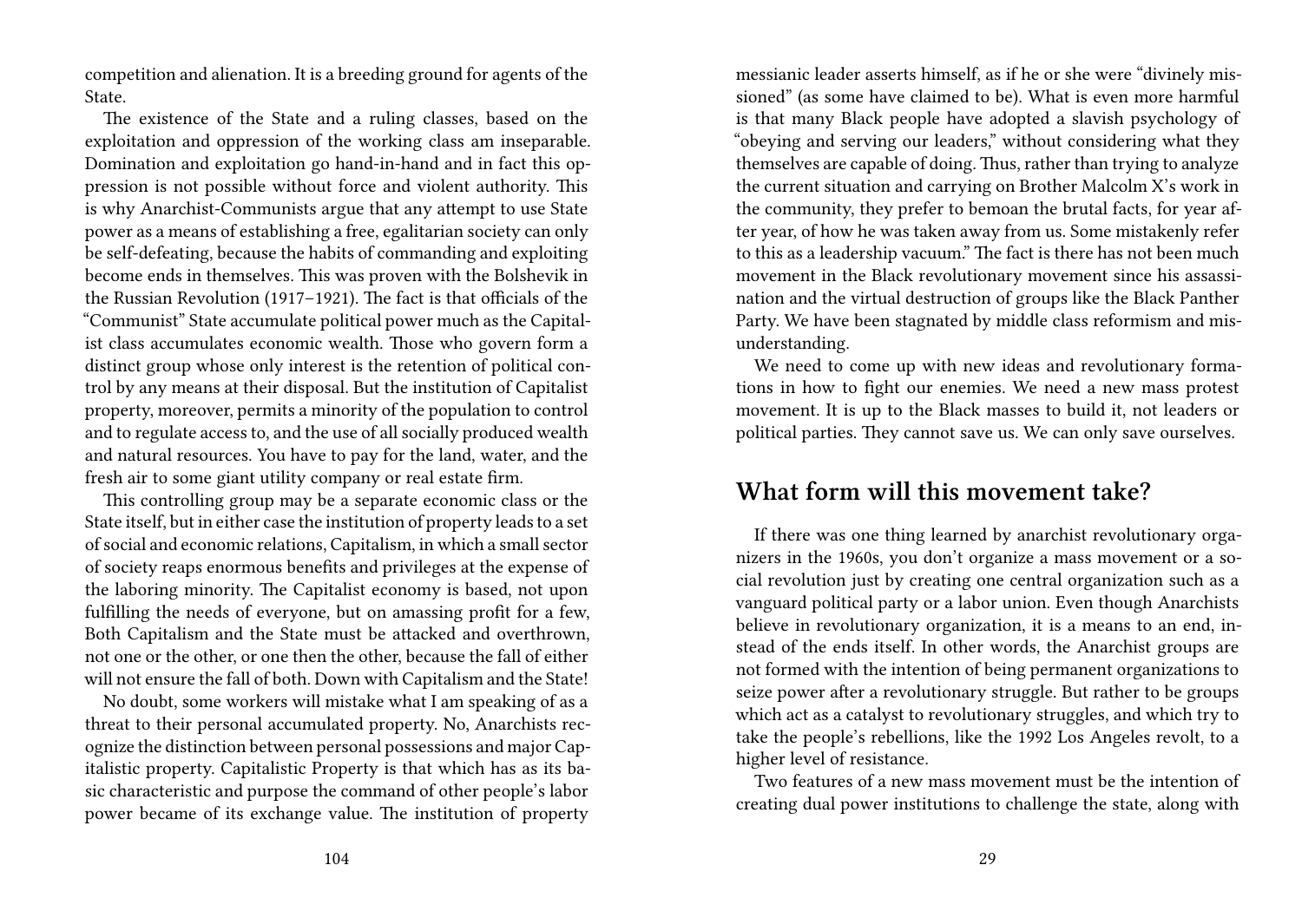competition and alienation. It is a breeding ground for agents of the State.

The existence of the State and a ruling classes, based on the exploitation and oppression of the working class am inseparable. Domination and exploitation go hand-in-hand and in fact this oppression is not possible without force and violent authority. This is why Anarchist-Communists argue that any attempt to use State power as a means of establishing a free, egalitarian society can only be self-defeating, because the habits of commanding and exploiting become ends in themselves. This was proven with the Bolshevik in the Russian Revolution (1917–1921). The fact is that officials of the "Communist" State accumulate political power much as the Capitalist class accumulates economic wealth. Those who govern form a distinct group whose only interest is the retention of political control by any means at their disposal. But the institution of Capitalist property, moreover, permits a minority of the population to control and to regulate access to, and the use of all socially produced wealth and natural resources. You have to pay for the land, water, and the fresh air to some giant utility company or real estate firm.

This controlling group may be a separate economic class or the State itself, but in either case the institution of property leads to a set of social and economic relations, Capitalism, in which a small sector of society reaps enormous benefits and privileges at the expense of the laboring minority. The Capitalist economy is based, not upon fulfilling the needs of everyone, but on amassing profit for a few, Both Capitalism and the State must be attacked and overthrown, not one or the other, or one then the other, because the fall of either will not ensure the fall of both. Down with Capitalism and the State!

No doubt, some workers will mistake what I am speaking of as a threat to their personal accumulated property. No, Anarchists recognize the distinction between personal possessions and major Capitalistic property. Capitalistic Property is that which has as its basic characteristic and purpose the command of other people's labor power became of its exchange value. The institution of property

messianic leader asserts himself, as if he or she were "divinely missioned" (as some have claimed to be). What is even more harmful is that many Black people have adopted a slavish psychology of "obeying and serving our leaders," without considering what they themselves are capable of doing. Thus, rather than trying to analyze the current situation and carrying on Brother Malcolm X's work in the community, they prefer to bemoan the brutal facts, for year after year, of how he was taken away from us. Some mistakenly refer to this as a leadership vacuum." The fact is there has not been much movement in the Black revolutionary movement since his assassination and the virtual destruction of groups like the Black Panther Party. We have been stagnated by middle class reformism and misunderstanding.

We need to come up with new ideas and revolutionary formations in how to fight our enemies. We need a new mass protest movement. It is up to the Black masses to build it, not leaders or political parties. They cannot save us. We can only save ourselves.

## What form will this movement take?

If there was one thing learned by anarchist revolutionary organizers in the 1960s, you don't organize a mass movement or a social revolution just by creating one central organization such as a vanguard political party or a labor union. Even though Anarchists believe in revolutionary organization, it is a means to an end, instead of the ends itself. In other words, the Anarchist groups are not formed with the intention of being permanent organizations to seize power after a revolutionary struggle. But rather to be groups which act as a catalyst to revolutionary struggles, and which try to take the people's rebellions, like the 1992 Los Angeles revolt, to a higher level of resistance.

Two features of a new mass movement must be the intention of creating dual power institutions to challenge the state, along with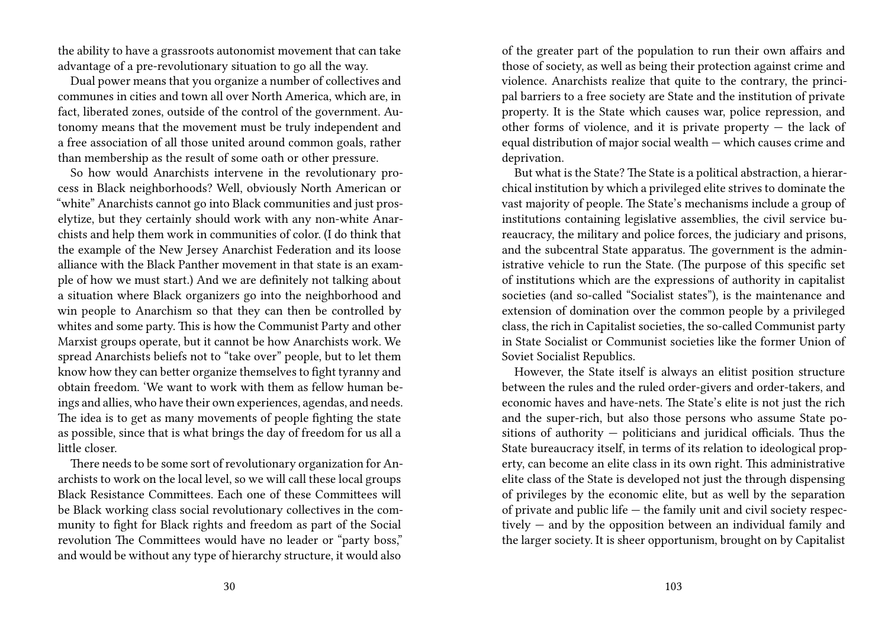the ability to have a grassroots autonomist movement that can take advantage of a pre-revolutionary situation to go all the way.

Dual power means that you organize a number of collectives and communes in cities and town all over North America, which are, in fact, liberated zones, outside of the control of the government. Autonomy means that the movement must be truly independent and a free association of all those united around common goals, rather than membership as the result of some oath or other pressure.

So how would Anarchists intervene in the revolutionary process in Black neighborhoods? Well, obviously North American or "white" Anarchists cannot go into Black communities and just proselytize, but they certainly should work with any non-white Anarchists and help them work in communities of color. (I do think that the example of the New Jersey Anarchist Federation and its loose alliance with the Black Panther movement in that state is an example of how we must start.) And we are definitely not talking about a situation where Black organizers go into the neighborhood and win people to Anarchism so that they can then be controlled by whites and some party. This is how the Communist Party and other Marxist groups operate, but it cannot be how Anarchists work. We spread Anarchists beliefs not to "take over" people, but to let them know how they can better organize themselves to fight tyranny and obtain freedom. 'We want to work with them as fellow human beings and allies, who have their own experiences, agendas, and needs. The idea is to get as many movements of people fighting the state as possible, since that is what brings the day of freedom for us all a little closer.

There needs to be some sort of revolutionary organization for Anarchists to work on the local level, so we will call these local groups Black Resistance Committees. Each one of these Committees will be Black working class social revolutionary collectives in the community to fight for Black rights and freedom as part of the Social revolution The Committees would have no leader or "party boss," and would be without any type of hierarchy structure, it would also

of the greater part of the population to run their own affairs and those of society, as well as being their protection against crime and violence. Anarchists realize that quite to the contrary, the principal barriers to a free society are State and the institution of private property. It is the State which causes war, police repression, and other forms of violence, and it is private property — the lack of equal distribution of major social wealth — which causes crime and deprivation.

But what is the State? The State is a political abstraction, a hierarchical institution by which a privileged elite strives to dominate the vast majority of people. The State's mechanisms include a group of institutions containing legislative assemblies, the civil service bureaucracy, the military and police forces, the judiciary and prisons, and the subcentral State apparatus. The government is the administrative vehicle to run the State. (The purpose of this specific set of institutions which are the expressions of authority in capitalist societies (and so-called "Socialist states"), is the maintenance and extension of domination over the common people by a privileged class, the rich in Capitalist societies, the so-called Communist party in State Socialist or Communist societies like the former Union of Soviet Socialist Republics.

However, the State itself is always an elitist position structure between the rules and the ruled order-givers and order-takers, and economic haves and have-nets. The State's elite is not just the rich and the super-rich, but also those persons who assume State positions of authority — politicians and juridical officials. Thus the State bureaucracy itself, in terms of its relation to ideological property, can become an elite class in its own right. This administrative elite class of the State is developed not just the through dispensing of privileges by the economic elite, but as well by the separation of private and public life — the family unit and civil society respectively — and by the opposition between an individual family and the larger society. It is sheer opportunism, brought on by Capitalist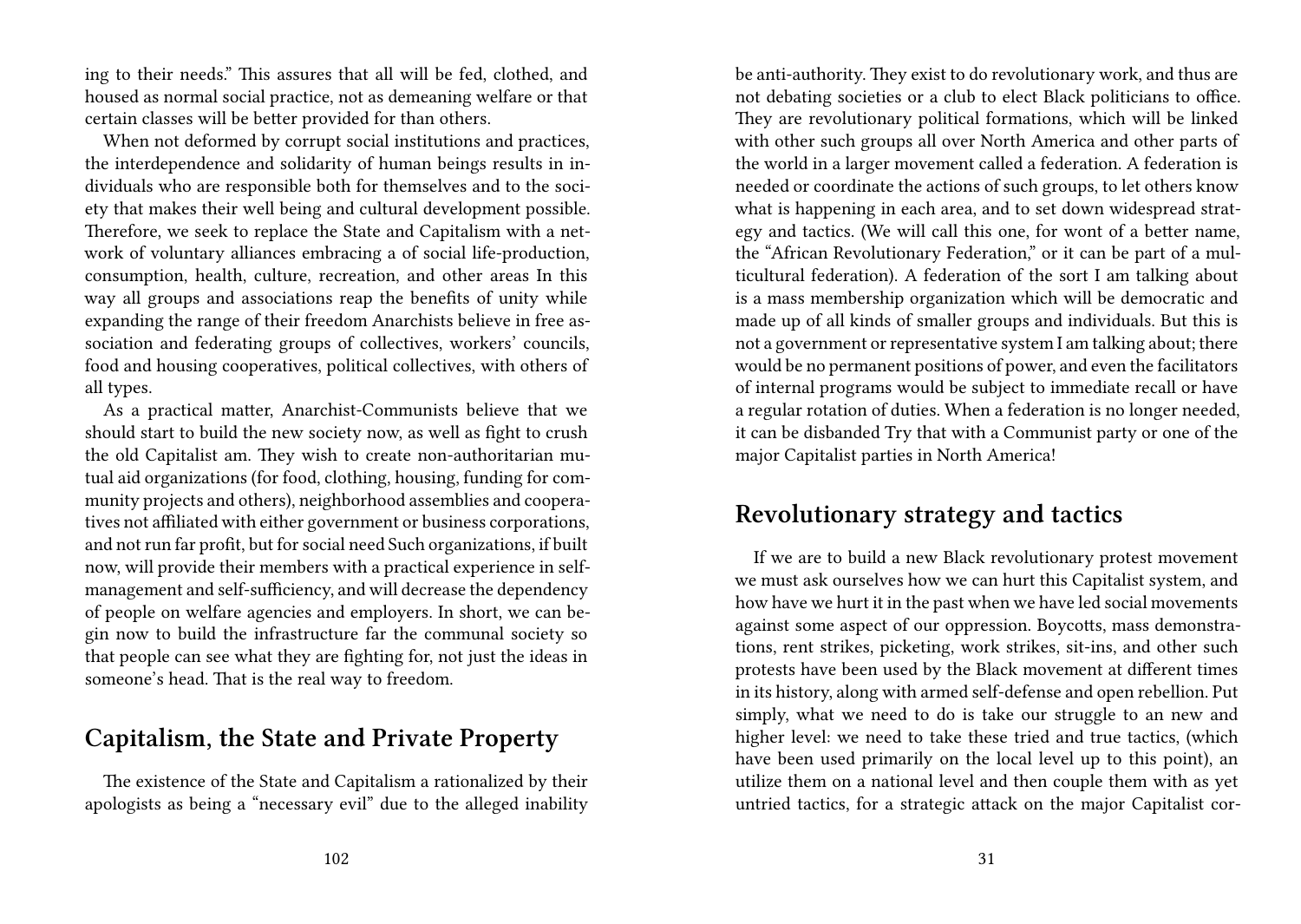ing to their needs." This assures that all will be fed, clothed, and housed as normal social practice, not as demeaning welfare or that certain classes will be better provided for than others.

When not deformed by corrupt social institutions and practices, the interdependence and solidarity of human beings results in individuals who are responsible both for themselves and to the society that makes their well being and cultural development possible. Therefore, we seek to replace the State and Capitalism with a network of voluntary alliances embracing a of social life-production, consumption, health, culture, recreation, and other areas In this way all groups and associations reap the benefits of unity while expanding the range of their freedom Anarchists believe in free association and federating groups of collectives, workers' councils, food and housing cooperatives, political collectives, with others of all types.

As a practical matter, Anarchist-Communists believe that we should start to build the new society now, as well as fight to crush the old Capitalist am. They wish to create non-authoritarian mutual aid organizations (for food, clothing, housing, funding for community projects and others), neighborhood assemblies and cooperatives not affiliated with either government or business corporations, and not run far profit, but for social need Such organizations, if built now, will provide their members with a practical experience in self-management and self-sufficiency, and will decrease the dependency of people on welfare agencies and employers. In short, we can begin now to build the infrastructure far the communal society so that people can see what they are fighting for, not just the ideas in someone's head. That is the real way to freedom.

## Capitalism, the State and Private Property

The existence of the State and Capitalism a rationalized by their apologists as being a "necessary evil" due to the alleged inability

be anti-authority. They exist to do revolutionary work, and thus are not debating societies or a club to elect Black politicians to office. They are revolutionary political formations, which will be linked with other such groups all over North America and other parts of the world in a larger movement called a federation. A federation is needed or coordinate the actions of such groups, to let others know what is happening in each area, and to set down widespread strategy and tactics. (We will call this one, for wont of a better name, the "African Revolutionary Federation," or it can be part of a multicultural federation). A federation of the sort I am talking about is a mass membership organization which will be democratic and made up of all kinds of smaller groups and individuals. But this is not a government or representative system I am talking about; there would be no permanent positions of power, and even the facilitators of internal programs would be subject to immediate recall or have a regular rotation of duties. When a federation is no longer needed, it can be disbanded Try that with a Communist party or one of the major Capitalist parties in North America!

## Revolutionary strategy and tactics

If we are to build a new Black revolutionary protest movement we must ask ourselves how we can hurt this Capitalist system, and how have we hurt it in the past when we have led social movements against some aspect of our oppression. Boycotts, mass demonstrations, rent strikes, picketing, work strikes, sit-ins, and other such protests have been used by the Black movement at different times in its history, along with armed self-defense and open rebellion. Put simply, what we need to do is take our struggle to an new and higher level: we need to take these tried and true tactics, (which have been used primarily on the local level up to this point), an utilize them on a national level and then couple them with as yet untried tactics, for a strategic attack on the major Capitalist cor-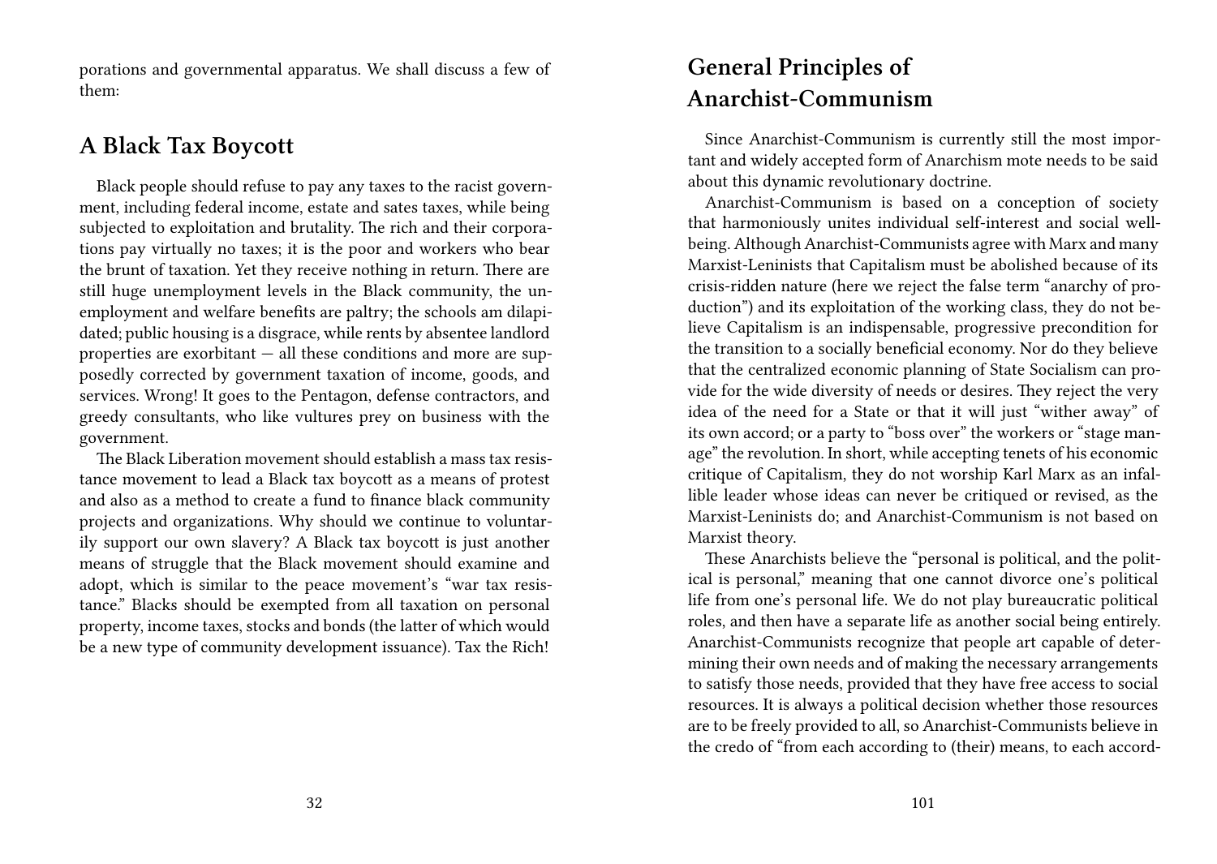porations and governmental apparatus. We shall discuss a few of them:

## A Black Tax Boycott

Black people should refuse to pay any taxes to the racist government, including federal income, estate and sates taxes, while being subjected to exploitation and brutality. The rich and their corporations pay virtually no taxes; it is the poor and workers who bear the brunt of taxation. Yet they receive nothing in return. There are still huge unemployment levels in the Black community, the unemployment and welfare benefits are paltry; the schools am dilapidated; public housing is a disgrace, while rents by absentee landlord properties are exorbitant — all these conditions and more are supposedly corrected by government taxation of income, goods, and services. Wrong! It goes to the Pentagon, defense contractors, and greedy consultants, who like vultures prey on business with the government.

The Black Liberation movement should establish a mass tax resistance movement to lead a Black tax boycott as a means of protest and also as a method to create a fund to finance black community projects and organizations. Why should we continue to voluntarily support our own slavery? A Black tax boycott is just another means of struggle that the Black movement should examine and adopt, which is similar to the peace movement's "war tax resistance." Blacks should be exempted from all taxation on personal property, income taxes, stocks and bonds (the latter of which would be a new type of community development issuance). Tax the Rich!

## General Principles of Anarchist-Communism

Since Anarchist-Communism is currently still the most important and widely accepted form of Anarchism mote needs to be said about this dynamic revolutionary doctrine.

Anarchist-Communism is based on a conception of society that harmoniously unites individual self-interest and social well-being. Although Anarchist-Communists agree with Marx and many Marxist-Leninists that Capitalism must be abolished because of its crisis-ridden nature (here we reject the false term "anarchy of production") and its exploitation of the working class, they do not believe Capitalism is an indispensable, progressive precondition for the transition to a socially beneficial economy. Nor do they believe that the centralized economic planning of State Socialism can provide for the wide diversity of needs or desires. They reject the very idea of the need for a State or that it will just "wither away" of its own accord; or a party to "boss over" the workers or "stage manage" the revolution. In short, while accepting tenets of his economic critique of Capitalism, they do not worship Karl Marx as an infallible leader whose ideas can never be critiqued or revised, as the Marxist-Leninists do; and Anarchist-Communism is not based on Marxist theory.

These Anarchists believe the "personal is political, and the political is personal," meaning that one cannot divorce one's political life from one's personal life. We do not play bureaucratic political roles, and then have a separate life as another social being entirely. Anarchist-Communists recognize that people art capable of determining their own needs and of making the necessary arrangements to satisfy those needs, provided that they have free access to social resources. It is always a political decision whether those resources are to be freely provided to all, so Anarchist-Communists believe in the credo of "from each according to (their) means, to each accord-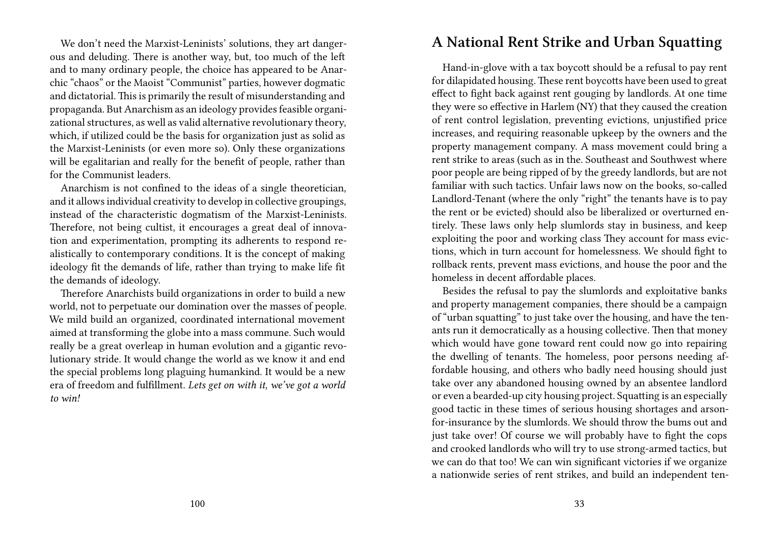We don't need the Marxist-Leninists' solutions, they art dangerous and deluding. There is another way, but, too much of the left and to many ordinary people, the choice has appeared to be Anarchic "chaos" or the Maoist "Communist" parties, however dogmatic and dictatorial. This is primarily the result of misunderstanding and propaganda. But Anarchism as an ideology provides feasible organizational structures, as well as valid alternative revolutionary theory, which, if utilized could be the basis for organization just as solid as the Marxist-Leninists (or even more so). Only these organizations will be egalitarian and really for the benefit of people, rather than for the Communist leaders.

Anarchism is not confined to the ideas of a single theoretician, and it allows individual creativity to develop in collective groupings, instead of the characteristic dogmatism of the Marxist-Leninists. Therefore, not being cultist, it encourages a great deal of innovation and experimentation, prompting its adherents to respond realistically to contemporary conditions. It is the concept of making ideology fit the demands of life, rather than trying to make life fit the demands of ideology.

Therefore Anarchists build organizations in order to build a new world, not to perpetuate our domination over the masses of people. We mild build an organized, coordinated international movement aimed at transforming the globe into a mass commune. Such would really be a great overleap in human evolution and a gigantic revolutionary stride. It would change the world as we know it and end the special problems long plaguing humankind. It would be a new era of freedom and fulfillment. *Lets get on with it, we've got a world to win!*

## A National Rent Strike and Urban Squatting

Hand-in-glove with a tax boycott should be a refusal to pay rent for dilapidated housing. These rent boycotts have been used to great effect to fight back against rent gouging by landlords. At one time they were so effective in Harlem (NY) that they caused the creation of rent control legislation, preventing evictions, unjustified price increases, and requiring reasonable upkeep by the owners and the property management company. A mass movement could bring a rent strike to areas (such as in the. Southeast and Southwest where poor people are being ripped of by the greedy landlords, but are not familiar with such tactics. Unfair laws now on the books, so-called Landlord-Tenant (where the only "right" the tenants have is to pay the rent or be evicted) should also be liberalized or overturned entirely. These laws only help slumlords stay in business, and keep exploiting the poor and working class They account for mass evictions, which in turn account for homelessness. We should fight to rollback rents, prevent mass evictions, and house the poor and the homeless in decent affordable places.

Besides the refusal to pay the slumlords and exploitative banks and property management companies, there should be a campaign of "urban squatting" to just take over the housing, and have the tenants run it democratically as a housing collective. Then that money which would have gone toward rent could now go into repairing the dwelling of tenants. The homeless, poor persons needing affordable housing, and others who badly need housing should just take over any abandoned housing owned by an absentee landlord or even a bearded-up city housing project. Squatting is an especially good tactic in these times of serious housing shortages and arson-for-insurance by the slumlords. We should throw the bums out and just take over! Of course we will probably have to fight the cops and crooked landlords who will try to use strong-armed tactics, but we can do that too! We can win significant victories if we organize a nationwide series of rent strikes, and build an independent ten-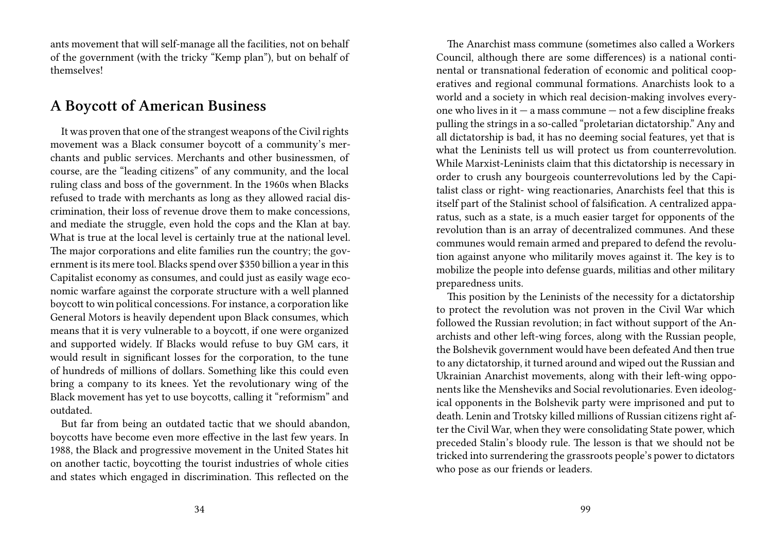ants movement that will self-manage all the facilities, not on behalf of the government (with the tricky "Kemp plan"), but on behalf of themselves!

## A Boycott of American Business

It was proven that one of the strangest weapons of the Civil rights movement was a Black consumer boycott of a community's merchants and public services. Merchants and other businessmen, of course, are the "leading citizens" of any community, and the local ruling class and boss of the government. In the 1960s when Blacks refused to trade with merchants as long as they allowed racial discrimination, their loss of revenue drove them to make concessions, and mediate the struggle, even hold the cops and the Klan at bay. What is true at the local level is certainly true at the national level. The major corporations and elite families run the country; the government is its mere tool. Blacks spend over $350 billion a year in this Capitalist economy as consumes, and could just as easily wage economic warfare against the corporate structure with a well planned boycott to win political concessions. For instance, a corporation like General Motors is heavily dependent upon Black consumes, which means that it is very vulnerable to a boycott, if one were organized and supported widely. If Blacks would refuse to buy GM cars, it would result in significant losses for the corporation, to the tune of hundreds of millions of dollars. Something like this could even bring a company to its knees. Yet the revolutionary wing of the Black movement has yet to use boycotts, calling it "reformism" and outdated.

But far from being an outdated tactic that we should abandon, boycotts have become even more effective in the last few years. In 1988, the Black and progressive movement in the United States hit on another tactic, boycotting the tourist industries of whole cities and states which engaged in discrimination. This reflected on the

The Anarchist mass commune (sometimes also called a Workers Council, although there are some differences) is a national continental or transnational federation of economic and political cooperatives and regional communal formations. Anarchists look to a world and a society in which real decision-making involves everyone who lives in it — a mass commune — not a few discipline freaks pulling the strings in a so-called "proletarian dictatorship." Any and all dictatorship is bad, it has no deeming social features, yet that is what the Leninists tell us will protect us from counterrevolution. While Marxist-Leninists claim that this dictatorship is necessary in order to crush any bourgeois counterrevolutions led by the Capitalist class or right- wing reactionaries, Anarchists feel that this is itself part of the Stalinist school of falsification. A centralized apparatus, such as a state, is a much easier target for opponents of the revolution than is an array of decentralized communes. And these communes would remain armed and prepared to defend the revolution against anyone who militarily moves against it. The key is to mobilize the people into defense guards, militias and other military preparedness units.

This position by the Leninists of the necessity for a dictatorship to protect the revolution was not proven in the Civil War which followed the Russian revolution; in fact without support of the Anarchists and other left-wing forces, along with the Russian people, the Bolshevik government would have been defeated And then true to any dictatorship, it turned around and wiped out the Russian and Ukrainian Anarchist movements, along with their left-wing opponents like the Mensheviks and Social revolutionaries. Even ideological opponents in the Bolshevik party were imprisoned and put to death. Lenin and Trotsky killed millions of Russian citizens right after the Civil War, when they were consolidating State power, which preceded Stalin's bloody rule. The lesson is that we should not be tricked into surrendering the grassroots people's power to dictators who pose as our friends or leaders.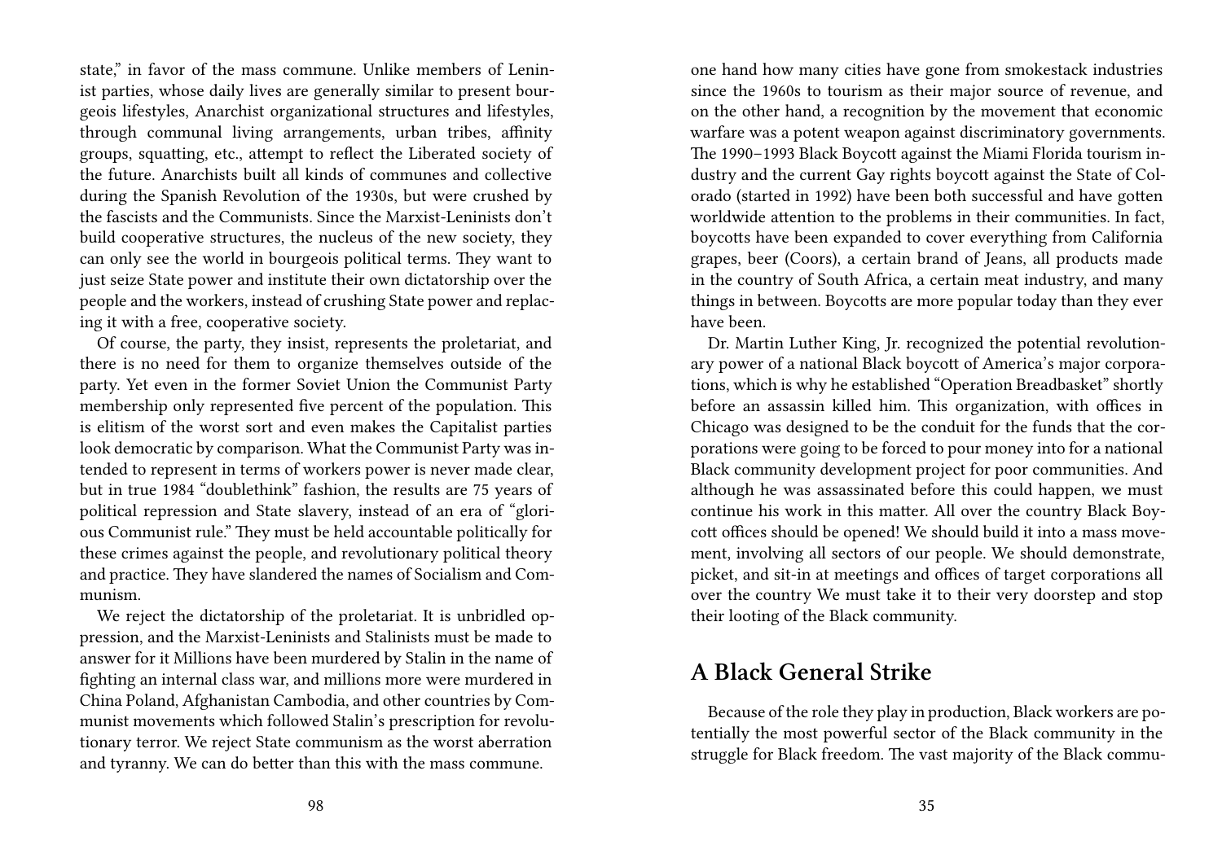state," in favor of the mass commune. Unlike members of Leninist parties, whose daily lives are generally similar to present bourgeois lifestyles, Anarchist organizational structures and lifestyles, through communal living arrangements, urban tribes, affinity groups, squatting, etc., attempt to reflect the Liberated society of the future. Anarchists built all kinds of communes and collective during the Spanish Revolution of the 1930s, but were crushed by the fascists and the Communists. Since the Marxist-Leninists don't build cooperative structures, the nucleus of the new society, they can only see the world in bourgeois political terms. They want to just seize State power and institute their own dictatorship over the people and the workers, instead of crushing State power and replacing it with a free, cooperative society.

Of course, the party, they insist, represents the proletariat, and there is no need for them to organize themselves outside of the party. Yet even in the former Soviet Union the Communist Party membership only represented five percent of the population. This is elitism of the worst sort and even makes the Capitalist parties look democratic by comparison. What the Communist Party was intended to represent in terms of workers power is never made clear, but in true 1984 "doublethink" fashion, the results are 75 years of political repression and State slavery, instead of an era of "glorious Communist rule." They must be held accountable politically for these crimes against the people, and revolutionary political theory and practice. They have slandered the names of Socialism and Communism.

We reject the dictatorship of the proletariat. It is unbridled oppression, and the Marxist-Leninists and Stalinists must be made to answer for it Millions have been murdered by Stalin in the name of fighting an internal class war, and millions more were murdered in China Poland, Afghanistan Cambodia, and other countries by Communist movements which followed Stalin's prescription for revolutionary terror. We reject State communism as the worst aberration and tyranny. We can do better than this with the mass commune.

one hand how many cities have gone from smokestack industries since the 1960s to tourism as their major source of revenue, and on the other hand, a recognition by the movement that economic warfare was a potent weapon against discriminatory governments. The 1990–1993 Black Boycott against the Miami Florida tourism industry and the current Gay rights boycott against the State of Colorado (started in 1992) have been both successful and have gotten worldwide attention to the problems in their communities. In fact, boycotts have been expanded to cover everything from California grapes, beer (Coors), a certain brand of Jeans, all products made in the country of South Africa, a certain meat industry, and many things in between. Boycotts are more popular today than they ever have been.

Dr. Martin Luther King, Jr. recognized the potential revolutionary power of a national Black boycott of America's major corporations, which is why he established "Operation Breadbasket" shortly before an assassin killed him. This organization, with offices in Chicago was designed to be the conduit for the funds that the corporations were going to be forced to pour money into for a national Black community development project for poor communities. And although he was assassinated before this could happen, we must continue his work in this matter. All over the country Black Boycott offices should be opened! We should build it into a mass movement, involving all sectors of our people. We should demonstrate, picket, and sit-in at meetings and offices of target corporations all over the country We must take it to their very doorstep and stop their looting of the Black community.

## A Black General Strike

Because of the role they play in production, Black workers are potentially the most powerful sector of the Black community in the struggle for Black freedom. The vast majority of the Black commu-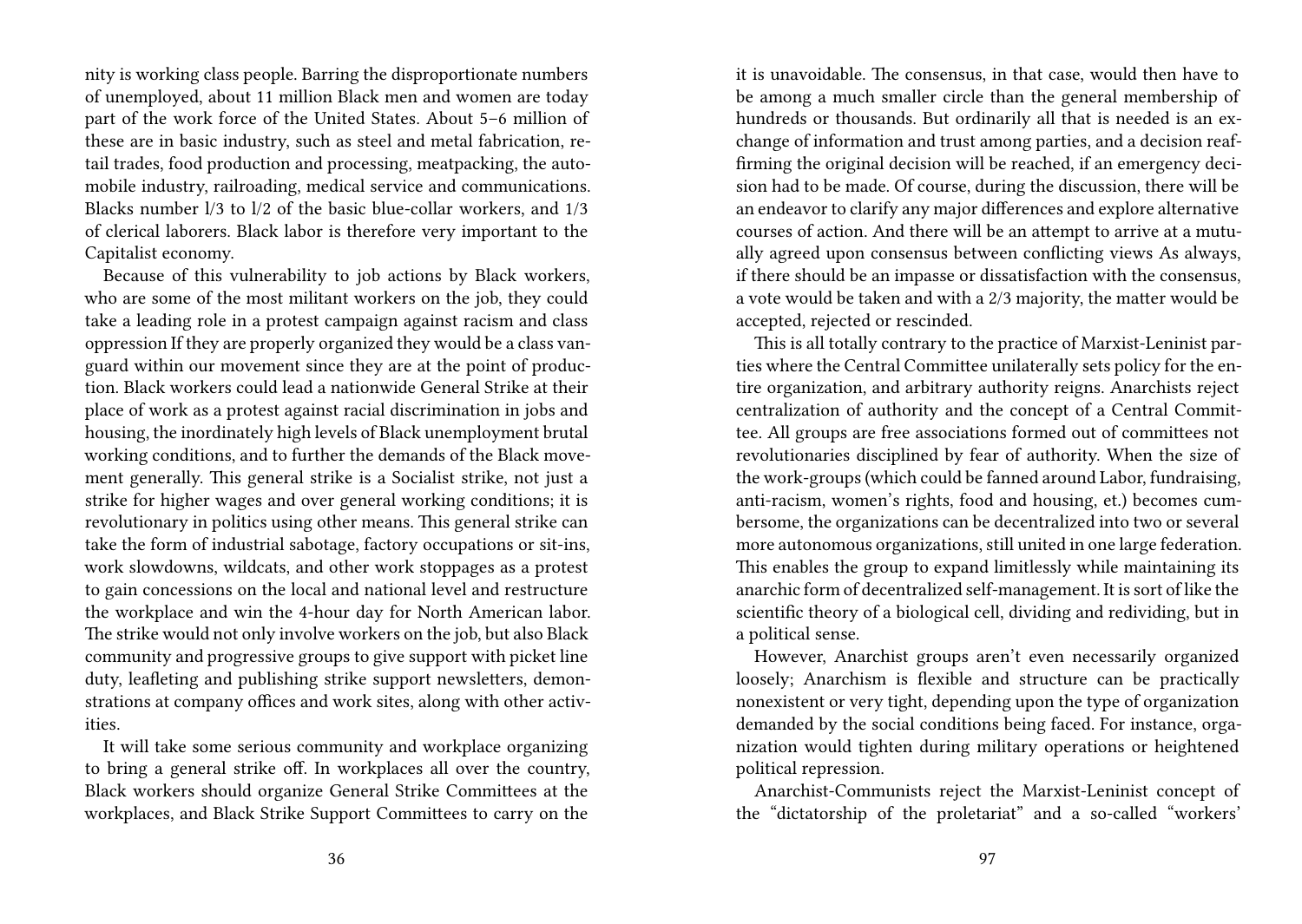nity is working class people. Barring the disproportionate numbers of unemployed, about 11 million Black men and women are today part of the work force of the United States. About 5–6 million of these are in basic industry, such as steel and metal fabrication, retail trades, food production and processing, meatpacking, the automobile industry, railroading, medical service and communications. Blacks number l/3 to l/2 of the basic blue-collar workers, and 1/3 of clerical laborers. Black labor is therefore very important to the Capitalist economy.

Because of this vulnerability to job actions by Black workers, who are some of the most militant workers on the job, they could take a leading role in a protest campaign against racism and class oppression If they are properly organized they would be a class vanguard within our movement since they are at the point of production. Black workers could lead a nationwide General Strike at their place of work as a protest against racial discrimination in jobs and housing, the inordinately high levels of Black unemployment brutal working conditions, and to further the demands of the Black movement generally. This general strike is a Socialist strike, not just a strike for higher wages and over general working conditions; it is revolutionary in politics using other means. This general strike can take the form of industrial sabotage, factory occupations or sit-ins, work slowdowns, wildcats, and other work stoppages as a protest to gain concessions on the local and national level and restructure the workplace and win the 4-hour day for North American labor. The strike would not only involve workers on the job, but also Black community and progressive groups to give support with picket line duty, leafleting and publishing strike support newsletters, demonstrations at company offices and work sites, along with other activities.

It will take some serious community and workplace organizing to bring a general strike off. In workplaces all over the country, Black workers should organize General Strike Committees at the workplaces, and Black Strike Support Committees to carry on the

it is unavoidable. The consensus, in that case, would then have to be among a much smaller circle than the general membership of hundreds or thousands. But ordinarily all that is needed is an exchange of information and trust among parties, and a decision reaffirming the original decision will be reached, if an emergency decision had to be made. Of course, during the discussion, there will be an endeavor to clarify any major differences and explore alternative courses of action. And there will be an attempt to arrive at a mutually agreed upon consensus between conflicting views As always, if there should be an impasse or dissatisfaction with the consensus, a vote would be taken and with a 2/3 majority, the matter would be accepted, rejected or rescinded.

This is all totally contrary to the practice of Marxist-Leninist parties where the Central Committee unilaterally sets policy for the entire organization, and arbitrary authority reigns. Anarchists reject centralization of authority and the concept of a Central Committee. All groups are free associations formed out of committees not revolutionaries disciplined by fear of authority. When the size of the work-groups (which could be fanned around Labor, fundraising, anti-racism, women's rights, food and housing, et.) becomes cumbersome, the organizations can be decentralized into two or several more autonomous organizations, still united in one large federation. This enables the group to expand limitlessly while maintaining its anarchic form of decentralized self-management. It is sort of like the scientific theory of a biological cell, dividing and redividing, but in a political sense.

However, Anarchist groups aren't even necessarily organized loosely; Anarchism is flexible and structure can be practically nonexistent or very tight, depending upon the type of organization demanded by the social conditions being faced. For instance, organization would tighten during military operations or heightened political repression.

Anarchist-Communists reject the Marxist-Leninist concept of the "dictatorship of the proletariat" and a so-called "workers'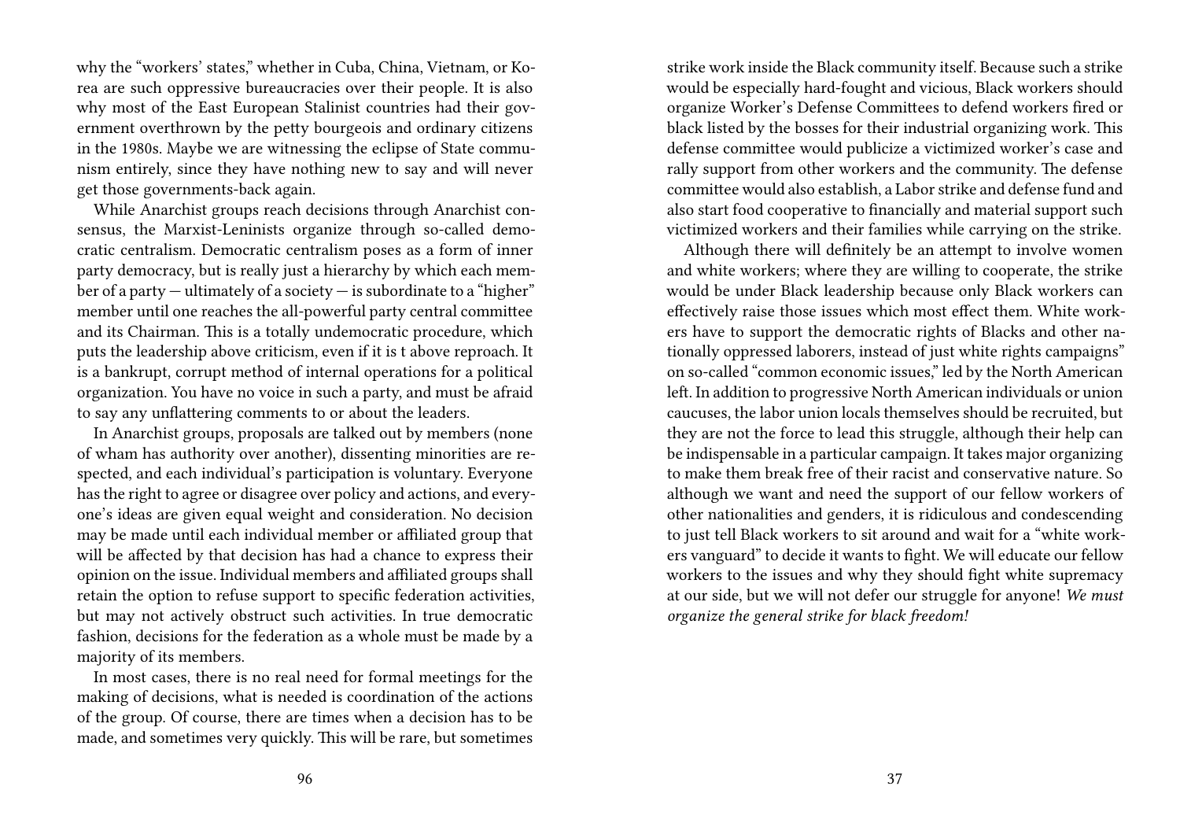why the "workers' states," whether in Cuba, China, Vietnam, or Korea are such oppressive bureaucracies over their people. It is also why most of the East European Stalinist countries had their government overthrown by the petty bourgeois and ordinary citizens in the 1980s. Maybe we are witnessing the eclipse of State communism entirely, since they have nothing new to say and will never get those governments-back again.

While Anarchist groups reach decisions through Anarchist consensus, the Marxist-Leninists organize through so-called democratic centralism. Democratic centralism poses as a form of inner party democracy, but is really just a hierarchy by which each member of a party — ultimately of a society — is subordinate to a "higher" member until one reaches the all-powerful party central committee and its Chairman. This is a totally undemocratic procedure, which puts the leadership above criticism, even if it is t above reproach. It is a bankrupt, corrupt method of internal operations for a political organization. You have no voice in such a party, and must be afraid to say any unflattering comments to or about the leaders.

In Anarchist groups, proposals are talked out by members (none of wham has authority over another), dissenting minorities are respected, and each individual's participation is voluntary. Everyone has the right to agree or disagree over policy and actions, and everyone's ideas are given equal weight and consideration. No decision may be made until each individual member or affiliated group that will be affected by that decision has had a chance to express their opinion on the issue. Individual members and affiliated groups shall retain the option to refuse support to specific federation activities, but may not actively obstruct such activities. In true democratic fashion, decisions for the federation as a whole must be made by a majority of its members.

In most cases, there is no real need for formal meetings for the making of decisions, what is needed is coordination of the actions of the group. Of course, there are times when a decision has to be made, and sometimes very quickly. This will be rare, but sometimes

strike work inside the Black community itself. Because such a strike would be especially hard-fought and vicious, Black workers should organize Worker's Defense Committees to defend workers fired or black listed by the bosses for their industrial organizing work. This defense committee would publicize a victimized worker's case and rally support from other workers and the community. The defense committee would also establish, a Labor strike and defense fund and also start food cooperative to financially and material support such victimized workers and their families while carrying on the strike.

Although there will definitely be an attempt to involve women and white workers; where they are willing to cooperate, the strike would be under Black leadership because only Black workers can effectively raise those issues which most effect them. White workers have to support the democratic rights of Blacks and other nationally oppressed laborers, instead of just white rights campaigns" on so-called "common economic issues," led by the North American left. In addition to progressive North American individuals or union caucuses, the labor union locals themselves should be recruited, but they are not the force to lead this struggle, although their help can be indispensable in a particular campaign. It takes major organizing to make them break free of their racist and conservative nature. So although we want and need the support of our fellow workers of other nationalities and genders, it is ridiculous and condescending to just tell Black workers to sit around and wait for a "white workers vanguard" to decide it wants to fight. We will educate our fellow workers to the issues and why they should fight white supremacy at our side, but we will not defer our struggle for anyone! *We must organize the general strike for black freedom!*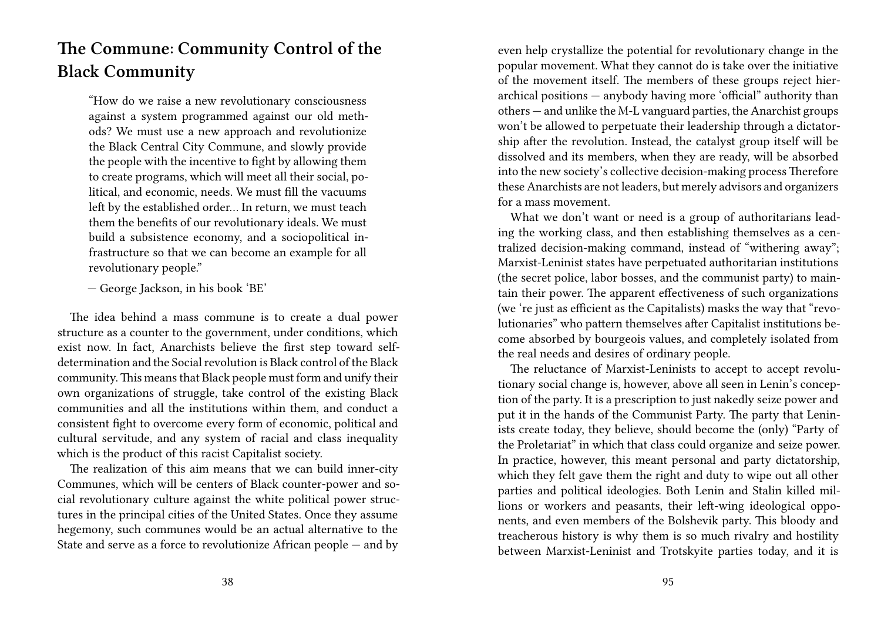## The Commune: Community Control of the Black Community

> "How do we raise a new revolutionary consciousness against a system programmed against our old methods? We must use a new approach and revolutionize the Black Central City Commune, and slowly provide the people with the incentive to fight by allowing them to create programs, which will meet all their social, political, and economic, needs. We must fill the vacuums left by the established order… In return, we must teach them the benefits of our revolutionary ideals. We must build a subsistence economy, and a sociopolitical infrastructure so that we can become an example for all revolutionary people."
>
> — George Jackson, in his book 'BE'

The idea behind a mass commune is to create a dual power structure as a counter to the government, under conditions, which exist now. In fact, Anarchists believe the first step toward self-determination and the Social revolution is Black control of the Black community. This means that Black people must form and unify their own organizations of struggle, take control of the existing Black communities and all the institutions within them, and conduct a consistent fight to overcome every form of economic, political and cultural servitude, and any system of racial and class inequality which is the product of this racist Capitalist society.

The realization of this aim means that we can build inner-city Communes, which will be centers of Black counter-power and social revolutionary culture against the white political power structures in the principal cities of the United States. Once they assume hegemony, such communes would be an actual alternative to the State and serve as a force to revolutionize African people — and by even help crystallize the potential for revolutionary change in the popular movement. What they cannot do is take over the initiative of the movement itself. The members of these groups reject hierarchical positions — anybody having more 'official" authority than others — and unlike the M-L vanguard parties, the Anarchist groups won't be allowed to perpetuate their leadership through a dictatorship after the revolution. Instead, the catalyst group itself will be dissolved and its members, when they are ready, will be absorbed into the new society's collective decision-making process Therefore these Anarchists are not leaders, but merely advisors and organizers for a mass movement.

What we don't want or need is a group of authoritarians leading the working class, and then establishing themselves as a centralized decision-making command, instead of "withering away"; Marxist-Leninist states have perpetuated authoritarian institutions (the secret police, labor bosses, and the communist party) to maintain their power. The apparent effectiveness of such organizations (we 're just as efficient as the Capitalists) masks the way that "revolutionaries" who pattern themselves after Capitalist institutions become absorbed by bourgeois values, and completely isolated from the real needs and desires of ordinary people.

The reluctance of Marxist-Leninists to accept to accept revolutionary social change is, however, above all seen in Lenin's conception of the party. It is a prescription to just nakedly seize power and put it in the hands of the Communist Party. The party that Leninists create today, they believe, should become the (only) "Party of the Proletariat" in which that class could organize and seize power. In practice, however, this meant personal and party dictatorship, which they felt gave them the right and duty to wipe out all other parties and political ideologies. Both Lenin and Stalin killed millions or workers and peasants, their left-wing ideological opponents, and even members of the Bolshevik party. This bloody and treacherous history is why them is so much rivalry and hostility between Marxist-Leninist and Trotskyite parties today, and it is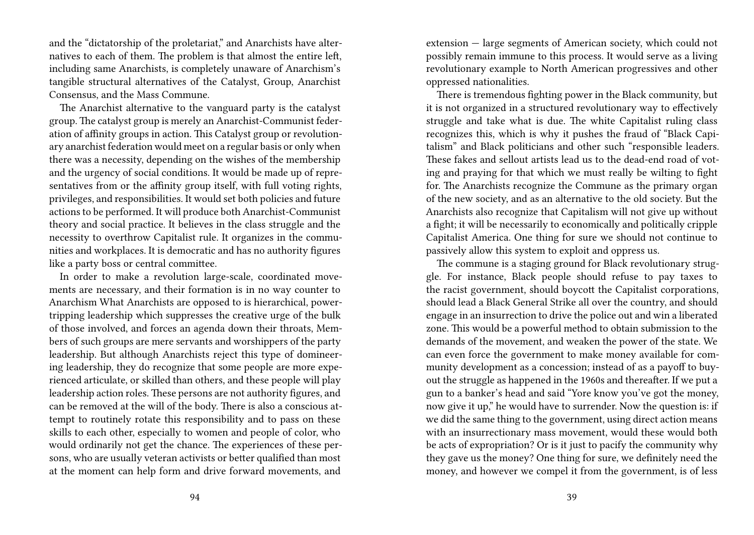and the "dictatorship of the proletariat," and Anarchists have alternatives to each of them. The problem is that almost the entire left, including same Anarchists, is completely unaware of Anarchism's tangible structural alternatives of the Catalyst, Group, Anarchist Consensus, and the Mass Commune.

The Anarchist alternative to the vanguard party is the catalyst group. The catalyst group is merely an Anarchist-Communist federation of affinity groups in action. This Catalyst group or revolutionary anarchist federation would meet on a regular basis or only when there was a necessity, depending on the wishes of the membership and the urgency of social conditions. It would be made up of representatives from or the affinity group itself, with full voting rights, privileges, and responsibilities. It would set both policies and future actions to be performed. It will produce both Anarchist-Communist theory and social practice. It believes in the class struggle and the necessity to overthrow Capitalist rule. It organizes in the communities and workplaces. It is democratic and has no authority figures like a party boss or central committee.

In order to make a revolution large-scale, coordinated movements are necessary, and their formation is in no way counter to Anarchism What Anarchists are opposed to is hierarchical, power-tripping leadership which suppresses the creative urge of the bulk of those involved, and forces an agenda down their throats, Members of such groups are mere servants and worshippers of the party leadership. But although Anarchists reject this type of domineering leadership, they do recognize that some people are more experienced articulate, or skilled than others, and these people will play leadership action roles. These persons are not authority figures, and can be removed at the will of the body. There is also a conscious attempt to routinely rotate this responsibility and to pass on these skills to each other, especially to women and people of color, who would ordinarily not get the chance. The experiences of these persons, who are usually veteran activists or better qualified than most at the moment can help form and drive forward movements, and

extension — large segments of American society, which could not possibly remain immune to this process. It would serve as a living revolutionary example to North American progressives and other oppressed nationalities.

There is tremendous fighting power in the Black community, but it is not organized in a structured revolutionary way to effectively struggle and take what is due. The white Capitalist ruling class recognizes this, which is why it pushes the fraud of "Black Capitalism" and Black politicians and other such "responsible leaders. These fakes and sellout artists lead us to the dead-end road of voting and praying for that which we must really be wilting to fight for. The Anarchists recognize the Commune as the primary organ of the new society, and as an alternative to the old society. But the Anarchists also recognize that Capitalism will not give up without a fight; it will be necessarily to economically and politically cripple Capitalist America. One thing for sure we should not continue to passively allow this system to exploit and oppress us.

The commune is a staging ground for Black revolutionary struggle. For instance, Black people should refuse to pay taxes to the racist government, should boycott the Capitalist corporations, should lead a Black General Strike all over the country, and should engage in an insurrection to drive the police out and win a liberated zone. This would be a powerful method to obtain submission to the demands of the movement, and weaken the power of the state. We can even force the government to make money available for community development as a concession; instead of as a payoff to buy-out the struggle as happened in the 1960s and thereafter. If we put a gun to a banker's head and said "Yore know you've got the money, now give it up," he would have to surrender. Now the question is: if we did the same thing to the government, using direct action means with an insurrectionary mass movement, would these would both be acts of expropriation? Or is it just to pacify the community why they gave us the money? One thing for sure, we definitely need the money, and however we compel it from the government, is of less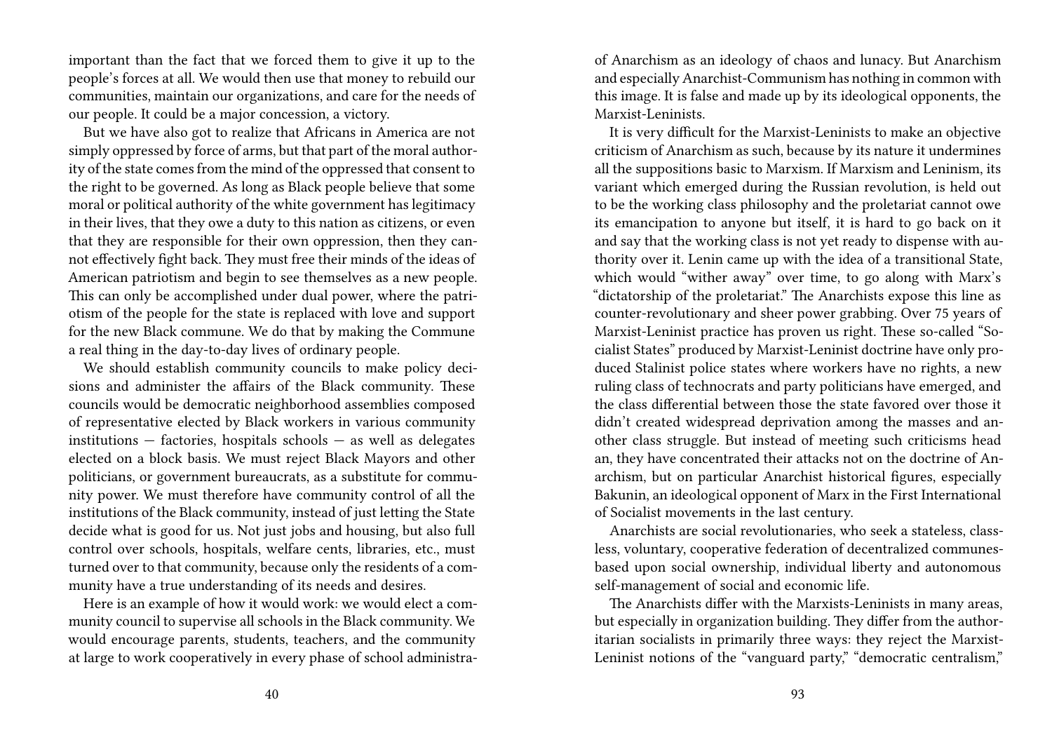important than the fact that we forced them to give it up to the people's forces at all. We would then use that money to rebuild our communities, maintain our organizations, and care for the needs of our people. It could be a major concession, a victory.

But we have also got to realize that Africans in America are not simply oppressed by force of arms, but that part of the moral authority of the state comes from the mind of the oppressed that consent to the right to be governed. As long as Black people believe that some moral or political authority of the white government has legitimacy in their lives, that they owe a duty to this nation as citizens, or even that they are responsible for their own oppression, then they cannot effectively fight back. They must free their minds of the ideas of American patriotism and begin to see themselves as a new people. This can only be accomplished under dual power, where the patriotism of the people for the state is replaced with love and support for the new Black commune. We do that by making the Commune a real thing in the day-to-day lives of ordinary people.

We should establish community councils to make policy decisions and administer the affairs of the Black community. These councils would be democratic neighborhood assemblies composed of representative elected by Black workers in various community institutions — factories, hospitals schools — as well as delegates elected on a block basis. We must reject Black Mayors and other politicians, or government bureaucrats, as a substitute for community power. We must therefore have community control of all the institutions of the Black community, instead of just letting the State decide what is good for us. Not just jobs and housing, but also full control over schools, hospitals, welfare cents, libraries, etc., must turned over to that community, because only the residents of a community have a true understanding of its needs and desires.

Here is an example of how it would work: we would elect a community council to supervise all schools in the Black community. We would encourage parents, students, teachers, and the community at large to work cooperatively in every phase of school administra-

of Anarchism as an ideology of chaos and lunacy. But Anarchism and especially Anarchist-Communism has nothing in common with this image. It is false and made up by its ideological opponents, the Marxist-Leninists.

It is very difficult for the Marxist-Leninists to make an objective criticism of Anarchism as such, because by its nature it undermines all the suppositions basic to Marxism. If Marxism and Leninism, its variant which emerged during the Russian revolution, is held out to be the working class philosophy and the proletariat cannot owe its emancipation to anyone but itself, it is hard to go back on it and say that the working class is not yet ready to dispense with authority over it. Lenin came up with the idea of a transitional State, which would "wither away" over time, to go along with Marx's "dictatorship of the proletariat." The Anarchists expose this line as counter-revolutionary and sheer power grabbing. Over 75 years of Marxist-Leninist practice has proven us right. These so-called "Socialist States" produced by Marxist-Leninist doctrine have only produced Stalinist police states where workers have no rights, a new ruling class of technocrats and party politicians have emerged, and the class differential between those the state favored over those it didn't created widespread deprivation among the masses and another class struggle. But instead of meeting such criticisms head an, they have concentrated their attacks not on the doctrine of Anarchism, but on particular Anarchist historical figures, especially Bakunin, an ideological opponent of Marx in the First International of Socialist movements in the last century.

Anarchists are social revolutionaries, who seek a stateless, classless, voluntary, cooperative federation of decentralized communes-based upon social ownership, individual liberty and autonomous self-management of social and economic life.

The Anarchists differ with the Marxists-Leninists in many areas, but especially in organization building. They differ from the authoritarian socialists in primarily three ways: they reject the Marxist-Leninist notions of the "vanguard party," "democratic centralism,"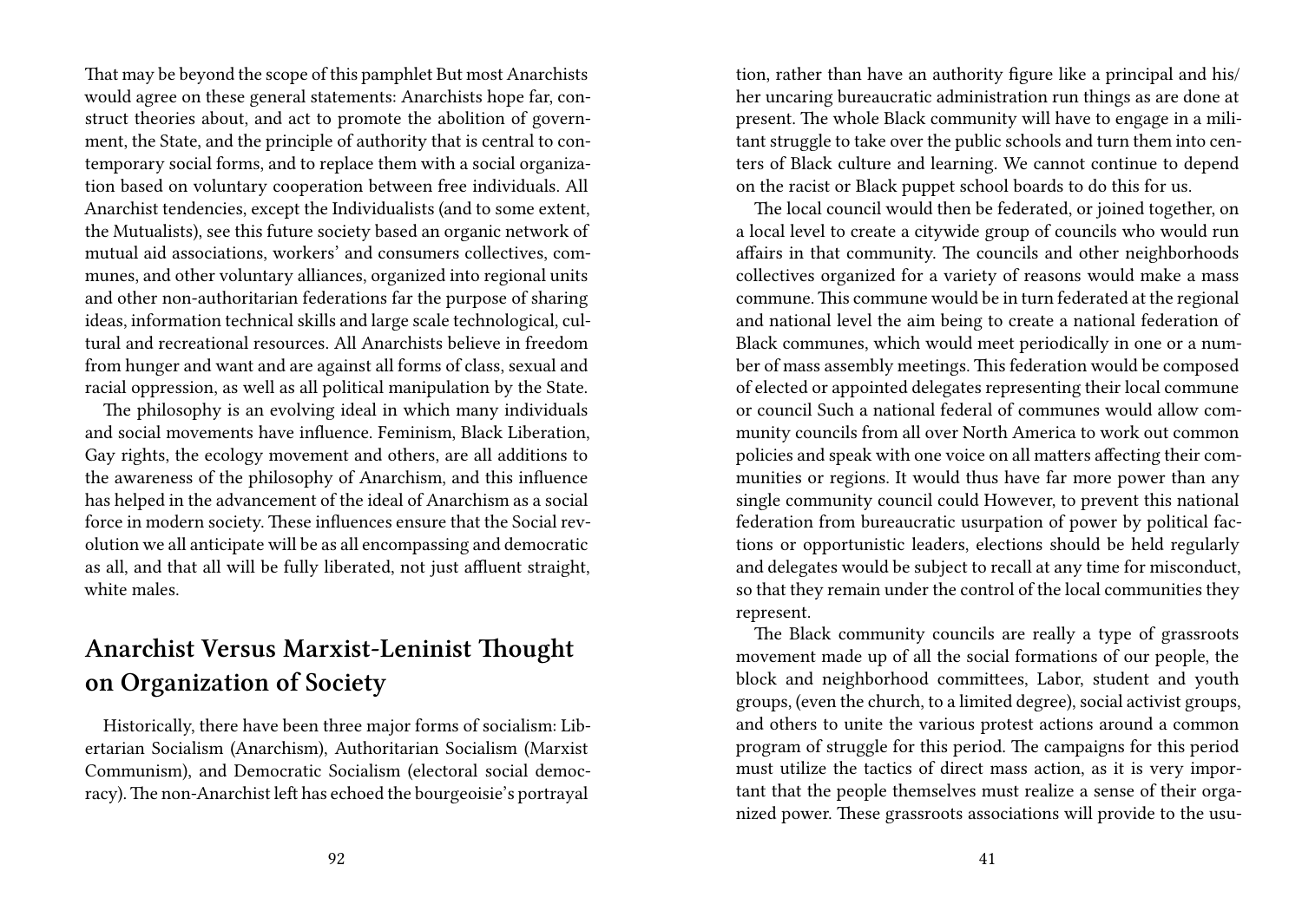That may be beyond the scope of this pamphlet But most Anarchists would agree on these general statements: Anarchists hope far, construct theories about, and act to promote the abolition of government, the State, and the principle of authority that is central to contemporary social forms, and to replace them with a social organization based on voluntary cooperation between free individuals. All Anarchist tendencies, except the Individualists (and to some extent, the Mutualists), see this future society based an organic network of mutual aid associations, workers' and consumers collectives, communes, and other voluntary alliances, organized into regional units and other non-authoritarian federations far the purpose of sharing ideas, information technical skills and large scale technological, cultural and recreational resources. All Anarchists believe in freedom from hunger and want and are against all forms of class, sexual and racial oppression, as well as all political manipulation by the State.

The philosophy is an evolving ideal in which many individuals and social movements have influence. Feminism, Black Liberation, Gay rights, the ecology movement and others, are all additions to the awareness of the philosophy of Anarchism, and this influence has helped in the advancement of the ideal of Anarchism as a social force in modern society. These influences ensure that the Social revolution we all anticipate will be as all encompassing and democratic as all, and that all will be fully liberated, not just affluent straight, white males.

## Anarchist Versus Marxist-Leninist Thought on Organization of Society

Historically, there have been three major forms of socialism: Libertarian Socialism (Anarchism), Authoritarian Socialism (Marxist Communism), and Democratic Socialism (electoral social democracy). The non-Anarchist left has echoed the bourgeoisie's portrayal

tion, rather than have an authority figure like a principal and his/her uncaring bureaucratic administration run things as are done at present. The whole Black community will have to engage in a militant struggle to take over the public schools and turn them into centers of Black culture and learning. We cannot continue to depend on the racist or Black puppet school boards to do this for us.

The local council would then be federated, or joined together, on a local level to create a citywide group of councils who would run affairs in that community. The councils and other neighborhoods collectives organized for a variety of reasons would make a mass commune. This commune would be in turn federated at the regional and national level the aim being to create a national federation of Black communes, which would meet periodically in one or a number of mass assembly meetings. This federation would be composed of elected or appointed delegates representing their local commune or council Such a national federal of communes would allow community councils from all over North America to work out common policies and speak with one voice on all matters affecting their communities or regions. It would thus have far more power than any single community council could However, to prevent this national federation from bureaucratic usurpation of power by political factions or opportunistic leaders, elections should be held regularly and delegates would be subject to recall at any time for misconduct, so that they remain under the control of the local communities they represent.

The Black community councils are really a type of grassroots movement made up of all the social formations of our people, the block and neighborhood committees, Labor, student and youth groups, (even the church, to a limited degree), social activist groups, and others to unite the various protest actions around a common program of struggle for this period. The campaigns for this period must utilize the tactics of direct mass action, as it is very important that the people themselves must realize a sense of their organized power. These grassroots associations will provide to the usu-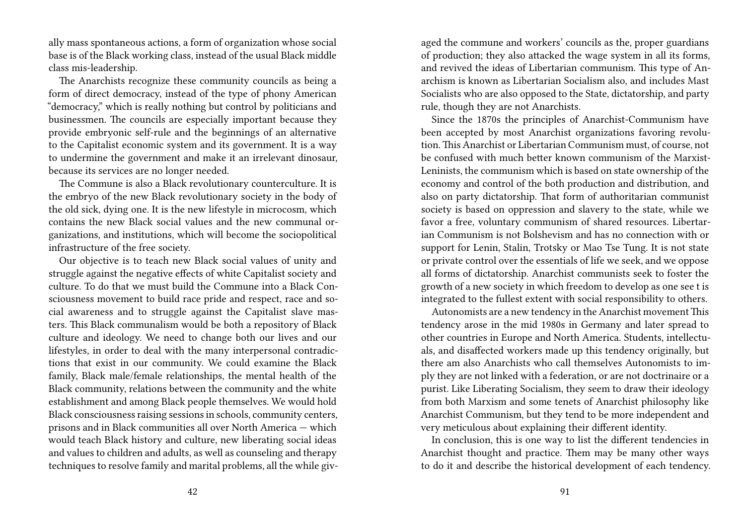ally mass spontaneous actions, a form of organization whose social base is of the Black working class, instead of the usual Black middle class mis-leadership.

The Anarchists recognize these community councils as being a form of direct democracy, instead of the type of phony American "democracy," which is really nothing but control by politicians and businessmen. The councils are especially important because they provide embryonic self-rule and the beginnings of an alternative to the Capitalist economic system and its government. It is a way to undermine the government and make it an irrelevant dinosaur, because its services are no longer needed.

The Commune is also a Black revolutionary counterculture. It is the embryo of the new Black revolutionary society in the body of the old sick, dying one. It is the new lifestyle in microcosm, which contains the new Black social values and the new communal organizations, and institutions, which will become the sociopolitical infrastructure of the free society.

Our objective is to teach new Black social values of unity and struggle against the negative effects of white Capitalist society and culture. To do that we must build the Commune into a Black Consciousness movement to build race pride and respect, race and social awareness and to struggle against the Capitalist slave masters. This Black communalism would be both a repository of Black culture and ideology. We need to change both our lives and our lifestyles, in order to deal with the many interpersonal contradictions that exist in our community. We could examine the Black family, Black male/female relationships, the mental health of the Black community, relations between the community and the white establishment and among Black people themselves. We would hold Black consciousness raising sessions in schools, community centers, prisons and in Black communities all over North America — which would teach Black history and culture, new liberating social ideas and values to children and adults, as well as counseling and therapy techniques to resolve family and marital problems, all the while giv-

aged the commune and workers' councils as the, proper guardians of production; they also attacked the wage system in all its forms, and revived the ideas of Libertarian communism. This type of Anarchism is known as Libertarian Socialism also, and includes Mast Socialists who are also opposed to the State, dictatorship, and party rule, though they are not Anarchists.

Since the 1870s the principles of Anarchist-Communism have been accepted by most Anarchist organizations favoring revolution. This Anarchist or Libertarian Communism must, of course, not be confused with much better known communism of the Marxist-Leninists, the communism which is based on state ownership of the economy and control of the both production and distribution, and also on party dictatorship. That form of authoritarian communist society is based on oppression and slavery to the state, while we favor a free, voluntary communism of shared resources. Libertarian Communism is not Bolshevism and has no connection with or support for Lenin, Stalin, Trotsky or Mao Tse Tung. It is not state or private control over the essentials of life we seek, and we oppose all forms of dictatorship. Anarchist communists seek to foster the growth of a new society in which freedom to develop as one see t is integrated to the fullest extent with social responsibility to others.

Autonomists are a new tendency in the Anarchist movement This tendency arose in the mid 1980s in Germany and later spread to other countries in Europe and North America. Students, intellectuals, and disaffected workers made up this tendency originally, but there am also Anarchists who call themselves Autonomists to imply they are not linked with a federation, or are not doctrinaire or a purist. Like Liberating Socialism, they seem to draw their ideology from both Marxism and some tenets of Anarchist philosophy like Anarchist Communism, but they tend to be more independent and very meticulous about explaining their different identity.

In conclusion, this is one way to list the different tendencies in Anarchist thought and practice. Them may be many other ways to do it and describe the historical development of each tendency.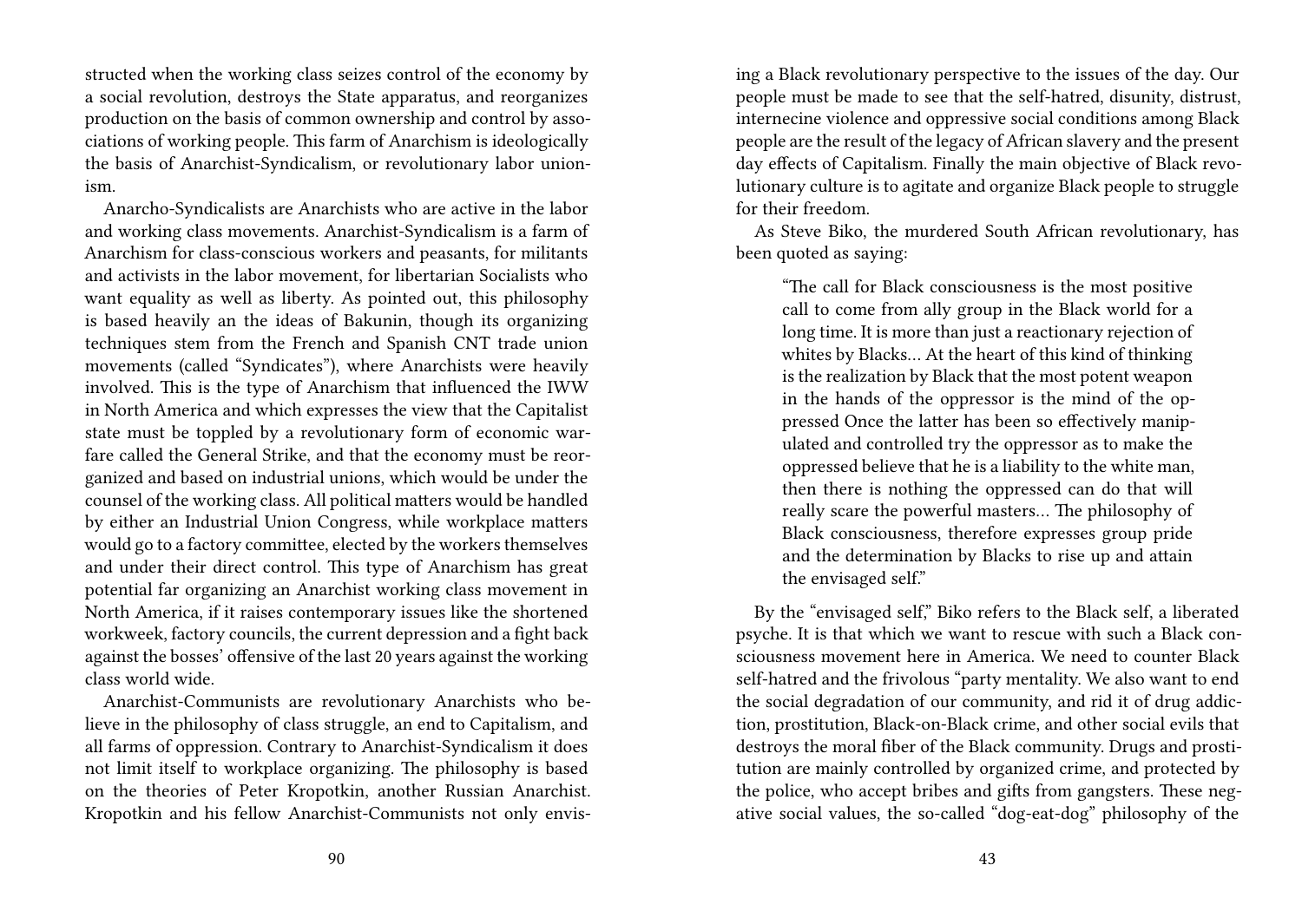structed when the working class seizes control of the economy by a social revolution, destroys the State apparatus, and reorganizes production on the basis of common ownership and control by associations of working people. This farm of Anarchism is ideologically the basis of Anarchist-Syndicalism, or revolutionary labor unionism.

Anarcho-Syndicalists are Anarchists who are active in the labor and working class movements. Anarchist-Syndicalism is a farm of Anarchism for class-conscious workers and peasants, for militants and activists in the labor movement, for libertarian Socialists who want equality as well as liberty. As pointed out, this philosophy is based heavily an the ideas of Bakunin, though its organizing techniques stem from the French and Spanish CNT trade union movements (called "Syndicates"), where Anarchists were heavily involved. This is the type of Anarchism that influenced the IWW in North America and which expresses the view that the Capitalist state must be toppled by a revolutionary form of economic warfare called the General Strike, and that the economy must be reorganized and based on industrial unions, which would be under the counsel of the working class. All political matters would be handled by either an Industrial Union Congress, while workplace matters would go to a factory committee, elected by the workers themselves and under their direct control. This type of Anarchism has great potential far organizing an Anarchist working class movement in North America, if it raises contemporary issues like the shortened workweek, factory councils, the current depression and a fight back against the bosses' offensive of the last 20 years against the working class world wide.

Anarchist-Communists are revolutionary Anarchists who believe in the philosophy of class struggle, an end to Capitalism, and all farms of oppression. Contrary to Anarchist-Syndicalism it does not limit itself to workplace organizing. The philosophy is based on the theories of Peter Kropotkin, another Russian Anarchist. Kropotkin and his fellow Anarchist-Communists not only envis-

ing a Black revolutionary perspective to the issues of the day. Our people must be made to see that the self-hatred, disunity, distrust, internecine violence and oppressive social conditions among Black people are the result of the legacy of African slavery and the present day effects of Capitalism. Finally the main objective of Black revolutionary culture is to agitate and organize Black people to struggle for their freedom.

As Steve Biko, the murdered South African revolutionary, has been quoted as saying:

> "The call for Black consciousness is the most positive call to come from ally group in the Black world for a long time. It is more than just a reactionary rejection of whites by Blacks… At the heart of this kind of thinking is the realization by Black that the most potent weapon in the hands of the oppressor is the mind of the oppressed Once the latter has been so effectively manipulated and controlled try the oppressor as to make the oppressed believe that he is a liability to the white man, then there is nothing the oppressed can do that will really scare the powerful masters… The philosophy of Black consciousness, therefore expresses group pride and the determination by Blacks to rise up and attain the envisaged self."

By the "envisaged self," Biko refers to the Black self, a liberated psyche. It is that which we want to rescue with such a Black consciousness movement here in America. We need to counter Black self-hatred and the frivolous "party mentality. We also want to end the social degradation of our community, and rid it of drug addiction, prostitution, Black-on-Black crime, and other social evils that destroys the moral fiber of the Black community. Drugs and prostitution are mainly controlled by organized crime, and protected by the police, who accept bribes and gifts from gangsters. These negative social values, the so-called "dog-eat-dog" philosophy of the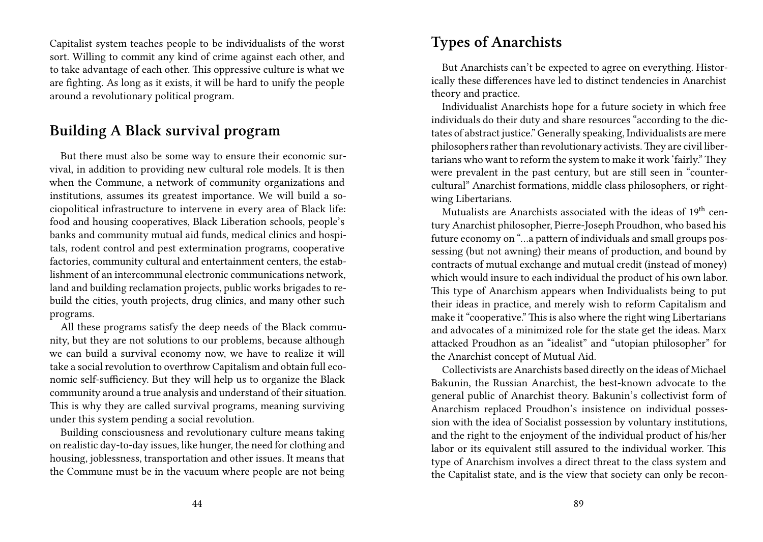Capitalist system teaches people to be individualists of the worst sort. Willing to commit any kind of crime against each other, and to take advantage of each other. This oppressive culture is what we are fighting. As long as it exists, it will be hard to unify the people around a revolutionary political program.

## Building A Black survival program

But there must also be some way to ensure their economic survival, in addition to providing new cultural role models. It is then when the Commune, a network of community organizations and institutions, assumes its greatest importance. We will build a sociopolitical infrastructure to intervene in every area of Black life: food and housing cooperatives, Black Liberation schools, people's banks and community mutual aid funds, medical clinics and hospitals, rodent control and pest extermination programs, cooperative factories, community cultural and entertainment centers, the establishment of an intercommunal electronic communications network, land and building reclamation projects, public works brigades to rebuild the cities, youth projects, drug clinics, and many other such programs.

All these programs satisfy the deep needs of the Black community, but they are not solutions to our problems, because although we can build a survival economy now, we have to realize it will take a social revolution to overthrow Capitalism and obtain full economic self-sufficiency. But they will help us to organize the Black community around a true analysis and understand of their situation. This is why they are called survival programs, meaning surviving under this system pending a social revolution.

Building consciousness and revolutionary culture means taking on realistic day-to-day issues, like hunger, the need for clothing and housing, joblessness, transportation and other issues. It means that the Commune must be in the vacuum where people are not being

## Types of Anarchists

But Anarchists can't be expected to agree on everything. Historically these differences have led to distinct tendencies in Anarchist theory and practice.

Individualist Anarchists hope for a future society in which free individuals do their duty and share resources "according to the dictates of abstract justice." Generally speaking, Individualists are mere philosophers rather than revolutionary activists. They are civil libertarians who want to reform the system to make it work 'fairly." They were prevalent in the past century, but are still seen in "countercultural" Anarchist formations, middle class philosophers, or right-wing Libertarians.

Mutualists are Anarchists associated with the ideas of 19th century Anarchist philosopher, Pierre-Joseph Proudhon, who based his future economy on "…a pattern of individuals and small groups possessing (but not awning) their means of production, and bound by contracts of mutual exchange and mutual credit (instead of money) which would insure to each individual the product of his own labor. This type of Anarchism appears when Individualists being to put their ideas in practice, and merely wish to reform Capitalism and make it "cooperative." This is also where the right wing Libertarians and advocates of a minimized role for the state get the ideas. Marx attacked Proudhon as an "idealist" and "utopian philosopher" for the Anarchist concept of Mutual Aid.

Collectivists are Anarchists based directly on the ideas of Michael Bakunin, the Russian Anarchist, the best-known advocate to the general public of Anarchist theory. Bakunin's collectivist form of Anarchism replaced Proudhon's insistence on individual possession with the idea of Socialist possession by voluntary institutions, and the right to the enjoyment of the individual product of his/her labor or its equivalent still assured to the individual worker. This type of Anarchism involves a direct threat to the class system and the Capitalist state, and is the view that society can only be recon-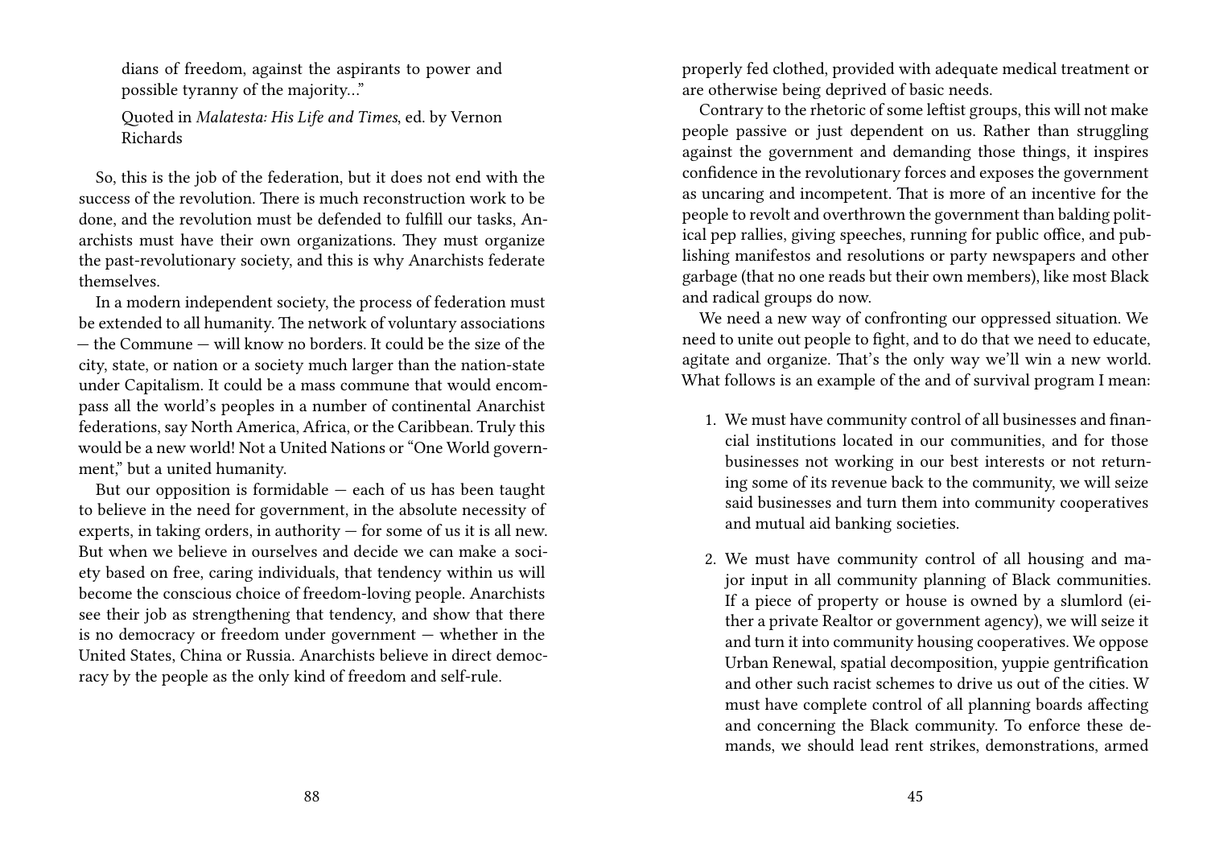dians of freedom, against the aspirants to power and possible tyranny of the majority…"

Quoted in *Malatesta: His Life and Times*, ed. by Vernon Richards

So, this is the job of the federation, but it does not end with the success of the revolution. There is much reconstruction work to be done, and the revolution must be defended to fulfill our tasks, Anarchists must have their own organizations. They must organize the past-revolutionary society, and this is why Anarchists federate themselves.

In a modern independent society, the process of federation must be extended to all humanity. The network of voluntary associations — the Commune — will know no borders. It could be the size of the city, state, or nation or a society much larger than the nation-state under Capitalism. It could be a mass commune that would encompass all the world's peoples in a number of continental Anarchist federations, say North America, Africa, or the Caribbean. Truly this would be a new world! Not a United Nations or "One World government," but a united humanity.

But our opposition is formidable — each of us has been taught to believe in the need for government, in the absolute necessity of experts, in taking orders, in authority — for some of us it is all new. But when we believe in ourselves and decide we can make a society based on free, caring individuals, that tendency within us will become the conscious choice of freedom-loving people. Anarchists see their job as strengthening that tendency, and show that there is no democracy or freedom under government — whether in the United States, China or Russia. Anarchists believe in direct democracy by the people as the only kind of freedom and self-rule.

properly fed clothed, provided with adequate medical treatment or are otherwise being deprived of basic needs.

Contrary to the rhetoric of some leftist groups, this will not make people passive or just dependent on us. Rather than struggling against the government and demanding those things, it inspires confidence in the revolutionary forces and exposes the government as uncaring and incompetent. That is more of an incentive for the people to revolt and overthrown the government than balding political pep rallies, giving speeches, running for public office, and publishing manifestos and resolutions or party newspapers and other garbage (that no one reads but their own members), like most Black and radical groups do now.

We need a new way of confronting our oppressed situation. We need to unite out people to fight, and to do that we need to educate, agitate and organize. That's the only way we'll win a new world. What follows is an example of the and of survival program I mean:

1. We must have community control of all businesses and financial institutions located in our communities, and for those businesses not working in our best interests or not returning some of its revenue back to the community, we will seize said businesses and turn them into community cooperatives and mutual aid banking societies.

2. We must have community control of all housing and major input in all community planning of Black communities. If a piece of property or house is owned by a slumlord (either a private Realtor or government agency), we will seize it and turn it into community housing cooperatives. We oppose Urban Renewal, spatial decomposition, yuppie gentrification and other such racist schemes to drive us out of the cities. W must have complete control of all planning boards affecting and concerning the Black community. To enforce these demands, we should lead rent strikes, demonstrations, armed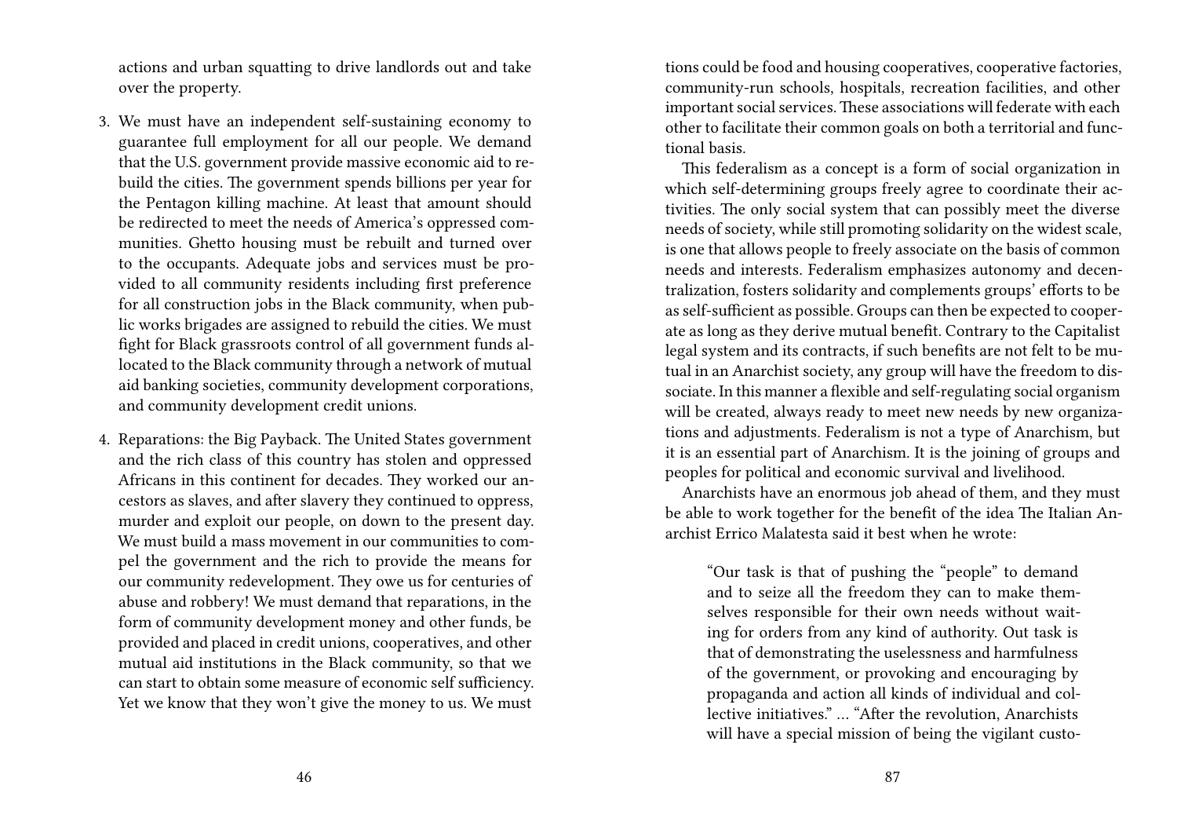actions and urban squatting to drive landlords out and take over the property.

3. We must have an independent self-sustaining economy to guarantee full employment for all our people. We demand that the U.S. government provide massive economic aid to rebuild the cities. The government spends billions per year for the Pentagon killing machine. At least that amount should be redirected to meet the needs of America's oppressed communities. Ghetto housing must be rebuilt and turned over to the occupants. Adequate jobs and services must be provided to all community residents including first preference for all construction jobs in the Black community, when public works brigades are assigned to rebuild the cities. We must fight for Black grassroots control of all government funds allocated to the Black community through a network of mutual aid banking societies, community development corporations, and community development credit unions.
4. Reparations: the Big Payback. The United States government and the rich class of this country has stolen and oppressed Africans in this continent for decades. They worked our ancestors as slaves, and after slavery they continued to oppress, murder and exploit our people, on down to the present day. We must build a mass movement in our communities to compel the government and the rich to provide the means for our community redevelopment. They owe us for centuries of abuse and robbery! We must demand that reparations, in the form of community development money and other funds, be provided and placed in credit unions, cooperatives, and other mutual aid institutions in the Black community, so that we can start to obtain some measure of economic self sufficiency. Yet we know that they won't give the money to us. We must

tions could be food and housing cooperatives, cooperative factories, community-run schools, hospitals, recreation facilities, and other important social services. These associations will federate with each other to facilitate their common goals on both a territorial and functional basis.

This federalism as a concept is a form of social organization in which self-determining groups freely agree to coordinate their activities. The only social system that can possibly meet the diverse needs of society, while still promoting solidarity on the widest scale, is one that allows people to freely associate on the basis of common needs and interests. Federalism emphasizes autonomy and decentralization, fosters solidarity and complements groups' efforts to be as self-sufficient as possible. Groups can then be expected to cooperate as long as they derive mutual benefit. Contrary to the Capitalist legal system and its contracts, if such benefits are not felt to be mutual in an Anarchist society, any group will have the freedom to dissociate. In this manner a flexible and self-regulating social organism will be created, always ready to meet new needs by new organizations and adjustments. Federalism is not a type of Anarchism, but it is an essential part of Anarchism. It is the joining of groups and peoples for political and economic survival and livelihood.

Anarchists have an enormous job ahead of them, and they must be able to work together for the benefit of the idea The Italian Anarchist Errico Malatesta said it best when he wrote:

> "Our task is that of pushing the "people" to demand and to seize all the freedom they can to make themselves responsible for their own needs without waiting for orders from any kind of authority. Out task is that of demonstrating the uselessness and harmfulness of the government, or provoking and encouraging by propaganda and action all kinds of individual and collective initiatives." … "After the revolution, Anarchists will have a special mission of being the vigilant custo-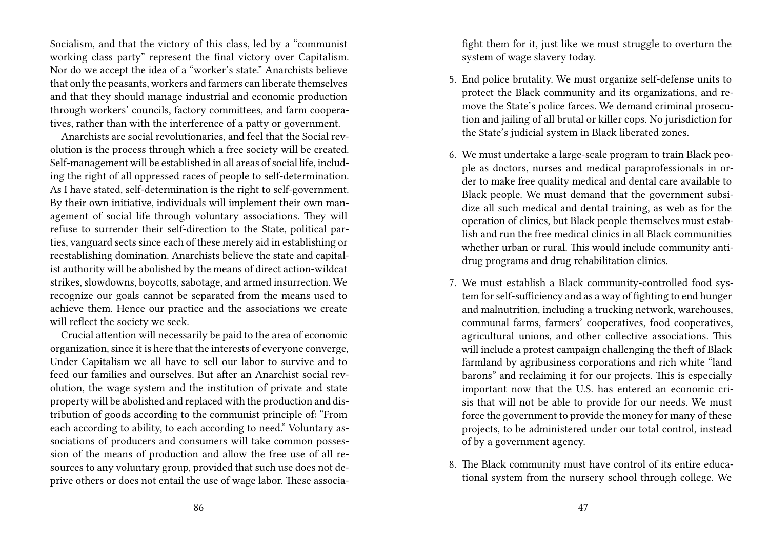Socialism, and that the victory of this class, led by a "communist working class party" represent the final victory over Capitalism. Nor do we accept the idea of a "worker's state." Anarchists believe that only the peasants, workers and farmers can liberate themselves and that they should manage industrial and economic production through workers' councils, factory committees, and farm cooperatives, rather than with the interference of a patty or government.

Anarchists are social revolutionaries, and feel that the Social revolution is the process through which a free society will be created. Self-management will be established in all areas of social life, including the right of all oppressed races of people to self-determination. As I have stated, self-determination is the right to self-government. By their own initiative, individuals will implement their own management of social life through voluntary associations. They will refuse to surrender their self-direction to the State, political parties, vanguard sects since each of these merely aid in establishing or reestablishing domination. Anarchists believe the state and capitalist authority will be abolished by the means of direct action-wildcat strikes, slowdowns, boycotts, sabotage, and armed insurrection. We recognize our goals cannot be separated from the means used to achieve them. Hence our practice and the associations we create will reflect the society we seek.

Crucial attention will necessarily be paid to the area of economic organization, since it is here that the interests of everyone converge, Under Capitalism we all have to sell our labor to survive and to feed our families and ourselves. But after an Anarchist social revolution, the wage system and the institution of private and state property will be abolished and replaced with the production and distribution of goods according to the communist principle of: "From each according to ability, to each according to need." Voluntary associations of producers and consumers will take common possession of the means of production and allow the free use of all resources to any voluntary group, provided that such use does not deprive others or does not entail the use of wage labor. These associa-

fight them for it, just like we must struggle to overturn the system of wage slavery today.

5. End police brutality. We must organize self-defense units to protect the Black community and its organizations, and remove the State's police farces. We demand criminal prosecution and jailing of all brutal or killer cops. No jurisdiction for the State's judicial system in Black liberated zones.
6. We must undertake a large-scale program to train Black people as doctors, nurses and medical paraprofessionals in order to make free quality medical and dental care available to Black people. We must demand that the government subsidize all such medical and dental training, as web as for the operation of clinics, but Black people themselves must establish and run the free medical clinics in all Black communities whether urban or rural. This would include community anti-drug programs and drug rehabilitation clinics.
7. We must establish a Black community-controlled food system for self-sufficiency and as a way of fighting to end hunger and malnutrition, including a trucking network, warehouses, communal farms, farmers' cooperatives, food cooperatives, agricultural unions, and other collective associations. This will include a protest campaign challenging the theft of Black farmland by agribusiness corporations and rich white "land barons" and reclaiming it for our projects. This is especially important now that the U.S. has entered an economic crisis that will not be able to provide for our needs. We must force the government to provide the money for many of these projects, to be administered under our total control, instead of by a government agency.
8. The Black community must have control of its entire educational system from the nursery school through college. We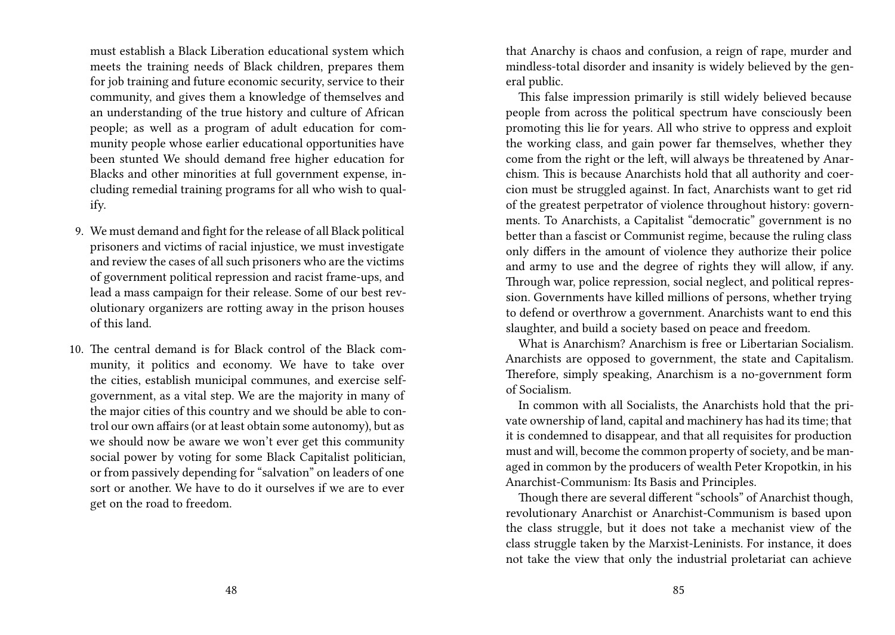must establish a Black Liberation educational system which meets the training needs of Black children, prepares them for job training and future economic security, service to their community, and gives them a knowledge of themselves and an understanding of the true history and culture of African people; as well as a program of adult education for community people whose earlier educational opportunities have been stunted We should demand free higher education for Blacks and other minorities at full government expense, including remedial training programs for all who wish to qualify.

9. We must demand and fight for the release of all Black political prisoners and victims of racial injustice, we must investigate and review the cases of all such prisoners who are the victims of government political repression and racist frame-ups, and lead a mass campaign for their release. Some of our best revolutionary organizers are rotting away in the prison houses of this land.

10. The central demand is for Black control of the Black community, it politics and economy. We have to take over the cities, establish municipal communes, and exercise self-government, as a vital step. We are the majority in many of the major cities of this country and we should be able to control our own affairs (or at least obtain some autonomy), but as we should now be aware we won't ever get this community social power by voting for some Black Capitalist politician, or from passively depending for "salvation" on leaders of one sort or another. We have to do it ourselves if we are to ever get on the road to freedom.

that Anarchy is chaos and confusion, a reign of rape, murder and mindless-total disorder and insanity is widely believed by the general public.

This false impression primarily is still widely believed because people from across the political spectrum have consciously been promoting this lie for years. All who strive to oppress and exploit the working class, and gain power far themselves, whether they come from the right or the left, will always be threatened by Anarchism. This is because Anarchists hold that all authority and coercion must be struggled against. In fact, Anarchists want to get rid of the greatest perpetrator of violence throughout history: governments. To Anarchists, a Capitalist "democratic" government is no better than a fascist or Communist regime, because the ruling class only differs in the amount of violence they authorize their police and army to use and the degree of rights they will allow, if any. Through war, police repression, social neglect, and political repression. Governments have killed millions of persons, whether trying to defend or overthrow a government. Anarchists want to end this slaughter, and build a society based on peace and freedom.

What is Anarchism? Anarchism is free or Libertarian Socialism. Anarchists are opposed to government, the state and Capitalism. Therefore, simply speaking, Anarchism is a no-government form of Socialism.

In common with all Socialists, the Anarchists hold that the private ownership of land, capital and machinery has had its time; that it is condemned to disappear, and that all requisites for production must and will, become the common property of society, and be managed in common by the producers of wealth Peter Kropotkin, in his Anarchist-Communism: Its Basis and Principles.

Though there are several different "schools" of Anarchist though, revolutionary Anarchist or Anarchist-Communism is based upon the class struggle, but it does not take a mechanist view of the class struggle taken by the Marxist-Leninists. For instance, it does not take the view that only the industrial proletariat can achieve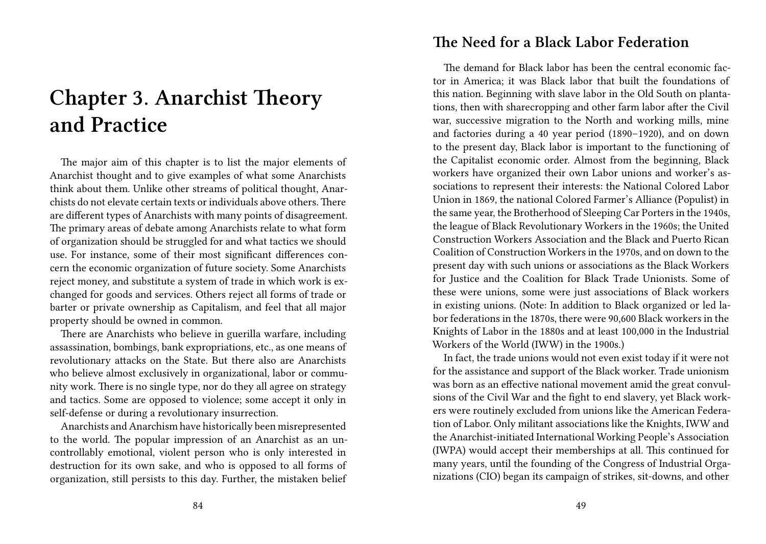# Chapter 3. Anarchist Theory and Practice

The major aim of this chapter is to list the major elements of Anarchist thought and to give examples of what some Anarchists think about them. Unlike other streams of political thought, Anarchists do not elevate certain texts or individuals above others. There are different types of Anarchists with many points of disagreement. The primary areas of debate among Anarchists relate to what form of organization should be struggled for and what tactics we should use. For instance, some of their most significant differences concern the economic organization of future society. Some Anarchists reject money, and substitute a system of trade in which work is exchanged for goods and services. Others reject all forms of trade or barter or private ownership as Capitalism, and feel that all major property should be owned in common.

There are Anarchists who believe in guerilla warfare, including assassination, bombings, bank expropriations, etc., as one means of revolutionary attacks on the State. But there also are Anarchists who believe almost exclusively in organizational, labor or community work. There is no single type, nor do they all agree on strategy and tactics. Some are opposed to violence; some accept it only in self-defense or during a revolutionary insurrection.

Anarchists and Anarchism have historically been misrepresented to the world. The popular impression of an Anarchist as an uncontrollably emotional, violent person who is only interested in destruction for its own sake, and who is opposed to all forms of organization, still persists to this day. Further, the mistaken belief

## The Need for a Black Labor Federation

The demand for Black labor has been the central economic factor in America; it was Black labor that built the foundations of this nation. Beginning with slave labor in the Old South on plantations, then with sharecropping and other farm labor after the Civil war, successive migration to the North and working mills, mine and factories during a 40 year period (1890–1920), and on down to the present day, Black labor is important to the functioning of the Capitalist economic order. Almost from the beginning, Black workers have organized their own Labor unions and worker's associations to represent their interests: the National Colored Labor Union in 1869, the national Colored Farmer's Alliance (Populist) in the same year, the Brotherhood of Sleeping Car Porters in the 1940s, the league of Black Revolutionary Workers in the 1960s; the United Construction Workers Association and the Black and Puerto Rican Coalition of Construction Workers in the 1970s, and on down to the present day with such unions or associations as the Black Workers for Justice and the Coalition for Black Trade Unionists. Some of these were unions, some were just associations of Black workers in existing unions. (Note: In addition to Black organized or led labor federations in the 1870s, there were 90,600 Black workers in the Knights of Labor in the 1880s and at least 100,000 in the Industrial Workers of the World (IWW) in the 1900s.)

In fact, the trade unions would not even exist today if it were not for the assistance and support of the Black worker. Trade unionism was born as an effective national movement amid the great convulsions of the Civil War and the fight to end slavery, yet Black workers were routinely excluded from unions like the American Federation of Labor. Only militant associations like the Knights, IWW and the Anarchist-initiated International Working People's Association (IWPA) would accept their memberships at all. This continued for many years, until the founding of the Congress of Industrial Organizations (CIO) began its campaign of strikes, sit-downs, and other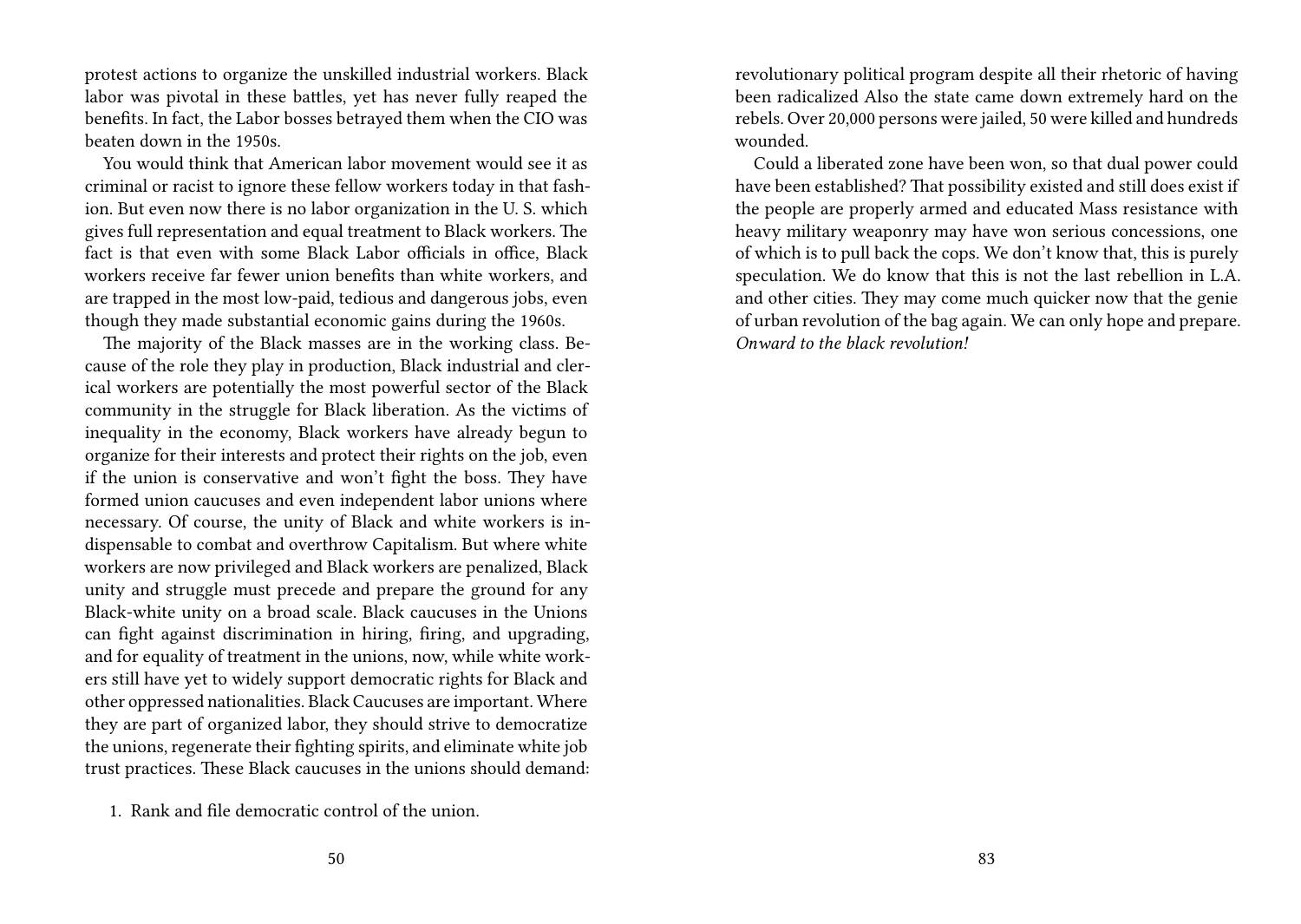protest actions to organize the unskilled industrial workers. Black labor was pivotal in these battles, yet has never fully reaped the benefits. In fact, the Labor bosses betrayed them when the CIO was beaten down in the 1950s.

You would think that American labor movement would see it as criminal or racist to ignore these fellow workers today in that fashion. But even now there is no labor organization in the U. S. which gives full representation and equal treatment to Black workers. The fact is that even with some Black Labor officials in office, Black workers receive far fewer union benefits than white workers, and are trapped in the most low-paid, tedious and dangerous jobs, even though they made substantial economic gains during the 1960s.

The majority of the Black masses are in the working class. Because of the role they play in production, Black industrial and clerical workers are potentially the most powerful sector of the Black community in the struggle for Black liberation. As the victims of inequality in the economy, Black workers have already begun to organize for their interests and protect their rights on the job, even if the union is conservative and won't fight the boss. They have formed union caucuses and even independent labor unions where necessary. Of course, the unity of Black and white workers is indispensable to combat and overthrow Capitalism. But where white workers are now privileged and Black workers are penalized, Black unity and struggle must precede and prepare the ground for any Black-white unity on a broad scale. Black caucuses in the Unions can fight against discrimination in hiring, firing, and upgrading, and for equality of treatment in the unions, now, while white workers still have yet to widely support democratic rights for Black and other oppressed nationalities. Black Caucuses are important. Where they are part of organized labor, they should strive to democratize the unions, regenerate their fighting spirits, and eliminate white job trust practices. These Black caucuses in the unions should demand:

1. Rank and file democratic control of the union.

revolutionary political program despite all their rhetoric of having been radicalized Also the state came down extremely hard on the rebels. Over 20,000 persons were jailed, 50 were killed and hundreds wounded.

Could a liberated zone have been won, so that dual power could have been established? That possibility existed and still does exist if the people are properly armed and educated Mass resistance with heavy military weaponry may have won serious concessions, one of which is to pull back the cops. We don't know that, this is purely speculation. We do know that this is not the last rebellion in L.A. and other cities. They may come much quicker now that the genie of urban revolution of the bag again. We can only hope and prepare. *Onward to the black revolution!*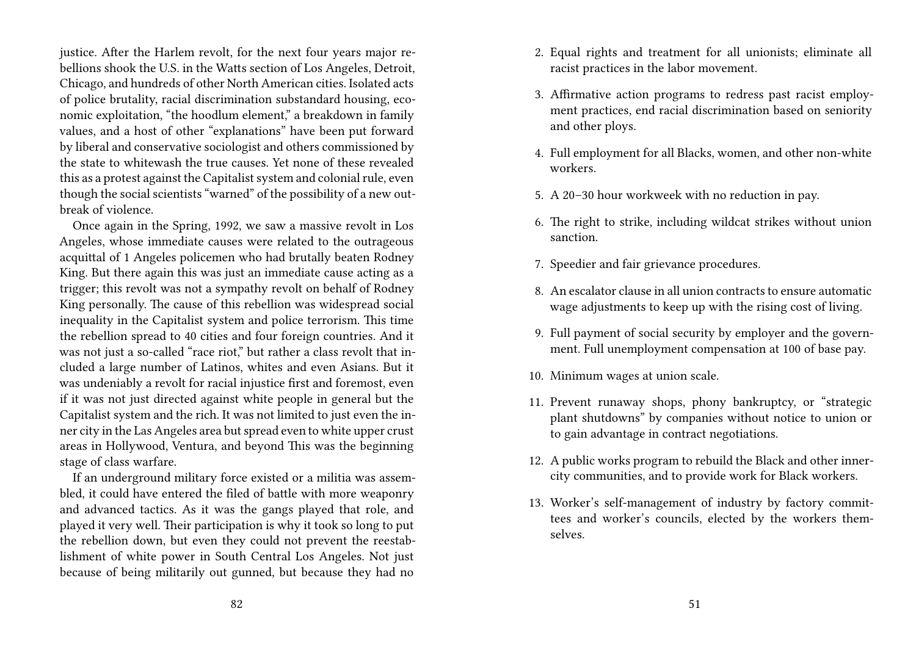justice. After the Harlem revolt, for the next four years major rebellions shook the U.S. in the Watts section of Los Angeles, Detroit, Chicago, and hundreds of other North American cities. Isolated acts of police brutality, racial discrimination substandard housing, economic exploitation, "the hoodlum element," a breakdown in family values, and a host of other "explanations" have been put forward by liberal and conservative sociologist and others commissioned by the state to whitewash the true causes. Yet none of these revealed this as a protest against the Capitalist system and colonial rule, even though the social scientists "warned" of the possibility of a new outbreak of violence.

Once again in the Spring, 1992, we saw a massive revolt in Los Angeles, whose immediate causes were related to the outrageous acquittal of 1 Angeles policemen who had brutally beaten Rodney King. But there again this was just an immediate cause acting as a trigger; this revolt was not a sympathy revolt on behalf of Rodney King personally. The cause of this rebellion was widespread social inequality in the Capitalist system and police terrorism. This time the rebellion spread to 40 cities and four foreign countries. And it was not just a so-called "race riot," but rather a class revolt that included a large number of Latinos, whites and even Asians. But it was undeniably a revolt for racial injustice first and foremost, even if it was not just directed against white people in general but the Capitalist system and the rich. It was not limited to just even the inner city in the Las Angeles area but spread even to white upper crust areas in Hollywood, Ventura, and beyond This was the beginning stage of class warfare.

If an underground military force existed or a militia was assembled, it could have entered the filed of battle with more weaponry and advanced tactics. As it was the gangs played that role, and played it very well. Their participation is why it took so long to put the rebellion down, but even they could not prevent the reestablishment of white power in South Central Los Angeles. Not just because of being militarily out gunned, but because they had no

2. Equal rights and treatment for all unionists; eliminate all racist practices in the labor movement.
3. Affirmative action programs to redress past racist employment practices, end racial discrimination based on seniority and other ploys.
4. Full employment for all Blacks, women, and other non-white workers.
5. A 20–30 hour workweek with no reduction in pay.
6. The right to strike, including wildcat strikes without union sanction.
7. Speedier and fair grievance procedures.
8. An escalator clause in all union contracts to ensure automatic wage adjustments to keep up with the rising cost of living.
9. Full payment of social security by employer and the government. Full unemployment compensation at 100 of base pay.
10. Minimum wages at union scale.
11. Prevent runaway shops, phony bankruptcy, or "strategic plant shutdowns" by companies without notice to union or to gain advantage in contract negotiations.
12. A public works program to rebuild the Black and other inner-city communities, and to provide work for Black workers.
13. Worker's self-management of industry by factory committees and worker's councils, elected by the workers themselves.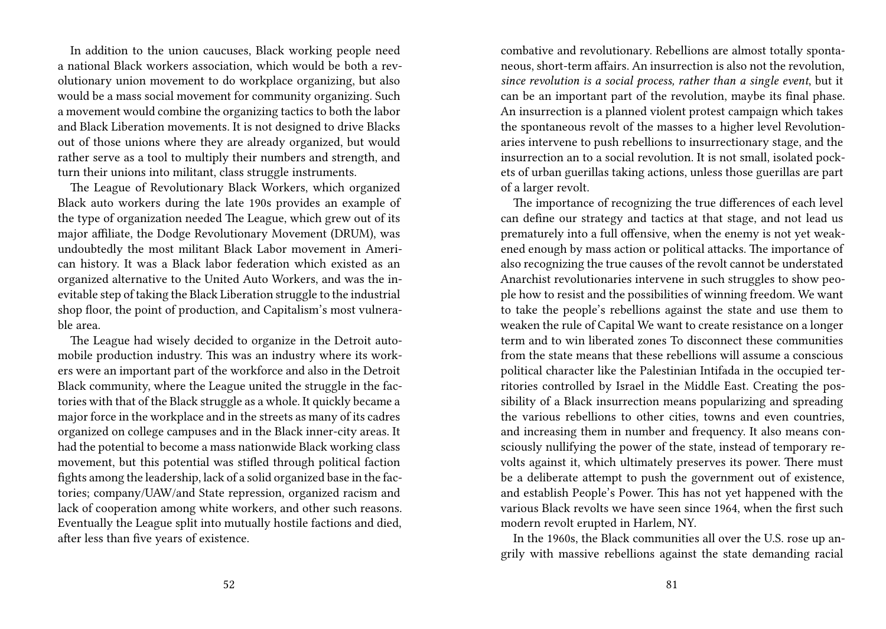In addition to the union caucuses, Black working people need a national Black workers association, which would be both a revolutionary union movement to do workplace organizing, but also would be a mass social movement for community organizing. Such a movement would combine the organizing tactics to both the labor and Black Liberation movements. It is not designed to drive Blacks out of those unions where they are already organized, but would rather serve as a tool to multiply their numbers and strength, and turn their unions into militant, class struggle instruments.

The League of Revolutionary Black Workers, which organized Black auto workers during the late 190s provides an example of the type of organization needed The League, which grew out of its major affiliate, the Dodge Revolutionary Movement (DRUM), was undoubtedly the most militant Black Labor movement in American history. It was a Black labor federation which existed as an organized alternative to the United Auto Workers, and was the inevitable step of taking the Black Liberation struggle to the industrial shop floor, the point of production, and Capitalism's most vulnerable area.

The League had wisely decided to organize in the Detroit automobile production industry. This was an industry where its workers were an important part of the workforce and also in the Detroit Black community, where the League united the struggle in the factories with that of the Black struggle as a whole. It quickly became a major force in the workplace and in the streets as many of its cadres organized on college campuses and in the Black inner-city areas. It had the potential to become a mass nationwide Black working class movement, but this potential was stifled through political faction fights among the leadership, lack of a solid organized base in the factories; company/UAW/and State repression, organized racism and lack of cooperation among white workers, and other such reasons. Eventually the League split into mutually hostile factions and died, after less than five years of existence.

combative and revolutionary. Rebellions are almost totally spontaneous, short-term affairs. An insurrection is also not the revolution, *since revolution is a social process, rather than a single event*, but it can be an important part of the revolution, maybe its final phase. An insurrection is a planned violent protest campaign which takes the spontaneous revolt of the masses to a higher level Revolutionaries intervene to push rebellions to insurrectionary stage, and the insurrection an to a social revolution. It is not small, isolated pockets of urban guerillas taking actions, unless those guerillas are part of a larger revolt.

The importance of recognizing the true differences of each level can define our strategy and tactics at that stage, and not lead us prematurely into a full offensive, when the enemy is not yet weakened enough by mass action or political attacks. The importance of also recognizing the true causes of the revolt cannot be understated Anarchist revolutionaries intervene in such struggles to show people how to resist and the possibilities of winning freedom. We want to take the people's rebellions against the state and use them to weaken the rule of Capital We want to create resistance on a longer term and to win liberated zones To disconnect these communities from the state means that these rebellions will assume a conscious political character like the Palestinian Intifada in the occupied territories controlled by Israel in the Middle East. Creating the possibility of a Black insurrection means popularizing and spreading the various rebellions to other cities, towns and even countries, and increasing them in number and frequency. It also means consciously nullifying the power of the state, instead of temporary revolts against it, which ultimately preserves its power. There must be a deliberate attempt to push the government out of existence, and establish People's Power. This has not yet happened with the various Black revolts we have seen since 1964, when the first such modern revolt erupted in Harlem, NY.

In the 1960s, the Black communities all over the U.S. rose up angrily with massive rebellions against the state demanding racial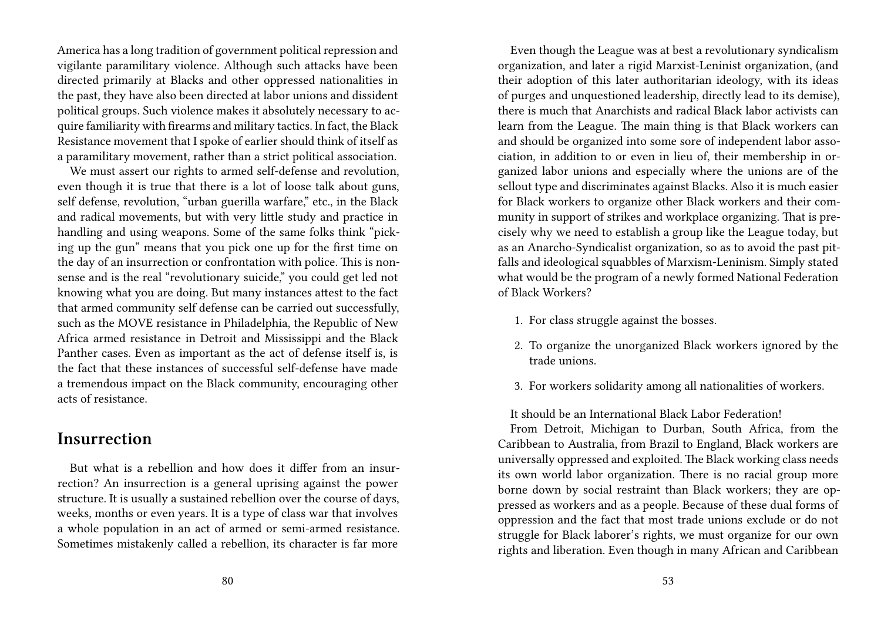America has a long tradition of government political repression and vigilante paramilitary violence. Although such attacks have been directed primarily at Blacks and other oppressed nationalities in the past, they have also been directed at labor unions and dissident political groups. Such violence makes it absolutely necessary to acquire familiarity with firearms and military tactics. In fact, the Black Resistance movement that I spoke of earlier should think of itself as a paramilitary movement, rather than a strict political association.

We must assert our rights to armed self-defense and revolution, even though it is true that there is a lot of loose talk about guns, self defense, revolution, "urban guerilla warfare," etc., in the Black and radical movements, but with very little study and practice in handling and using weapons. Some of the same folks think "picking up the gun" means that you pick one up for the first time on the day of an insurrection or confrontation with police. This is nonsense and is the real "revolutionary suicide," you could get led not knowing what you are doing. But many instances attest to the fact that armed community self defense can be carried out successfully, such as the MOVE resistance in Philadelphia, the Republic of New Africa armed resistance in Detroit and Mississippi and the Black Panther cases. Even as important as the act of defense itself is, is the fact that these instances of successful self-defense have made a tremendous impact on the Black community, encouraging other acts of resistance.

## Insurrection

But what is a rebellion and how does it differ from an insurrection? An insurrection is a general uprising against the power structure. It is usually a sustained rebellion over the course of days, weeks, months or even years. It is a type of class war that involves a whole population in an act of armed or semi-armed resistance. Sometimes mistakenly called a rebellion, its character is far more

Even though the League was at best a revolutionary syndicalism organization, and later a rigid Marxist-Leninist organization, (and their adoption of this later authoritarian ideology, with its ideas of purges and unquestioned leadership, directly lead to its demise), there is much that Anarchists and radical Black labor activists can learn from the League. The main thing is that Black workers can and should be organized into some sore of independent labor association, in addition to or even in lieu of, their membership in organized labor unions and especially where the unions are of the sellout type and discriminates against Blacks. Also it is much easier for Black workers to organize other Black workers and their community in support of strikes and workplace organizing. That is precisely why we need to establish a group like the League today, but as an Anarcho-Syndicalist organization, so as to avoid the past pitfalls and ideological squabbles of Marxism-Leninism. Simply stated what would be the program of a newly formed National Federation of Black Workers?

1. For class struggle against the bosses.
2. To organize the unorganized Black workers ignored by the trade unions.
3. For workers solidarity among all nationalities of workers.

It should be an International Black Labor Federation!

From Detroit, Michigan to Durban, South Africa, from the Caribbean to Australia, from Brazil to England, Black workers are universally oppressed and exploited. The Black working class needs its own world labor organization. There is no racial group more borne down by social restraint than Black workers; they are oppressed as workers and as a people. Because of these dual forms of oppression and the fact that most trade unions exclude or do not struggle for Black laborer's rights, we must organize for our own rights and liberation. Even though in many African and Caribbean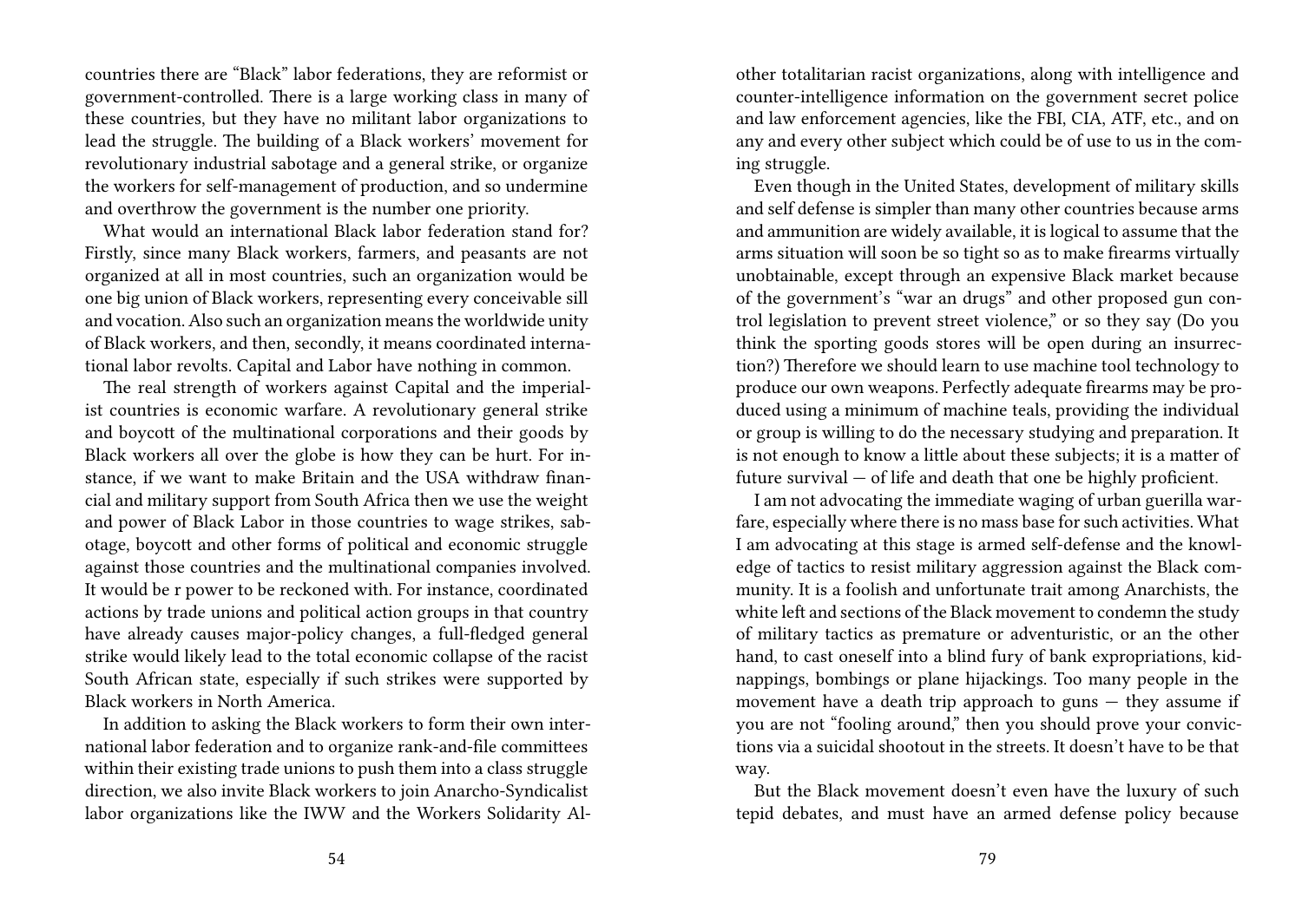countries there are "Black" labor federations, they are reformist or government-controlled. There is a large working class in many of these countries, but they have no militant labor organizations to lead the struggle. The building of a Black workers' movement for revolutionary industrial sabotage and a general strike, or organize the workers for self-management of production, and so undermine and overthrow the government is the number one priority.

What would an international Black labor federation stand for? Firstly, since many Black workers, farmers, and peasants are not organized at all in most countries, such an organization would be one big union of Black workers, representing every conceivable sill and vocation. Also such an organization means the worldwide unity of Black workers, and then, secondly, it means coordinated international labor revolts. Capital and Labor have nothing in common.

The real strength of workers against Capital and the imperialist countries is economic warfare. A revolutionary general strike and boycott of the multinational corporations and their goods by Black workers all over the globe is how they can be hurt. For instance, if we want to make Britain and the USA withdraw financial and military support from South Africa then we use the weight and power of Black Labor in those countries to wage strikes, sabotage, boycott and other forms of political and economic struggle against those countries and the multinational companies involved. It would be r power to be reckoned with. For instance, coordinated actions by trade unions and political action groups in that country have already causes major-policy changes, a full-fledged general strike would likely lead to the total economic collapse of the racist South African state, especially if such strikes were supported by Black workers in North America.

In addition to asking the Black workers to form their own international labor federation and to organize rank-and-file committees within their existing trade unions to push them into a class struggle direction, we also invite Black workers to join Anarcho-Syndicalist labor organizations like the IWW and the Workers Solidarity Al-

other totalitarian racist organizations, along with intelligence and counter-intelligence information on the government secret police and law enforcement agencies, like the FBI, CIA, ATF, etc., and on any and every other subject which could be of use to us in the coming struggle.

Even though in the United States, development of military skills and self defense is simpler than many other countries because arms and ammunition are widely available, it is logical to assume that the arms situation will soon be so tight so as to make firearms virtually unobtainable, except through an expensive Black market because of the government's "war an drugs" and other proposed gun control legislation to prevent street violence," or so they say (Do you think the sporting goods stores will be open during an insurrection?) Therefore we should learn to use machine tool technology to produce our own weapons. Perfectly adequate firearms may be produced using a minimum of machine teals, providing the individual or group is willing to do the necessary studying and preparation. It is not enough to know a little about these subjects; it is a matter of future survival — of life and death that one be highly proficient.

I am not advocating the immediate waging of urban guerilla warfare, especially where there is no mass base for such activities. What I am advocating at this stage is armed self-defense and the knowledge of tactics to resist military aggression against the Black community. It is a foolish and unfortunate trait among Anarchists, the white left and sections of the Black movement to condemn the study of military tactics as premature or adventuristic, or an the other hand, to cast oneself into a blind fury of bank expropriations, kidnappings, bombings or plane hijackings. Too many people in the movement have a death trip approach to guns — they assume if you are not "fooling around," then you should prove your convictions via a suicidal shootout in the streets. It doesn't have to be that way.

But the Black movement doesn't even have the luxury of such tepid debates, and must have an armed defense policy because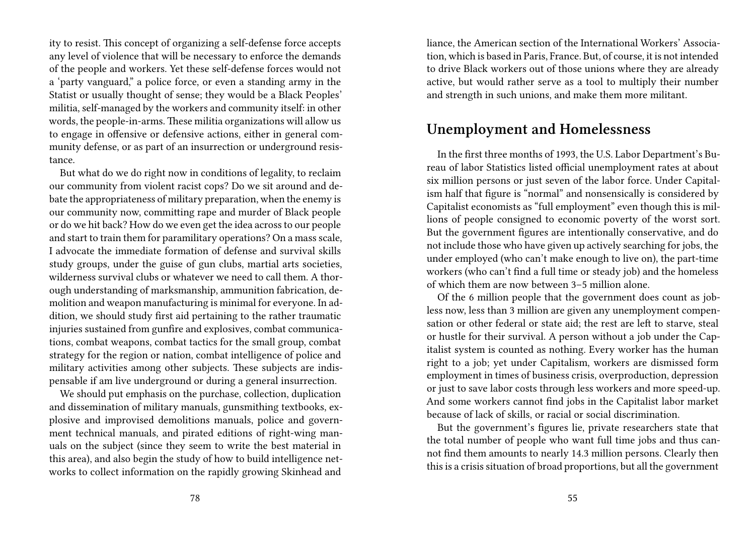ity to resist. This concept of organizing a self-defense force accepts any level of violence that will be necessary to enforce the demands of the people and workers. Yet these self-defense forces would not a 'party vanguard," a police force, or even a standing army in the Statist or usually thought of sense; they would be a Black Peoples' militia, self-managed by the workers and community itself: in other words, the people-in-arms. These militia organizations will allow us to engage in offensive or defensive actions, either in general community defense, or as part of an insurrection or underground resistance.

But what do we do right now in conditions of legality, to reclaim our community from violent racist cops? Do we sit around and debate the appropriateness of military preparation, when the enemy is our community now, committing rape and murder of Black people or do we hit back? How do we even get the idea across to our people and start to train them for paramilitary operations? On a mass scale, I advocate the immediate formation of defense and survival skills study groups, under the guise of gun clubs, martial arts societies, wilderness survival clubs or whatever we need to call them. A thorough understanding of marksmanship, ammunition fabrication, demolition and weapon manufacturing is minimal for everyone. In addition, we should study first aid pertaining to the rather traumatic injuries sustained from gunfire and explosives, combat communications, combat weapons, combat tactics for the small group, combat strategy for the region or nation, combat intelligence of police and military activities among other subjects. These subjects are indispensable if am live underground or during a general insurrection.

We should put emphasis on the purchase, collection, duplication and dissemination of military manuals, gunsmithing textbooks, explosive and improvised demolitions manuals, police and government technical manuals, and pirated editions of right-wing manuals on the subject (since they seem to write the best material in this area), and also begin the study of how to build intelligence networks to collect information on the rapidly growing Skinhead and

liance, the American section of the International Workers' Association, which is based in Paris, France. But, of course, it is not intended to drive Black workers out of those unions where they are already active, but would rather serve as a tool to multiply their number and strength in such unions, and make them more militant.

## Unemployment and Homelessness

In the first three months of 1993, the U.S. Labor Department's Bureau of labor Statistics listed official unemployment rates at about six million persons or just seven of the labor force. Under Capitalism half that figure is "normal" and nonsensically is considered by Capitalist economists as "full employment" even though this is millions of people consigned to economic poverty of the worst sort. But the government figures are intentionally conservative, and do not include those who have given up actively searching for jobs, the under employed (who can't make enough to live on), the part-time workers (who can't find a full time or steady job) and the homeless of which them are now between 3–5 million alone.

Of the 6 million people that the government does count as jobless now, less than 3 million are given any unemployment compensation or other federal or state aid; the rest are left to starve, steal or hustle for their survival. A person without a job under the Capitalist system is counted as nothing. Every worker has the human right to a job; yet under Capitalism, workers are dismissed form employment in times of business crisis, overproduction, depression or just to save labor costs through less workers and more speed-up. And some workers cannot find jobs in the Capitalist labor market because of lack of skills, or racial or social discrimination.

But the government's figures lie, private researchers state that the total number of people who want full time jobs and thus cannot find them amounts to nearly 14.3 million persons. Clearly then this is a crisis situation of broad proportions, but all the government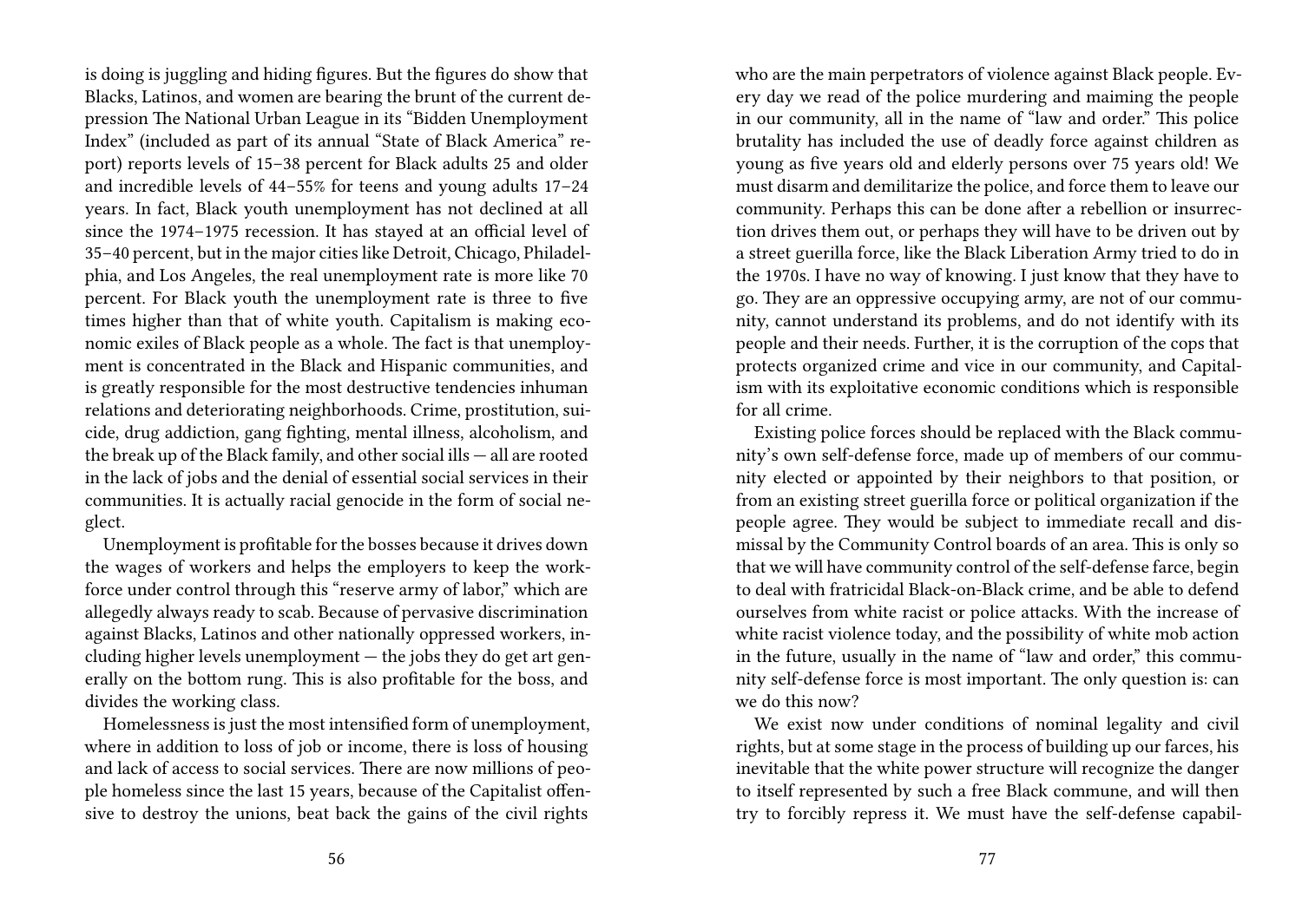is doing is juggling and hiding figures. But the figures do show that Blacks, Latinos, and women are bearing the brunt of the current depression The National Urban League in its "Bidden Unemployment Index" (included as part of its annual "State of Black America" report) reports levels of 15–38 percent for Black adults 25 and older and incredible levels of 44–55% for teens and young adults 17–24 years. In fact, Black youth unemployment has not declined at all since the 1974–1975 recession. It has stayed at an official level of 35–40 percent, but in the major cities like Detroit, Chicago, Philadelphia, and Los Angeles, the real unemployment rate is more like 70 percent. For Black youth the unemployment rate is three to five times higher than that of white youth. Capitalism is making economic exiles of Black people as a whole. The fact is that unemployment is concentrated in the Black and Hispanic communities, and is greatly responsible for the most destructive tendencies inhuman relations and deteriorating neighborhoods. Crime, prostitution, suicide, drug addiction, gang fighting, mental illness, alcoholism, and the break up of the Black family, and other social ills — all are rooted in the lack of jobs and the denial of essential social services in their communities. It is actually racial genocide in the form of social neglect.

Unemployment is profitable for the bosses because it drives down the wages of workers and helps the employers to keep the workforce under control through this "reserve army of labor," which are allegedly always ready to scab. Because of pervasive discrimination against Blacks, Latinos and other nationally oppressed workers, including higher levels unemployment — the jobs they do get art generally on the bottom rung. This is also profitable for the boss, and divides the working class.

Homelessness is just the most intensified form of unemployment, where in addition to loss of job or income, there is loss of housing and lack of access to social services. There are now millions of people homeless since the last 15 years, because of the Capitalist offensive to destroy the unions, beat back the gains of the civil rights

who are the main perpetrators of violence against Black people. Every day we read of the police murdering and maiming the people in our community, all in the name of "law and order." This police brutality has included the use of deadly force against children as young as five years old and elderly persons over 75 years old! We must disarm and demilitarize the police, and force them to leave our community. Perhaps this can be done after a rebellion or insurrection drives them out, or perhaps they will have to be driven out by a street guerilla force, like the Black Liberation Army tried to do in the 1970s. I have no way of knowing. I just know that they have to go. They are an oppressive occupying army, are not of our community, cannot understand its problems, and do not identify with its people and their needs. Further, it is the corruption of the cops that protects organized crime and vice in our community, and Capitalism with its exploitative economic conditions which is responsible for all crime.

Existing police forces should be replaced with the Black community's own self-defense force, made up of members of our community elected or appointed by their neighbors to that position, or from an existing street guerilla force or political organization if the people agree. They would be subject to immediate recall and dismissal by the Community Control boards of an area. This is only so that we will have community control of the self-defense farce, begin to deal with fratricidal Black-on-Black crime, and be able to defend ourselves from white racist or police attacks. With the increase of white racist violence today, and the possibility of white mob action in the future, usually in the name of "law and order," this community self-defense force is most important. The only question is: can we do this now?

We exist now under conditions of nominal legality and civil rights, but at some stage in the process of building up our farces, his inevitable that the white power structure will recognize the danger to itself represented by such a free Black commune, and will then try to forcibly repress it. We must have the self-defense capabil-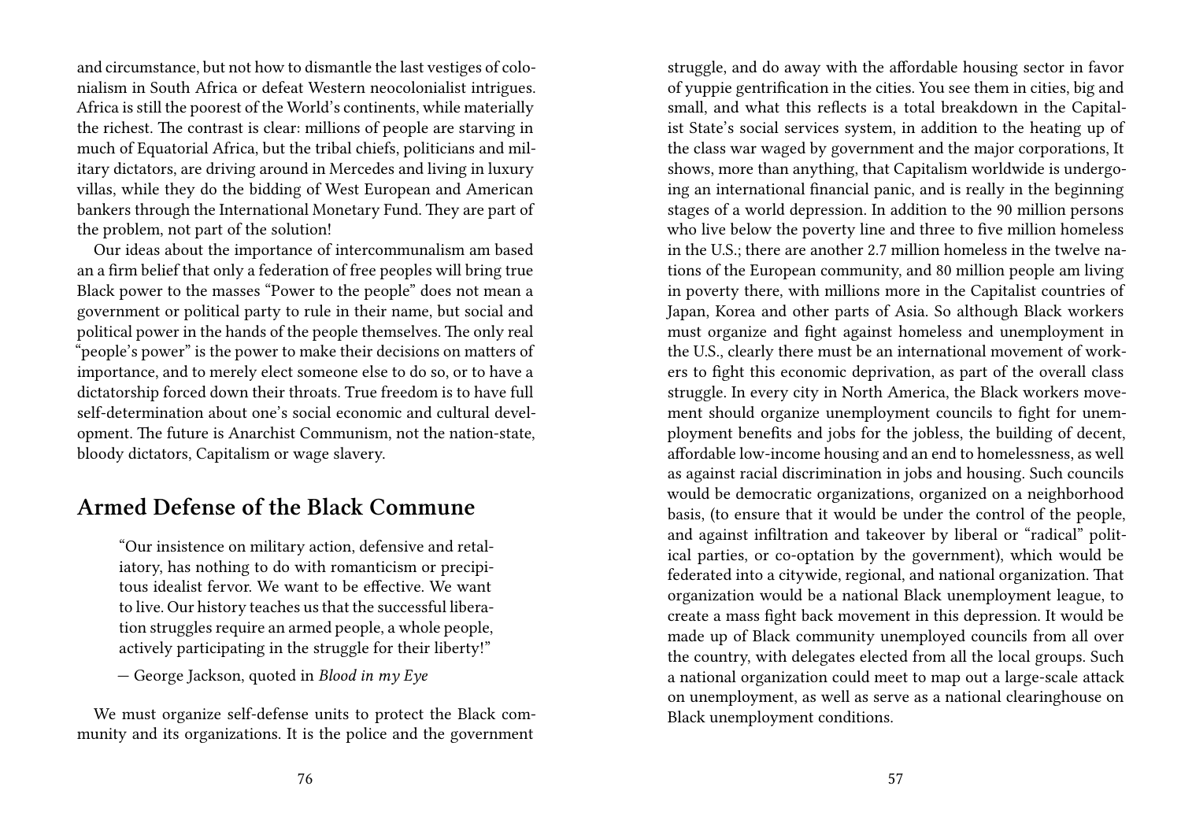and circumstance, but not how to dismantle the last vestiges of colonialism in South Africa or defeat Western neocolonialist intrigues. Africa is still the poorest of the World's continents, while materially the richest. The contrast is clear: millions of people are starving in much of Equatorial Africa, but the tribal chiefs, politicians and military dictators, are driving around in Mercedes and living in luxury villas, while they do the bidding of West European and American bankers through the International Monetary Fund. They are part of the problem, not part of the solution!

Our ideas about the importance of intercommunalism am based an a firm belief that only a federation of free peoples will bring true Black power to the masses "Power to the people" does not mean a government or political party to rule in their name, but social and political power in the hands of the people themselves. The only real "people's power" is the power to make their decisions on matters of importance, and to merely elect someone else to do so, or to have a dictatorship forced down their throats. True freedom is to have full self-determination about one's social economic and cultural development. The future is Anarchist Communism, not the nation-state, bloody dictators, Capitalism or wage slavery.

## Armed Defense of the Black Commune

> "Our insistence on military action, defensive and retaliatory, has nothing to do with romanticism or precipitous idealist fervor. We want to be effective. We want to live. Our history teaches us that the successful liberation struggles require an armed people, a whole people, actively participating in the struggle for their liberty!"
>
> — George Jackson, quoted in *Blood in my Eye*

We must organize self-defense units to protect the Black community and its organizations. It is the police and the government

struggle, and do away with the affordable housing sector in favor of yuppie gentrification in the cities. You see them in cities, big and small, and what this reflects is a total breakdown in the Capitalist State's social services system, in addition to the heating up of the class war waged by government and the major corporations, It shows, more than anything, that Capitalism worldwide is undergoing an international financial panic, and is really in the beginning stages of a world depression. In addition to the 90 million persons who live below the poverty line and three to five million homeless in the U.S.; there are another 2.7 million homeless in the twelve nations of the European community, and 80 million people am living in poverty there, with millions more in the Capitalist countries of Japan, Korea and other parts of Asia. So although Black workers must organize and fight against homeless and unemployment in the U.S., clearly there must be an international movement of workers to fight this economic deprivation, as part of the overall class struggle. In every city in North America, the Black workers movement should organize unemployment councils to fight for unemployment benefits and jobs for the jobless, the building of decent, affordable low-income housing and an end to homelessness, as well as against racial discrimination in jobs and housing. Such councils would be democratic organizations, organized on a neighborhood basis, (to ensure that it would be under the control of the people, and against infiltration and takeover by liberal or "radical" political parties, or co-optation by the government), which would be federated into a citywide, regional, and national organization. That organization would be a national Black unemployment league, to create a mass fight back movement in this depression. It would be made up of Black community unemployed councils from all over the country, with delegates elected from all the local groups. Such a national organization could meet to map out a large-scale attack on unemployment, as well as serve as a national clearinghouse on Black unemployment conditions.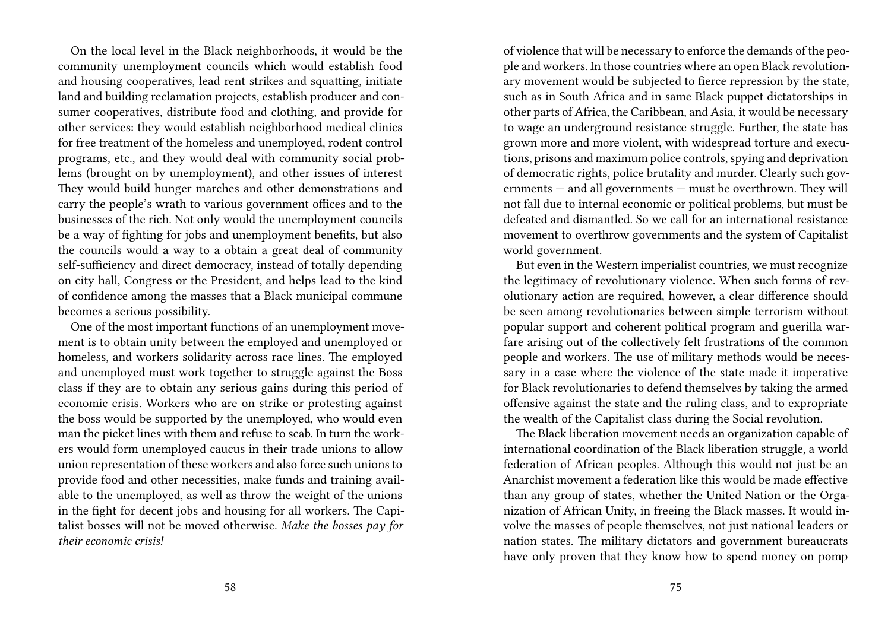On the local level in the Black neighborhoods, it would be the community unemployment councils which would establish food and housing cooperatives, lead rent strikes and squatting, initiate land and building reclamation projects, establish producer and consumer cooperatives, distribute food and clothing, and provide for other services: they would establish neighborhood medical clinics for free treatment of the homeless and unemployed, rodent control programs, etc., and they would deal with community social problems (brought on by unemployment), and other issues of interest They would build hunger marches and other demonstrations and carry the people's wrath to various government offices and to the businesses of the rich. Not only would the unemployment councils be a way of fighting for jobs and unemployment benefits, but also the councils would a way to a obtain a great deal of community self-sufficiency and direct democracy, instead of totally depending on city hall, Congress or the President, and helps lead to the kind of confidence among the masses that a Black municipal commune becomes a serious possibility.

One of the most important functions of an unemployment movement is to obtain unity between the employed and unemployed or homeless, and workers solidarity across race lines. The employed and unemployed must work together to struggle against the Boss class if they are to obtain any serious gains during this period of economic crisis. Workers who are on strike or protesting against the boss would be supported by the unemployed, who would even man the picket lines with them and refuse to scab. In turn the workers would form unemployed caucus in their trade unions to allow union representation of these workers and also force such unions to provide food and other necessities, make funds and training available to the unemployed, as well as throw the weight of the unions in the fight for decent jobs and housing for all workers. The Capitalist bosses will not be moved otherwise. *Make the bosses pay for their economic crisis!*

of violence that will be necessary to enforce the demands of the people and workers. In those countries where an open Black revolutionary movement would be subjected to fierce repression by the state, such as in South Africa and in same Black puppet dictatorships in other parts of Africa, the Caribbean, and Asia, it would be necessary to wage an underground resistance struggle. Further, the state has grown more and more violent, with widespread torture and executions, prisons and maximum police controls, spying and deprivation of democratic rights, police brutality and murder. Clearly such governments — and all governments — must be overthrown. They will not fall due to internal economic or political problems, but must be defeated and dismantled. So we call for an international resistance movement to overthrow governments and the system of Capitalist world government.

But even in the Western imperialist countries, we must recognize the legitimacy of revolutionary violence. When such forms of revolutionary action are required, however, a clear difference should be seen among revolutionaries between simple terrorism without popular support and coherent political program and guerilla warfare arising out of the collectively felt frustrations of the common people and workers. The use of military methods would be necessary in a case where the violence of the state made it imperative for Black revolutionaries to defend themselves by taking the armed offensive against the state and the ruling class, and to expropriate the wealth of the Capitalist class during the Social revolution.

The Black liberation movement needs an organization capable of international coordination of the Black liberation struggle, a world federation of African peoples. Although this would not just be an Anarchist movement a federation like this would be made effective than any group of states, whether the United Nation or the Organization of African Unity, in freeing the Black masses. It would involve the masses of people themselves, not just national leaders or nation states. The military dictators and government bureaucrats have only proven that they know how to spend money on pomp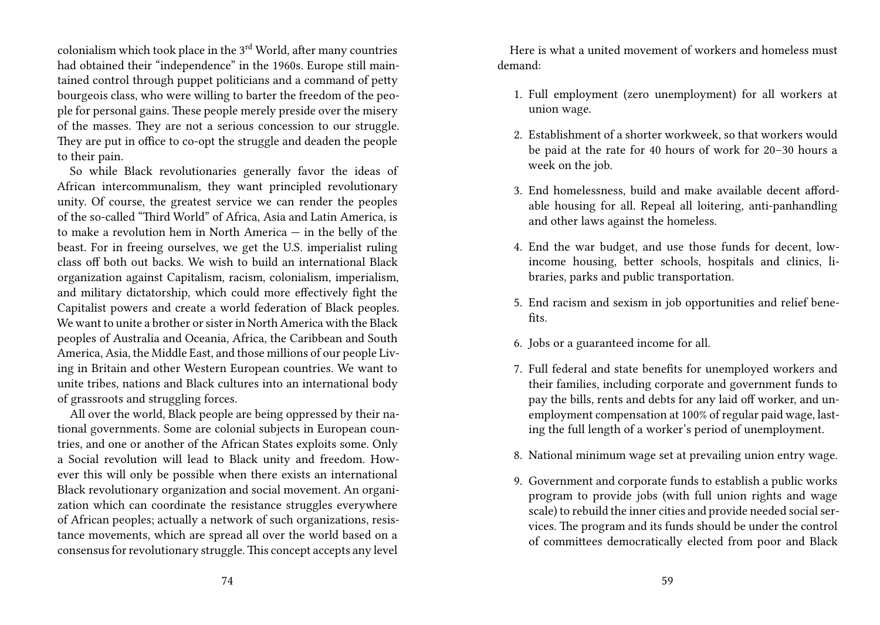colonialism which took place in the 3rd World, after many countries had obtained their "independence" in the 1960s. Europe still maintained control through puppet politicians and a command of petty bourgeois class, who were willing to barter the freedom of the people for personal gains. These people merely preside over the misery of the masses. They are not a serious concession to our struggle. They are put in office to co-opt the struggle and deaden the people to their pain.

So while Black revolutionaries generally favor the ideas of African intercommunalism, they want principled revolutionary unity. Of course, the greatest service we can render the peoples of the so-called "Third World" of Africa, Asia and Latin America, is to make a revolution hem in North America — in the belly of the beast. For in freeing ourselves, we get the U.S. imperialist ruling class off both out backs. We wish to build an international Black organization against Capitalism, racism, colonialism, imperialism, and military dictatorship, which could more effectively fight the Capitalist powers and create a world federation of Black peoples. We want to unite a brother or sister in North America with the Black peoples of Australia and Oceania, Africa, the Caribbean and South America, Asia, the Middle East, and those millions of our people Living in Britain and other Western European countries. We want to unite tribes, nations and Black cultures into an international body of grassroots and struggling forces.

All over the world, Black people are being oppressed by their national governments. Some are colonial subjects in European countries, and one or another of the African States exploits some. Only a Social revolution will lead to Black unity and freedom. However this will only be possible when there exists an international Black revolutionary organization and social movement. An organization which can coordinate the resistance struggles everywhere of African peoples; actually a network of such organizations, resistance movements, which are spread all over the world based on a consensus for revolutionary struggle. This concept accepts any level

Here is what a united movement of workers and homeless must demand:

1. Full employment (zero unemployment) for all workers at union wage.
2. Establishment of a shorter workweek, so that workers would be paid at the rate for 40 hours of work for 20–30 hours a week on the job.
3. End homelessness, build and make available decent affordable housing for all. Repeal all loitering, anti-panhandling and other laws against the homeless.
4. End the war budget, and use those funds for decent, low-income housing, better schools, hospitals and clinics, libraries, parks and public transportation.
5. End racism and sexism in job opportunities and relief benefits.
6. Jobs or a guaranteed income for all.
7. Full federal and state benefits for unemployed workers and their families, including corporate and government funds to pay the bills, rents and debts for any laid off worker, and unemployment compensation at 100% of regular paid wage, lasting the full length of a worker's period of unemployment.
8. National minimum wage set at prevailing union entry wage.
9. Government and corporate funds to establish a public works program to provide jobs (with full union rights and wage scale) to rebuild the inner cities and provide needed social services. The program and its funds should be under the control of committees democratically elected from poor and Black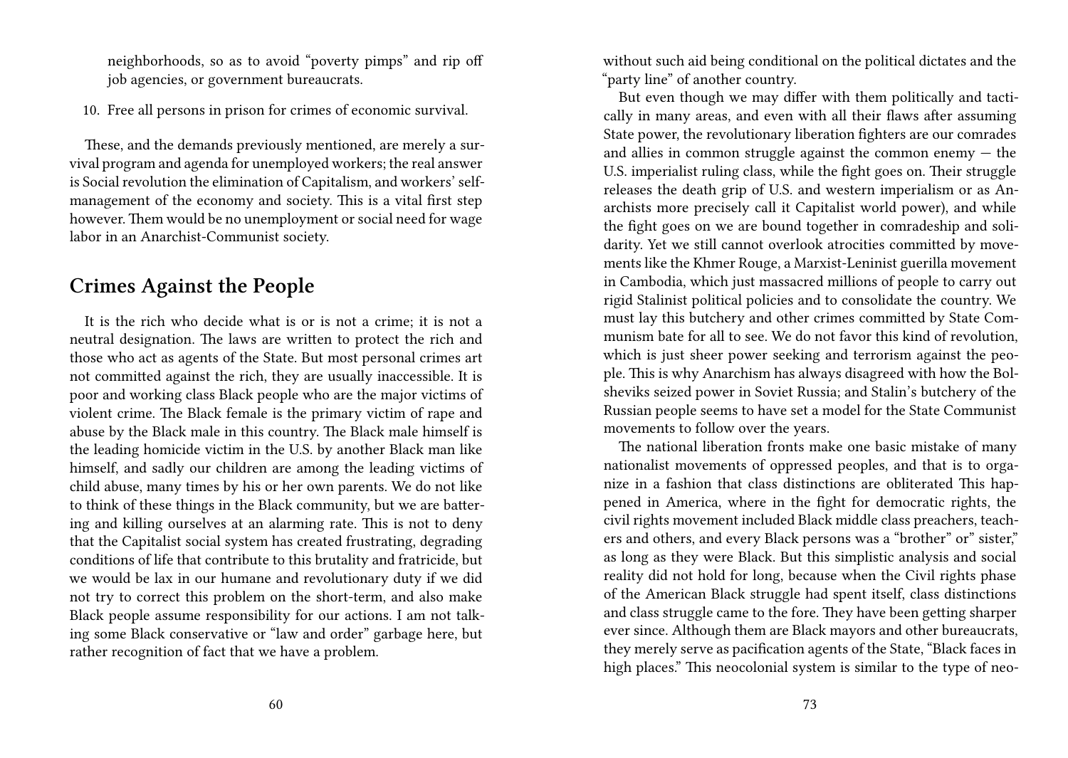neighborhoods, so as to avoid "poverty pimps" and rip off job agencies, or government bureaucrats.

10. Free all persons in prison for crimes of economic survival.

These, and the demands previously mentioned, are merely a survival program and agenda for unemployed workers; the real answer is Social revolution the elimination of Capitalism, and workers' self-management of the economy and society. This is a vital first step however. Them would be no unemployment or social need for wage labor in an Anarchist-Communist society.

## Crimes Against the People

It is the rich who decide what is or is not a crime; it is not a neutral designation. The laws are written to protect the rich and those who act as agents of the State. But most personal crimes art not committed against the rich, they are usually inaccessible. It is poor and working class Black people who are the major victims of violent crime. The Black female is the primary victim of rape and abuse by the Black male in this country. The Black male himself is the leading homicide victim in the U.S. by another Black man like himself, and sadly our children are among the leading victims of child abuse, many times by his or her own parents. We do not like to think of these things in the Black community, but we are battering and killing ourselves at an alarming rate. This is not to deny that the Capitalist social system has created frustrating, degrading conditions of life that contribute to this brutality and fratricide, but we would be lax in our humane and revolutionary duty if we did not try to correct this problem on the short-term, and also make Black people assume responsibility for our actions. I am not talking some Black conservative or "law and order" garbage here, but rather recognition of fact that we have a problem.

without such aid being conditional on the political dictates and the "party line" of another country.

But even though we may differ with them politically and tactically in many areas, and even with all their flaws after assuming State power, the revolutionary liberation fighters are our comrades and allies in common struggle against the common enemy — the U.S. imperialist ruling class, while the fight goes on. Their struggle releases the death grip of U.S. and western imperialism or as Anarchists more precisely call it Capitalist world power), and while the fight goes on we are bound together in comradeship and solidarity. Yet we still cannot overlook atrocities committed by movements like the Khmer Rouge, a Marxist-Leninist guerilla movement in Cambodia, which just massacred millions of people to carry out rigid Stalinist political policies and to consolidate the country. We must lay this butchery and other crimes committed by State Communism bate for all to see. We do not favor this kind of revolution, which is just sheer power seeking and terrorism against the people. This is why Anarchism has always disagreed with how the Bolsheviks seized power in Soviet Russia; and Stalin's butchery of the Russian people seems to have set a model for the State Communist movements to follow over the years.

The national liberation fronts make one basic mistake of many nationalist movements of oppressed peoples, and that is to organize in a fashion that class distinctions are obliterated This happened in America, where in the fight for democratic rights, the civil rights movement included Black middle class preachers, teachers and others, and every Black persons was a "brother" or" sister," as long as they were Black. But this simplistic analysis and social reality did not hold for long, because when the Civil rights phase of the American Black struggle had spent itself, class distinctions and class struggle came to the fore. They have been getting sharper ever since. Although them are Black mayors and other bureaucrats, they merely serve as pacification agents of the State, "Black faces in high places." This neocolonial system is similar to the type of neo-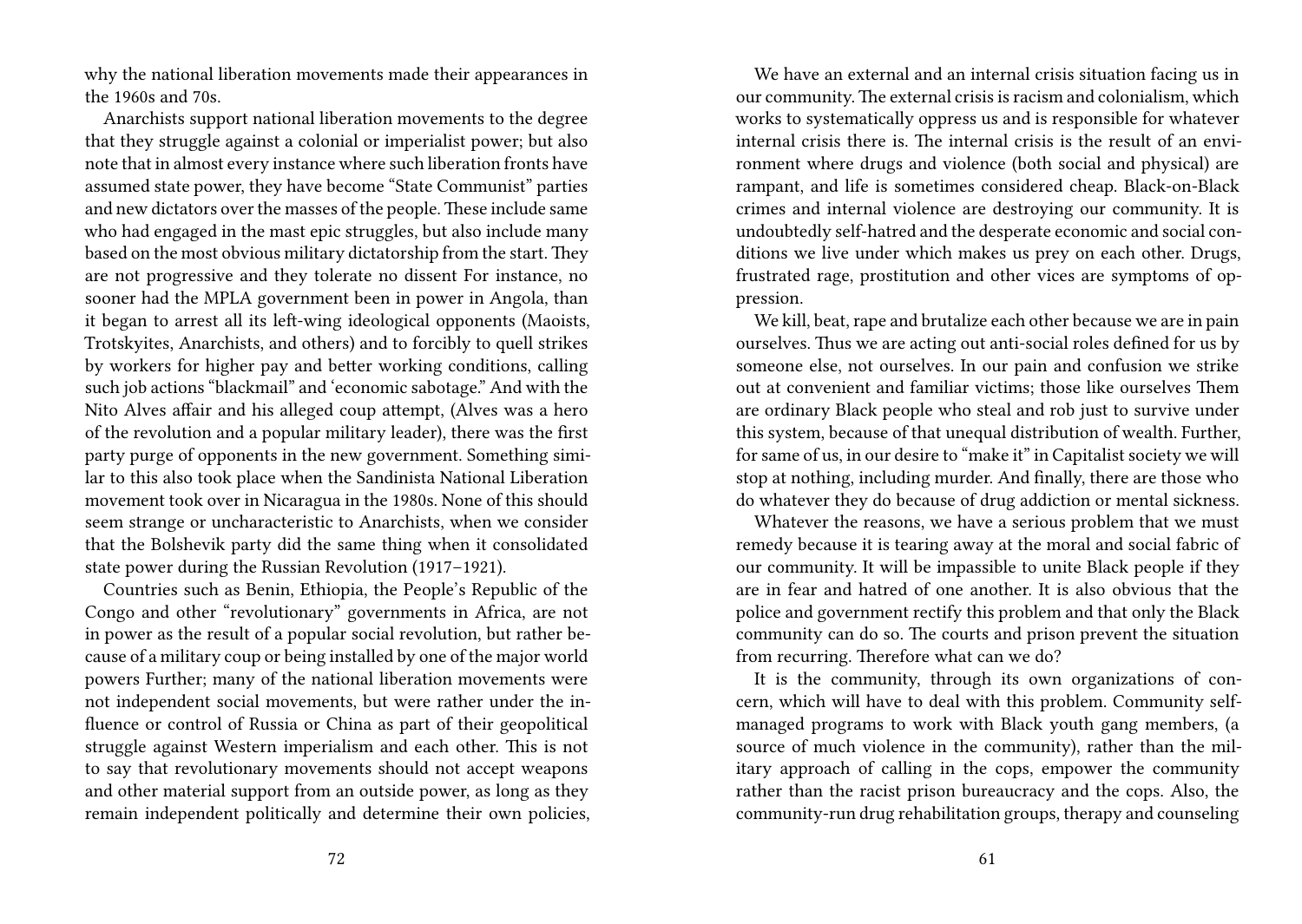why the national liberation movements made their appearances in the 1960s and 70s.

Anarchists support national liberation movements to the degree that they struggle against a colonial or imperialist power; but also note that in almost every instance where such liberation fronts have assumed state power, they have become "State Communist" parties and new dictators over the masses of the people. These include same who had engaged in the mast epic struggles, but also include many based on the most obvious military dictatorship from the start. They are not progressive and they tolerate no dissent For instance, no sooner had the MPLA government been in power in Angola, than it began to arrest all its left-wing ideological opponents (Maoists, Trotskyites, Anarchists, and others) and to forcibly to quell strikes by workers for higher pay and better working conditions, calling such job actions "blackmail" and 'economic sabotage." And with the Nito Alves affair and his alleged coup attempt, (Alves was a hero of the revolution and a popular military leader), there was the first party purge of opponents in the new government. Something similar to this also took place when the Sandinista National Liberation movement took over in Nicaragua in the 1980s. None of this should seem strange or uncharacteristic to Anarchists, when we consider that the Bolshevik party did the same thing when it consolidated state power during the Russian Revolution (1917–1921).

Countries such as Benin, Ethiopia, the People's Republic of the Congo and other "revolutionary" governments in Africa, are not in power as the result of a popular social revolution, but rather because of a military coup or being installed by one of the major world powers Further; many of the national liberation movements were not independent social movements, but were rather under the influence or control of Russia or China as part of their geopolitical struggle against Western imperialism and each other. This is not to say that revolutionary movements should not accept weapons and other material support from an outside power, as long as they remain independent politically and determine their own policies,

We have an external and an internal crisis situation facing us in our community. The external crisis is racism and colonialism, which works to systematically oppress us and is responsible for whatever internal crisis there is. The internal crisis is the result of an environment where drugs and violence (both social and physical) are rampant, and life is sometimes considered cheap. Black-on-Black crimes and internal violence are destroying our community. It is undoubtedly self-hatred and the desperate economic and social conditions we live under which makes us prey on each other. Drugs, frustrated rage, prostitution and other vices are symptoms of oppression.

We kill, beat, rape and brutalize each other because we are in pain ourselves. Thus we are acting out anti-social roles defined for us by someone else, not ourselves. In our pain and confusion we strike out at convenient and familiar victims; those like ourselves Them are ordinary Black people who steal and rob just to survive under this system, because of that unequal distribution of wealth. Further, for same of us, in our desire to "make it" in Capitalist society we will stop at nothing, including murder. And finally, there are those who do whatever they do because of drug addiction or mental sickness.

Whatever the reasons, we have a serious problem that we must remedy because it is tearing away at the moral and social fabric of our community. It will be impassible to unite Black people if they are in fear and hatred of one another. It is also obvious that the police and government rectify this problem and that only the Black community can do so. The courts and prison prevent the situation from recurring. Therefore what can we do?

It is the community, through its own organizations of concern, which will have to deal with this problem. Community self-managed programs to work with Black youth gang members, (a source of much violence in the community), rather than the military approach of calling in the cops, empower the community rather than the racist prison bureaucracy and the cops. Also, the community-run drug rehabilitation groups, therapy and counseling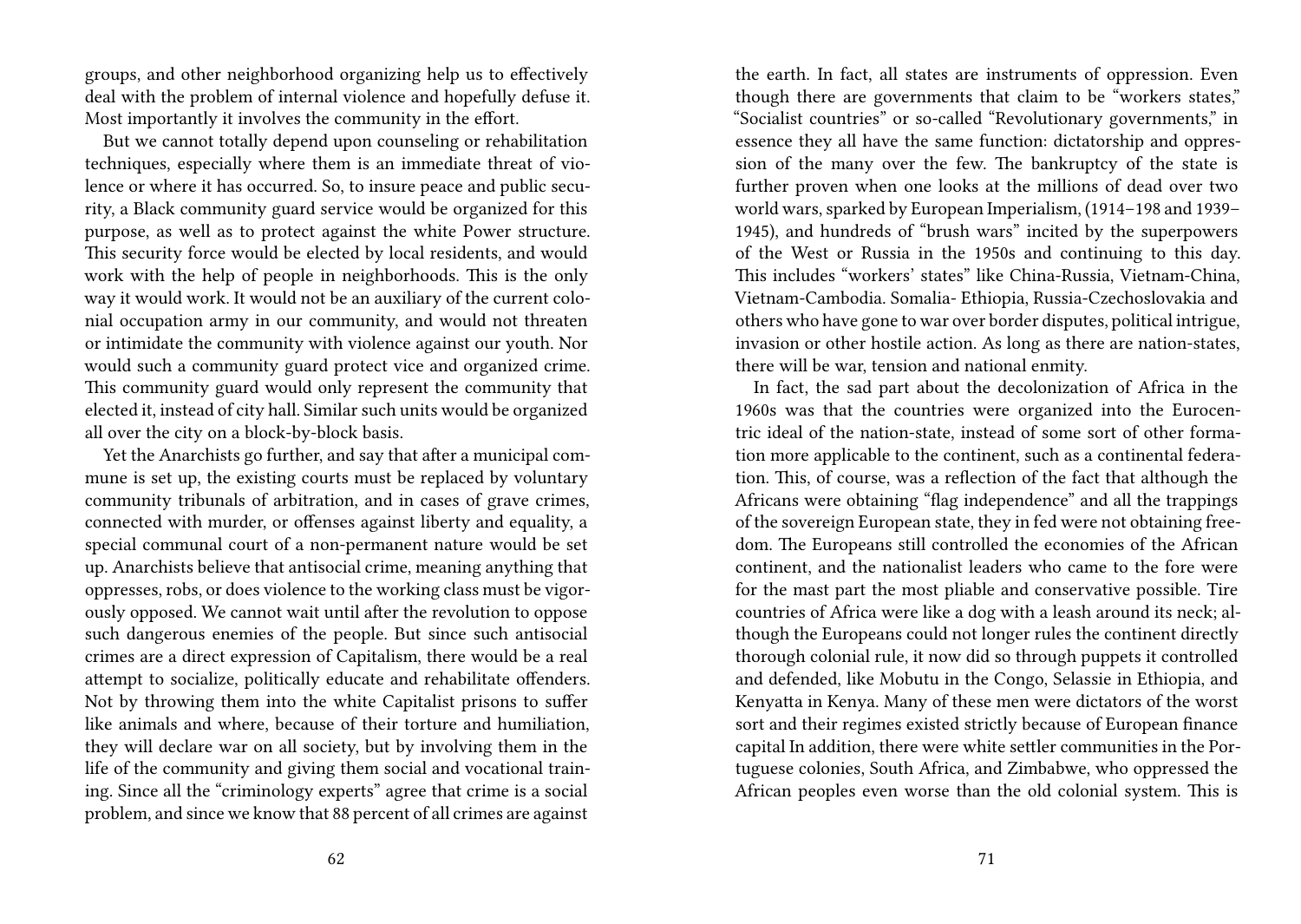groups, and other neighborhood organizing help us to effectively deal with the problem of internal violence and hopefully defuse it. Most importantly it involves the community in the effort.

But we cannot totally depend upon counseling or rehabilitation techniques, especially where them is an immediate threat of violence or where it has occurred. So, to insure peace and public security, a Black community guard service would be organized for this purpose, as well as to protect against the white Power structure. This security force would be elected by local residents, and would work with the help of people in neighborhoods. This is the only way it would work. It would not be an auxiliary of the current colonial occupation army in our community, and would not threaten or intimidate the community with violence against our youth. Nor would such a community guard protect vice and organized crime. This community guard would only represent the community that elected it, instead of city hall. Similar such units would be organized all over the city on a block-by-block basis.

Yet the Anarchists go further, and say that after a municipal commune is set up, the existing courts must be replaced by voluntary community tribunals of arbitration, and in cases of grave crimes, connected with murder, or offenses against liberty and equality, a special communal court of a non-permanent nature would be set up. Anarchists believe that antisocial crime, meaning anything that oppresses, robs, or does violence to the working class must be vigorously opposed. We cannot wait until after the revolution to oppose such dangerous enemies of the people. But since such antisocial crimes are a direct expression of Capitalism, there would be a real attempt to socialize, politically educate and rehabilitate offenders. Not by throwing them into the white Capitalist prisons to suffer like animals and where, because of their torture and humiliation, they will declare war on all society, but by involving them in the life of the community and giving them social and vocational training. Since all the "criminology experts" agree that crime is a social problem, and since we know that 88 percent of all crimes are against

the earth. In fact, all states are instruments of oppression. Even though there are governments that claim to be "workers states," "Socialist countries" or so-called "Revolutionary governments," in essence they all have the same function: dictatorship and oppression of the many over the few. The bankruptcy of the state is further proven when one looks at the millions of dead over two world wars, sparked by European Imperialism, (1914–198 and 1939–1945), and hundreds of "brush wars" incited by the superpowers of the West or Russia in the 1950s and continuing to this day. This includes "workers' states" like China-Russia, Vietnam-China, Vietnam-Cambodia. Somalia- Ethiopia, Russia-Czechoslovakia and others who have gone to war over border disputes, political intrigue, invasion or other hostile action. As long as there are nation-states, there will be war, tension and national enmity.

In fact, the sad part about the decolonization of Africa in the 1960s was that the countries were organized into the Eurocentric ideal of the nation-state, instead of some sort of other formation more applicable to the continent, such as a continental federation. This, of course, was a reflection of the fact that although the Africans were obtaining "flag independence" and all the trappings of the sovereign European state, they in fed were not obtaining freedom. The Europeans still controlled the economies of the African continent, and the nationalist leaders who came to the fore were for the mast part the most pliable and conservative possible. Tire countries of Africa were like a dog with a leash around its neck; although the Europeans could not longer rules the continent directly thorough colonial rule, it now did so through puppets it controlled and defended, like Mobutu in the Congo, Selassie in Ethiopia, and Kenyatta in Kenya. Many of these men were dictators of the worst sort and their regimes existed strictly because of European finance capital In addition, there were white settler communities in the Portuguese colonies, South Africa, and Zimbabwe, who oppressed the African peoples even worse than the old colonial system. This is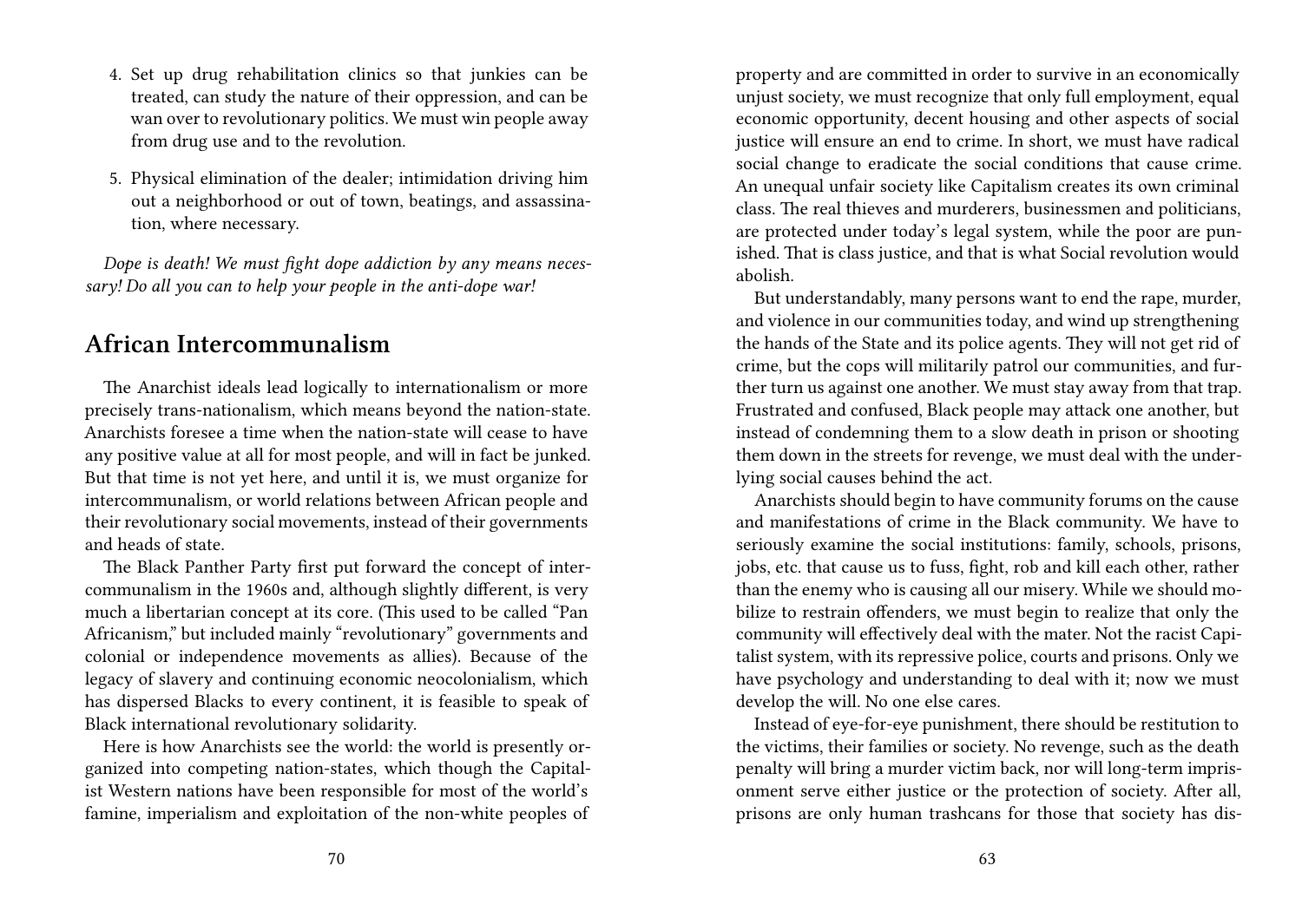4. Set up drug rehabilitation clinics so that junkies can be treated, can study the nature of their oppression, and can be wan over to revolutionary politics. We must win people away from drug use and to the revolution.

5. Physical elimination of the dealer; intimidation driving him out a neighborhood or out of town, beatings, and assassination, where necessary.

*Dope is death! We must fight dope addiction by any means necessary! Do all you can to help your people in the anti-dope war!*

## African Intercommunalism

The Anarchist ideals lead logically to internationalism or more precisely trans-nationalism, which means beyond the nation-state. Anarchists foresee a time when the nation-state will cease to have any positive value at all for most people, and will in fact be junked. But that time is not yet here, and until it is, we must organize for intercommunalism, or world relations between African people and their revolutionary social movements, instead of their governments and heads of state.

The Black Panther Party first put forward the concept of intercommunalism in the 1960s and, although slightly different, is very much a libertarian concept at its core. (This used to be called "Pan Africanism," but included mainly "revolutionary" governments and colonial or independence movements as allies). Because of the legacy of slavery and continuing economic neocolonialism, which has dispersed Blacks to every continent, it is feasible to speak of Black international revolutionary solidarity.

Here is how Anarchists see the world: the world is presently organized into competing nation-states, which though the Capitalist Western nations have been responsible for most of the world's famine, imperialism and exploitation of the non-white peoples of

property and are committed in order to survive in an economically unjust society, we must recognize that only full employment, equal economic opportunity, decent housing and other aspects of social justice will ensure an end to crime. In short, we must have radical social change to eradicate the social conditions that cause crime. An unequal unfair society like Capitalism creates its own criminal class. The real thieves and murderers, businessmen and politicians, are protected under today's legal system, while the poor are punished. That is class justice, and that is what Social revolution would abolish.

But understandably, many persons want to end the rape, murder, and violence in our communities today, and wind up strengthening the hands of the State and its police agents. They will not get rid of crime, but the cops will militarily patrol our communities, and further turn us against one another. We must stay away from that trap. Frustrated and confused, Black people may attack one another, but instead of condemning them to a slow death in prison or shooting them down in the streets for revenge, we must deal with the underlying social causes behind the act.

Anarchists should begin to have community forums on the cause and manifestations of crime in the Black community. We have to seriously examine the social institutions: family, schools, prisons, jobs, etc. that cause us to fuss, fight, rob and kill each other, rather than the enemy who is causing all our misery. While we should mobilize to restrain offenders, we must begin to realize that only the community will effectively deal with the mater. Not the racist Capitalist system, with its repressive police, courts and prisons. Only we have psychology and understanding to deal with it; now we must develop the will. No one else cares.

Instead of eye-for-eye punishment, there should be restitution to the victims, their families or society. No revenge, such as the death penalty will bring a murder victim back, nor will long-term imprisonment serve either justice or the protection of society. After all, prisons are only human trashcans for those that society has dis-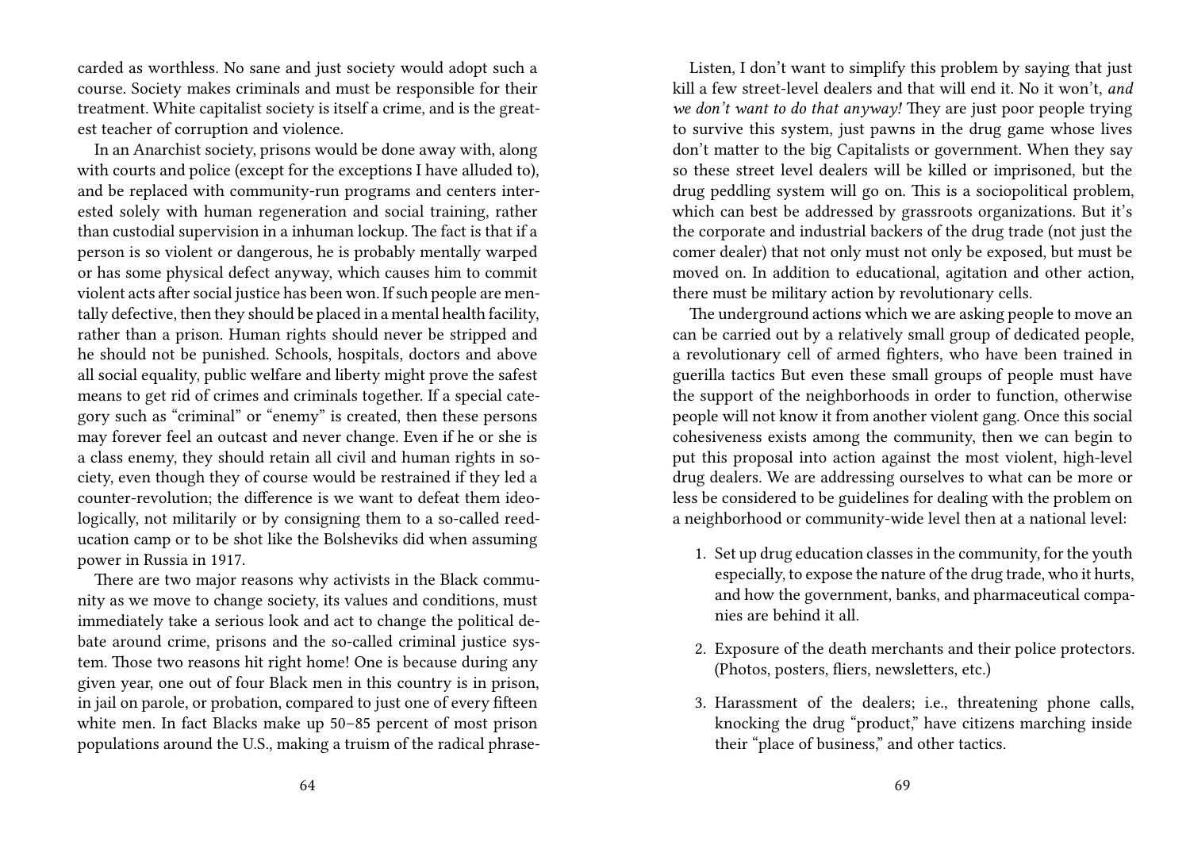carded as worthless. No sane and just society would adopt such a course. Society makes criminals and must be responsible for their treatment. White capitalist society is itself a crime, and is the greatest teacher of corruption and violence.

In an Anarchist society, prisons would be done away with, along with courts and police (except for the exceptions I have alluded to), and be replaced with community-run programs and centers interested solely with human regeneration and social training, rather than custodial supervision in a inhuman lockup. The fact is that if a person is so violent or dangerous, he is probably mentally warped or has some physical defect anyway, which causes him to commit violent acts after social justice has been won. If such people are mentally defective, then they should be placed in a mental health facility, rather than a prison. Human rights should never be stripped and he should not be punished. Schools, hospitals, doctors and above all social equality, public welfare and liberty might prove the safest means to get rid of crimes and criminals together. If a special category such as "criminal" or "enemy" is created, then these persons may forever feel an outcast and never change. Even if he or she is a class enemy, they should retain all civil and human rights in society, even though they of course would be restrained if they led a counter-revolution; the difference is we want to defeat them ideologically, not militarily or by consigning them to a so-called reeducation camp or to be shot like the Bolsheviks did when assuming power in Russia in 1917.

There are two major reasons why activists in the Black community as we move to change society, its values and conditions, must immediately take a serious look and act to change the political debate around crime, prisons and the so-called criminal justice system. Those two reasons hit right home! One is because during any given year, one out of four Black men in this country is in prison, in jail on parole, or probation, compared to just one of every fifteen white men. In fact Blacks make up 50–85 percent of most prison populations around the U.S., making a truism of the radical phrase-

Listen, I don't want to simplify this problem by saying that just kill a few street-level dealers and that will end it. No it won't, *and we don't want to do that anyway!* They are just poor people trying to survive this system, just pawns in the drug game whose lives don't matter to the big Capitalists or government. When they say so these street level dealers will be killed or imprisoned, but the drug peddling system will go on. This is a sociopolitical problem, which can best be addressed by grassroots organizations. But it's the corporate and industrial backers of the drug trade (not just the comer dealer) that not only must not only be exposed, but must be moved on. In addition to educational, agitation and other action, there must be military action by revolutionary cells.

The underground actions which we are asking people to move an can be carried out by a relatively small group of dedicated people, a revolutionary cell of armed fighters, who have been trained in guerilla tactics But even these small groups of people must have the support of the neighborhoods in order to function, otherwise people will not know it from another violent gang. Once this social cohesiveness exists among the community, then we can begin to put this proposal into action against the most violent, high-level drug dealers. We are addressing ourselves to what can be more or less be considered to be guidelines for dealing with the problem on a neighborhood or community-wide level then at a national level:

1. Set up drug education classes in the community, for the youth especially, to expose the nature of the drug trade, who it hurts, and how the government, banks, and pharmaceutical companies are behind it all.
2. Exposure of the death merchants and their police protectors. (Photos, posters, fliers, newsletters, etc.)
3. Harassment of the dealers; i.e., threatening phone calls, knocking the drug "product," have citizens marching inside their "place of business," and other tactics.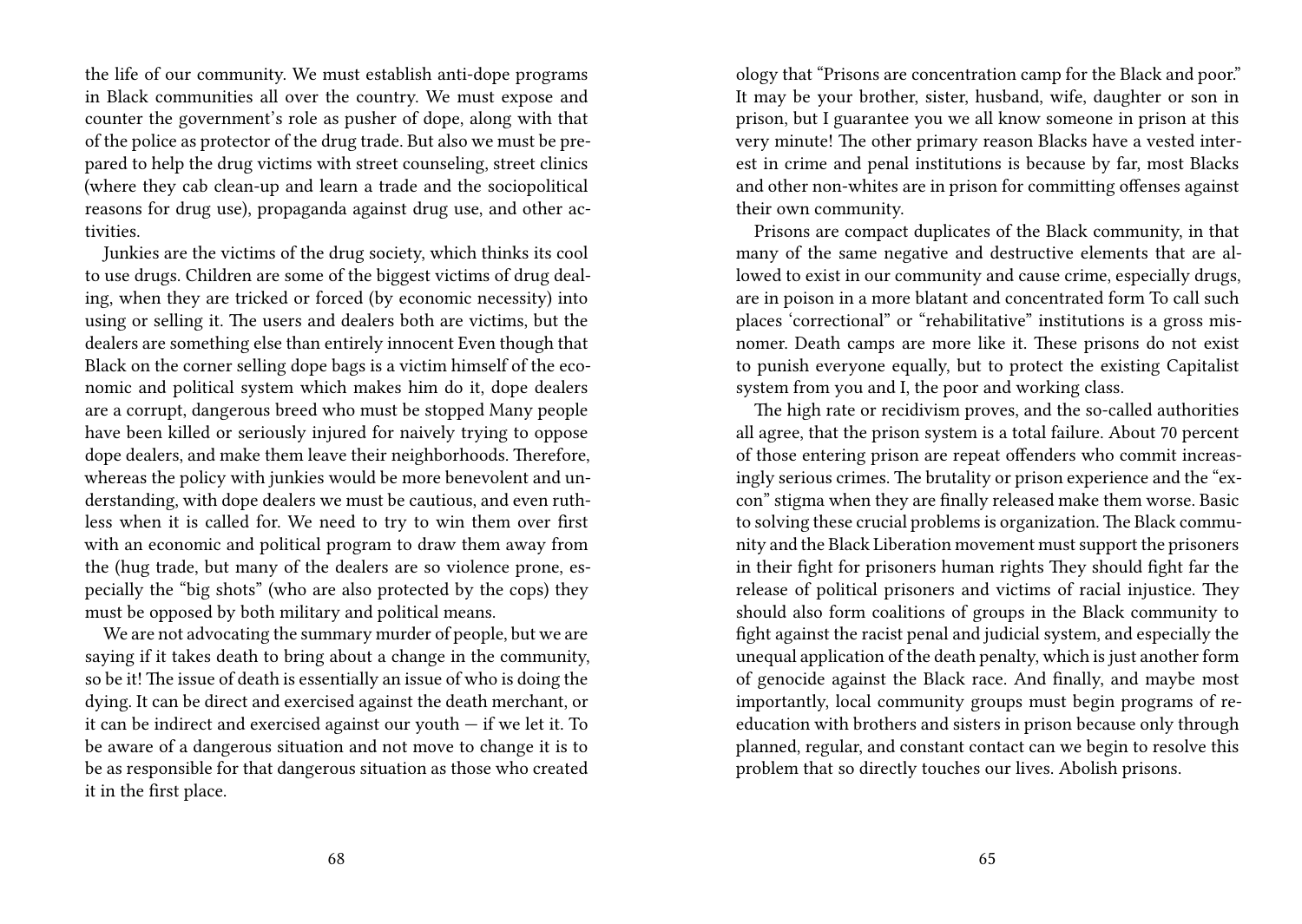the life of our community. We must establish anti-dope programs in Black communities all over the country. We must expose and counter the government's role as pusher of dope, along with that of the police as protector of the drug trade. But also we must be prepared to help the drug victims with street counseling, street clinics (where they cab clean-up and learn a trade and the sociopolitical reasons for drug use), propaganda against drug use, and other activities.

Junkies are the victims of the drug society, which thinks its cool to use drugs. Children are some of the biggest victims of drug dealing, when they are tricked or forced (by economic necessity) into using or selling it. The users and dealers both are victims, but the dealers are something else than entirely innocent Even though that Black on the corner selling dope bags is a victim himself of the economic and political system which makes him do it, dope dealers are a corrupt, dangerous breed who must be stopped Many people have been killed or seriously injured for naively trying to oppose dope dealers, and make them leave their neighborhoods. Therefore, whereas the policy with junkies would be more benevolent and understanding, with dope dealers we must be cautious, and even ruthless when it is called for. We need to try to win them over first with an economic and political program to draw them away from the (hug trade, but many of the dealers are so violence prone, especially the "big shots" (who are also protected by the cops) they must be opposed by both military and political means.

We are not advocating the summary murder of people, but we are saying if it takes death to bring about a change in the community, so be it! The issue of death is essentially an issue of who is doing the dying. It can be direct and exercised against the death merchant, or it can be indirect and exercised against our youth — if we let it. To be aware of a dangerous situation and not move to change it is to be as responsible for that dangerous situation as those who created it in the first place.

ology that "Prisons are concentration camp for the Black and poor." It may be your brother, sister, husband, wife, daughter or son in prison, but I guarantee you we all know someone in prison at this very minute! The other primary reason Blacks have a vested interest in crime and penal institutions is because by far, most Blacks and other non-whites are in prison for committing offenses against their own community.

Prisons are compact duplicates of the Black community, in that many of the same negative and destructive elements that are allowed to exist in our community and cause crime, especially drugs, are in poison in a more blatant and concentrated form To call such places 'correctional" or "rehabilitative" institutions is a gross misnomer. Death camps are more like it. These prisons do not exist to punish everyone equally, but to protect the existing Capitalist system from you and I, the poor and working class.

The high rate or recidivism proves, and the so-called authorities all agree, that the prison system is a total failure. About 70 percent of those entering prison are repeat offenders who commit increasingly serious crimes. The brutality or prison experience and the "ex-con" stigma when they are finally released make them worse. Basic to solving these crucial problems is organization. The Black community and the Black Liberation movement must support the prisoners in their fight for prisoners human rights They should fight far the release of political prisoners and victims of racial injustice. They should also form coalitions of groups in the Black community to fight against the racist penal and judicial system, and especially the unequal application of the death penalty, which is just another form of genocide against the Black race. And finally, and maybe most importantly, local community groups must begin programs of re-education with brothers and sisters in prison because only through planned, regular, and constant contact can we begin to resolve this problem that so directly touches our lives. Abolish prisons.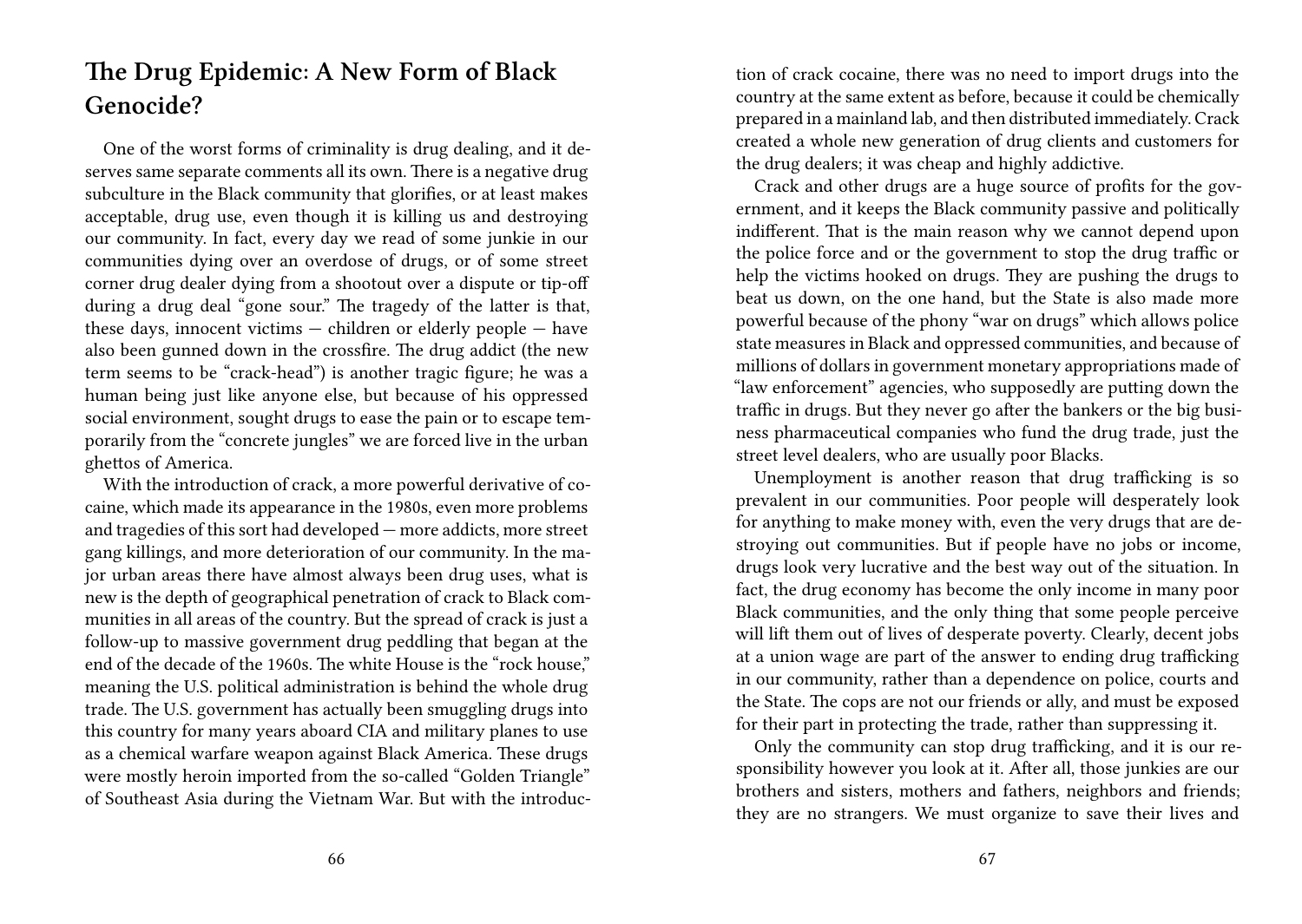## The Drug Epidemic: A New Form of Black Genocide?

One of the worst forms of criminality is drug dealing, and it deserves same separate comments all its own. There is a negative drug subculture in the Black community that glorifies, or at least makes acceptable, drug use, even though it is killing us and destroying our community. In fact, every day we read of some junkie in our communities dying over an overdose of drugs, or of some street corner drug dealer dying from a shootout over a dispute or tip-off during a drug deal "gone sour." The tragedy of the latter is that, these days, innocent victims — children or elderly people — have also been gunned down in the crossfire. The drug addict (the new term seems to be "crack-head") is another tragic figure; he was a human being just like anyone else, but because of his oppressed social environment, sought drugs to ease the pain or to escape temporarily from the "concrete jungles" we are forced live in the urban ghettos of America.

With the introduction of crack, a more powerful derivative of cocaine, which made its appearance in the 1980s, even more problems and tragedies of this sort had developed — more addicts, more street gang killings, and more deterioration of our community. In the major urban areas there have almost always been drug uses, what is new is the depth of geographical penetration of crack to Black communities in all areas of the country. But the spread of crack is just a follow-up to massive government drug peddling that began at the end of the decade of the 1960s. The white House is the "rock house," meaning the U.S. political administration is behind the whole drug trade. The U.S. government has actually been smuggling drugs into this country for many years aboard CIA and military planes to use as a chemical warfare weapon against Black America. These drugs were mostly heroin imported from the so-called "Golden Triangle" of Southeast Asia during the Vietnam War. But with the introduction of crack cocaine, there was no need to import drugs into the country at the same extent as before, because it could be chemically prepared in a mainland lab, and then distributed immediately. Crack created a whole new generation of drug clients and customers for the drug dealers; it was cheap and highly addictive.

Crack and other drugs are a huge source of profits for the government, and it keeps the Black community passive and politically indifferent. That is the main reason why we cannot depend upon the police force and or the government to stop the drug traffic or help the victims hooked on drugs. They are pushing the drugs to beat us down, on the one hand, but the State is also made more powerful because of the phony "war on drugs" which allows police state measures in Black and oppressed communities, and because of millions of dollars in government monetary appropriations made of "law enforcement" agencies, who supposedly are putting down the traffic in drugs. But they never go after the bankers or the big business pharmaceutical companies who fund the drug trade, just the street level dealers, who are usually poor Blacks.

Unemployment is another reason that drug trafficking is so prevalent in our communities. Poor people will desperately look for anything to make money with, even the very drugs that are destroying out communities. But if people have no jobs or income, drugs look very lucrative and the best way out of the situation. In fact, the drug economy has become the only income in many poor Black communities, and the only thing that some people perceive will lift them out of lives of desperate poverty. Clearly, decent jobs at a union wage are part of the answer to ending drug trafficking in our community, rather than a dependence on police, courts and the State. The cops are not our friends or ally, and must be exposed for their part in protecting the trade, rather than suppressing it.

Only the community can stop drug trafficking, and it is our responsibility however you look at it. After all, those junkies are our brothers and sisters, mothers and fathers, neighbors and friends; they are no strangers. We must organize to save their lives and